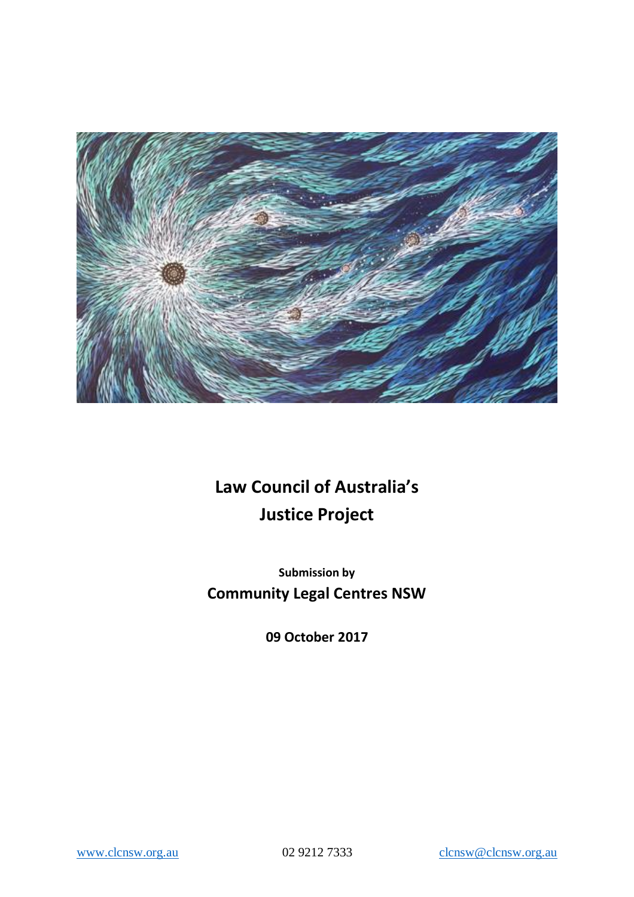# Law Council of Australia's Justice Project

**Submission by**

## Community Legal Centres NSW

**09 October 2017**

www.clcnsw.org.au 02 9212 7333 clcnsw@clcnsw.org.au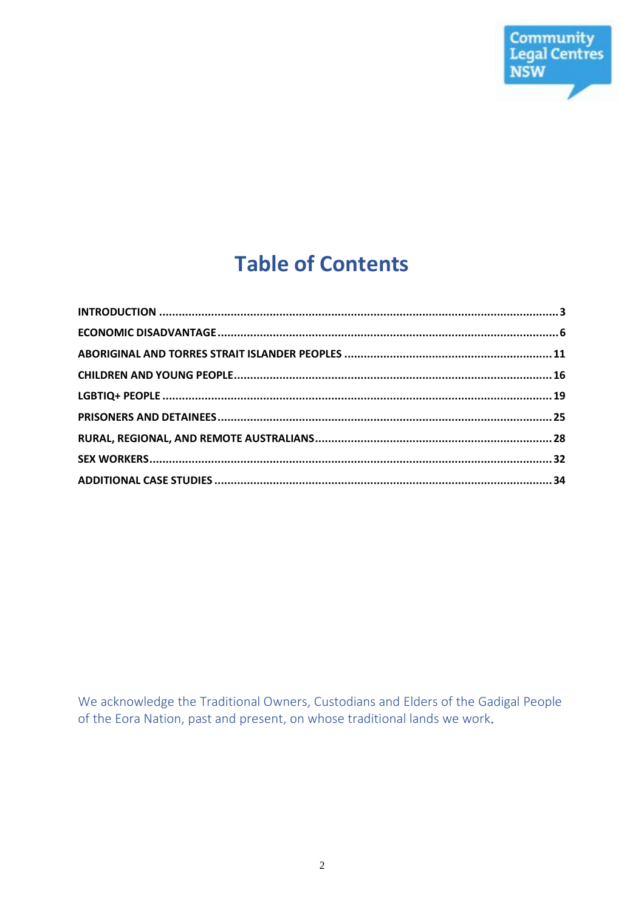# Table of Contents

| | |
|---|---|
| INTRODUCTION | 3 |
| ECONOMIC DISADVANTAGE | 6 |
| ABORIGINAL AND TORRES STRAIT ISLANDER PEOPLES | 11 |
| CHILDREN AND YOUNG PEOPLE | 16 |
| LGBTIQ+ PEOPLE | 19 |
| PRISONERS AND DETAINEES | 25 |
| RURAL, REGIONAL, AND REMOTE AUSTRALIANS | 28 |
| SEX WORKERS | 32 |
| ADDITIONAL CASE STUDIES | 34 |

We acknowledge the Traditional Owners, Custodians and Elders of the Gadigal People of the Eora Nation, past and present, on whose traditional lands we work.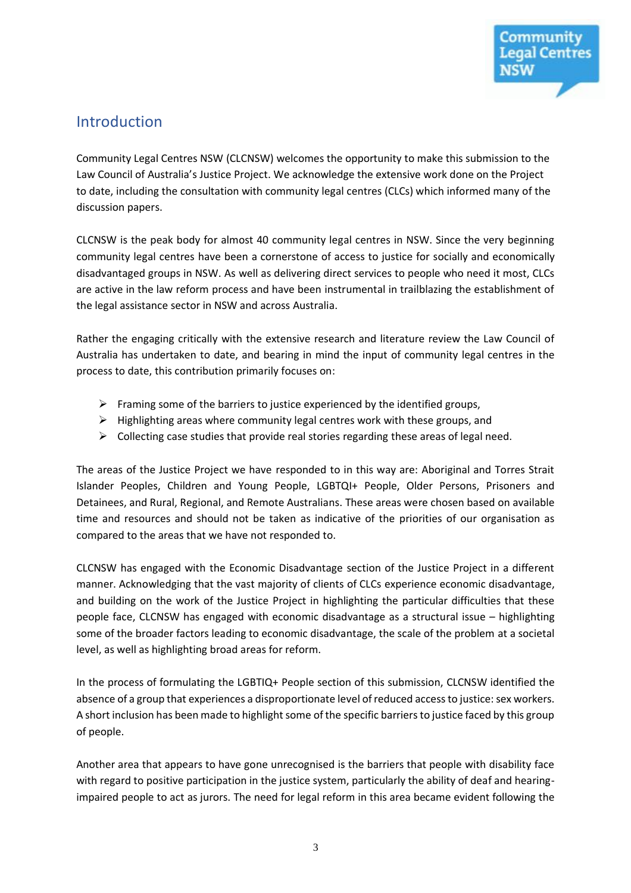## Introduction

Community Legal Centres NSW (CLCNSW) welcomes the opportunity to make this submission to the Law Council of Australia's Justice Project. We acknowledge the extensive work done on the Project to date, including the consultation with community legal centres (CLCs) which informed many of the discussion papers.

CLCNSW is the peak body for almost 40 community legal centres in NSW. Since the very beginning community legal centres have been a cornerstone of access to justice for socially and economically disadvantaged groups in NSW. As well as delivering direct services to people who need it most, CLCs are active in the law reform process and have been instrumental in trailblazing the establishment of the legal assistance sector in NSW and across Australia.

Rather the engaging critically with the extensive research and literature review the Law Council of Australia has undertaken to date, and bearing in mind the input of community legal centres in the process to date, this contribution primarily focuses on:

- Framing some of the barriers to justice experienced by the identified groups,
- Highlighting areas where community legal centres work with these groups, and
- Collecting case studies that provide real stories regarding these areas of legal need.

The areas of the Justice Project we have responded to in this way are: Aboriginal and Torres Strait Islander Peoples, Children and Young People, LGBTQI+ People, Older Persons, Prisoners and Detainees, and Rural, Regional, and Remote Australians. These areas were chosen based on available time and resources and should not be taken as indicative of the priorities of our organisation as compared to the areas that we have not responded to.

CLCNSW has engaged with the Economic Disadvantage section of the Justice Project in a different manner. Acknowledging that the vast majority of clients of CLCs experience economic disadvantage, and building on the work of the Justice Project in highlighting the particular difficulties that these people face, CLCNSW has engaged with economic disadvantage as a structural issue – highlighting some of the broader factors leading to economic disadvantage, the scale of the problem at a societal level, as well as highlighting broad areas for reform.

In the process of formulating the LGBTIQ+ People section of this submission, CLCNSW identified the absence of a group that experiences a disproportionate level of reduced access to justice: sex workers. A short inclusion has been made to highlight some of the specific barriers to justice faced by this group of people.

Another area that appears to have gone unrecognised is the barriers that people with disability face with regard to positive participation in the justice system, particularly the ability of deaf and hearing-impaired people to act as jurors. The need for legal reform in this area became evident following the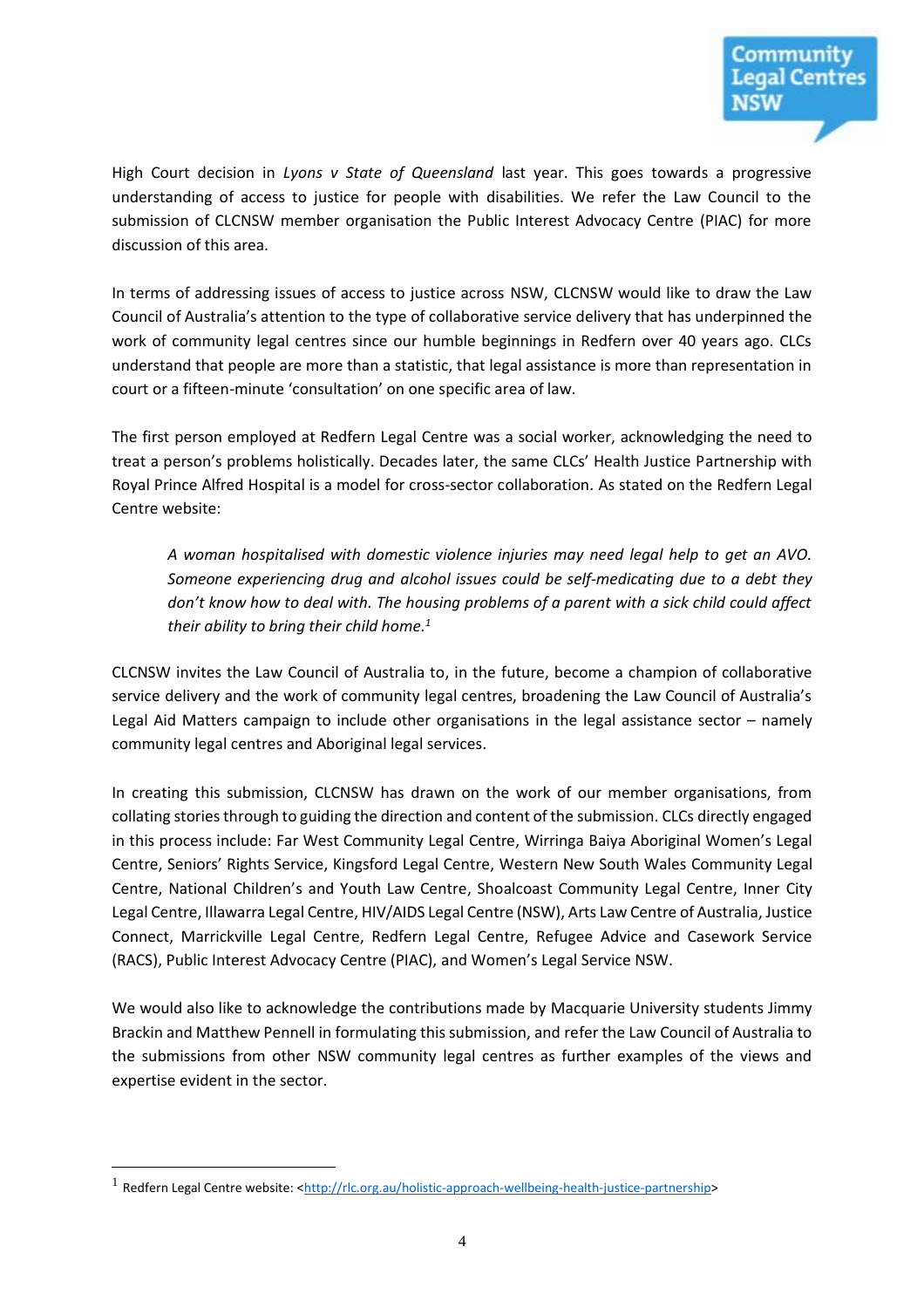High Court decision in *Lyons v State of Queensland* last year. This goes towards a progressive understanding of access to justice for people with disabilities. We refer the Law Council to the submission of CLCNSW member organisation the Public Interest Advocacy Centre (PIAC) for more discussion of this area.

In terms of addressing issues of access to justice across NSW, CLCNSW would like to draw the Law Council of Australia's attention to the type of collaborative service delivery that has underpinned the work of community legal centres since our humble beginnings in Redfern over 40 years ago. CLCs understand that people are more than a statistic, that legal assistance is more than representation in court or a fifteen-minute 'consultation' on one specific area of law.

The first person employed at Redfern Legal Centre was a social worker, acknowledging the need to treat a person's problems holistically. Decades later, the same CLCs' Health Justice Partnership with Royal Prince Alfred Hospital is a model for cross-sector collaboration. As stated on the Redfern Legal Centre website:

> *A woman hospitalised with domestic violence injuries may need legal help to get an AVO. Someone experiencing drug and alcohol issues could be self-medicating due to a debt they don't know how to deal with. The housing problems of a parent with a sick child could affect their ability to bring their child home.*[1]

CLCNSW invites the Law Council of Australia to, in the future, become a champion of collaborative service delivery and the work of community legal centres, broadening the Law Council of Australia's Legal Aid Matters campaign to include other organisations in the legal assistance sector – namely community legal centres and Aboriginal legal services.

In creating this submission, CLCNSW has drawn on the work of our member organisations, from collating stories through to guiding the direction and content of the submission. CLCs directly engaged in this process include: Far West Community Legal Centre, Wirringa Baiya Aboriginal Women's Legal Centre, Seniors' Rights Service, Kingsford Legal Centre, Western New South Wales Community Legal Centre, National Children's and Youth Law Centre, Shoalcoast Community Legal Centre, Inner City Legal Centre, Illawarra Legal Centre, HIV/AIDS Legal Centre (NSW), Arts Law Centre of Australia, Justice Connect, Marrickville Legal Centre, Redfern Legal Centre, Refugee Advice and Casework Service (RACS), Public Interest Advocacy Centre (PIAC), and Women's Legal Service NSW.

We would also like to acknowledge the contributions made by Macquarie University students Jimmy Brackin and Matthew Pennell in formulating this submission, and refer the Law Council of Australia to the submissions from other NSW community legal centres as further examples of the views and expertise evident in the sector.

---

[1] Redfern Legal Centre website: <http://rlc.org.au/holistic-approach-wellbeing-health-justice-partnership>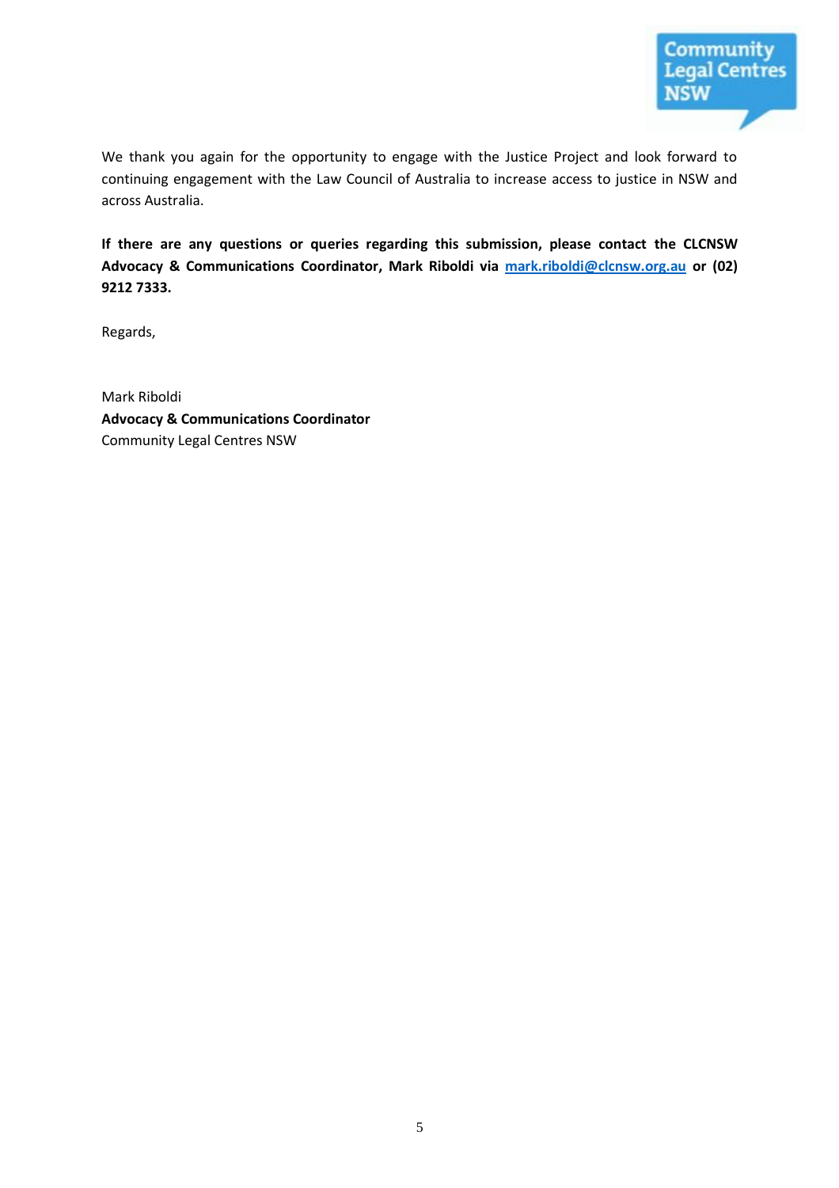We thank you again for the opportunity to engage with the Justice Project and look forward to continuing engagement with the Law Council of Australia to increase access to justice in NSW and across Australia.

**If there are any questions or queries regarding this submission, please contact the CLCNSW Advocacy & Communications Coordinator, Mark Riboldi via mark.riboldi@clcnsw.org.au or (02) 9212 7333.**

Regards,

Mark Riboldi
**Advocacy & Communications Coordinator**
Community Legal Centres NSW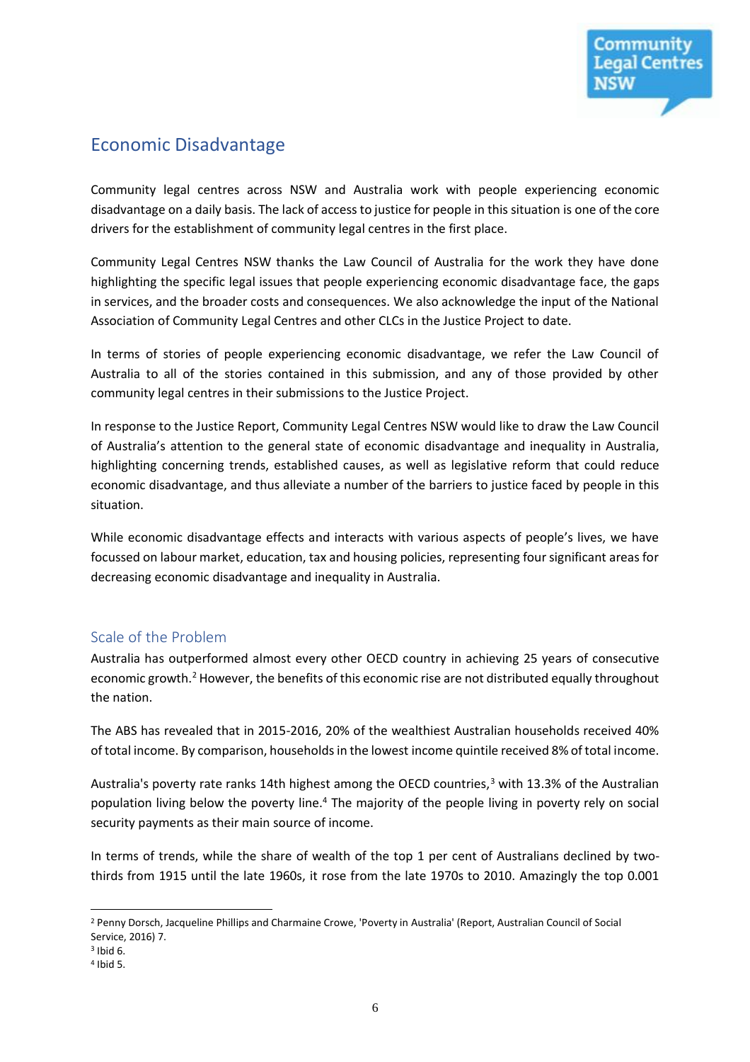## Economic Disadvantage

Community legal centres across NSW and Australia work with people experiencing economic disadvantage on a daily basis. The lack of access to justice for people in this situation is one of the core drivers for the establishment of community legal centres in the first place.

Community Legal Centres NSW thanks the Law Council of Australia for the work they have done highlighting the specific legal issues that people experiencing economic disadvantage face, the gaps in services, and the broader costs and consequences. We also acknowledge the input of the National Association of Community Legal Centres and other CLCs in the Justice Project to date.

In terms of stories of people experiencing economic disadvantage, we refer the Law Council of Australia to all of the stories contained in this submission, and any of those provided by other community legal centres in their submissions to the Justice Project.

In response to the Justice Report, Community Legal Centres NSW would like to draw the Law Council of Australia's attention to the general state of economic disadvantage and inequality in Australia, highlighting concerning trends, established causes, as well as legislative reform that could reduce economic disadvantage, and thus alleviate a number of the barriers to justice faced by people in this situation.

While economic disadvantage effects and interacts with various aspects of people's lives, we have focussed on labour market, education, tax and housing policies, representing four significant areas for decreasing economic disadvantage and inequality in Australia.

### Scale of the Problem

Australia has outperformed almost every other OECD country in achieving 25 years of consecutive economic growth.[2] However, the benefits of this economic rise are not distributed equally throughout the nation.

The ABS has revealed that in 2015-2016, 20% of the wealthiest Australian households received 40% of total income. By comparison, households in the lowest income quintile received 8% of total income.

Australia's poverty rate ranks 14th highest among the OECD countries,[3] with 13.3% of the Australian population living below the poverty line.[4] The majority of the people living in poverty rely on social security payments as their main source of income.

In terms of trends, while the share of wealth of the top 1 per cent of Australians declined by two-thirds from 1915 until the late 1960s, it rose from the late 1970s to 2010. Amazingly the top 0.001

---

[2] Penny Dorsch, Jacqueline Phillips and Charmaine Crowe, 'Poverty in Australia' (Report, Australian Council of Social Service, 2016) 7.

[3] Ibid 6.

[4] Ibid 5.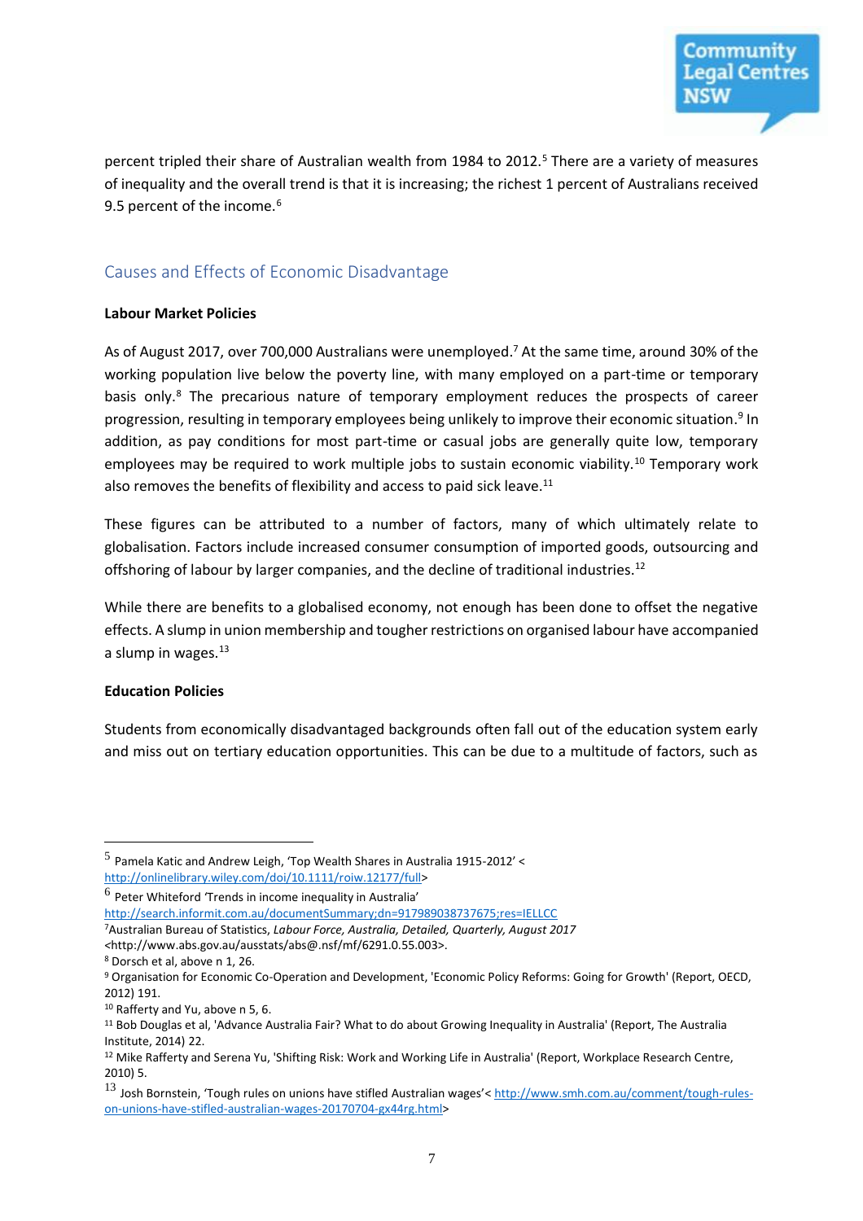percent tripled their share of Australian wealth from 1984 to 2012.[5] There are a variety of measures of inequality and the overall trend is that it is increasing; the richest 1 percent of Australians received 9.5 percent of the income.[6]

## Causes and Effects of Economic Disadvantage

**Labour Market Policies**

As of August 2017, over 700,000 Australians were unemployed.[7] At the same time, around 30% of the working population live below the poverty line, with many employed on a part-time or temporary basis only.[8] The precarious nature of temporary employment reduces the prospects of career progression, resulting in temporary employees being unlikely to improve their economic situation.[9] In addition, as pay conditions for most part-time or casual jobs are generally quite low, temporary employees may be required to work multiple jobs to sustain economic viability.[10] Temporary work also removes the benefits of flexibility and access to paid sick leave.[11]

These figures can be attributed to a number of factors, many of which ultimately relate to globalisation. Factors include increased consumer consumption of imported goods, outsourcing and offshoring of labour by larger companies, and the decline of traditional industries.[12]

While there are benefits to a globalised economy, not enough has been done to offset the negative effects. A slump in union membership and tougher restrictions on organised labour have accompanied a slump in wages.[13]

**Education Policies**

Students from economically disadvantaged backgrounds often fall out of the education system early and miss out on tertiary education opportunities. This can be due to a multitude of factors, such as

---

[5] Pamela Katic and Andrew Leigh, 'Top Wealth Shares in Australia 1915-2012' <http://onlinelibrary.wiley.com/doi/10.1111/roiw.12177/full>

[6] Peter Whiteford 'Trends in income inequality in Australia' http://search.informit.com.au/documentSummary;dn=917989038737675;res=IELLCC

[7] Australian Bureau of Statistics, *Labour Force, Australia, Detailed, Quarterly, August 2017* <http://www.abs.gov.au/ausstats/abs@.nsf/mf/6291.0.55.003>.

[8] Dorsch et al, above n 1, 26.

[9] Organisation for Economic Co-Operation and Development, 'Economic Policy Reforms: Going for Growth' (Report, OECD, 2012) 191.

[10] Rafferty and Yu, above n 5, 6.

[11] Bob Douglas et al, 'Advance Australia Fair? What to do about Growing Inequality in Australia' (Report, The Australia Institute, 2014) 22.

[12] Mike Rafferty and Serena Yu, 'Shifting Risk: Work and Working Life in Australia' (Report, Workplace Research Centre, 2010) 5.

[13] Josh Bornstein, 'Tough rules on unions have stifled Australian wages'< http://www.smh.com.au/comment/tough-rules-on-unions-have-stifled-australian-wages-20170704-gx44rg.html>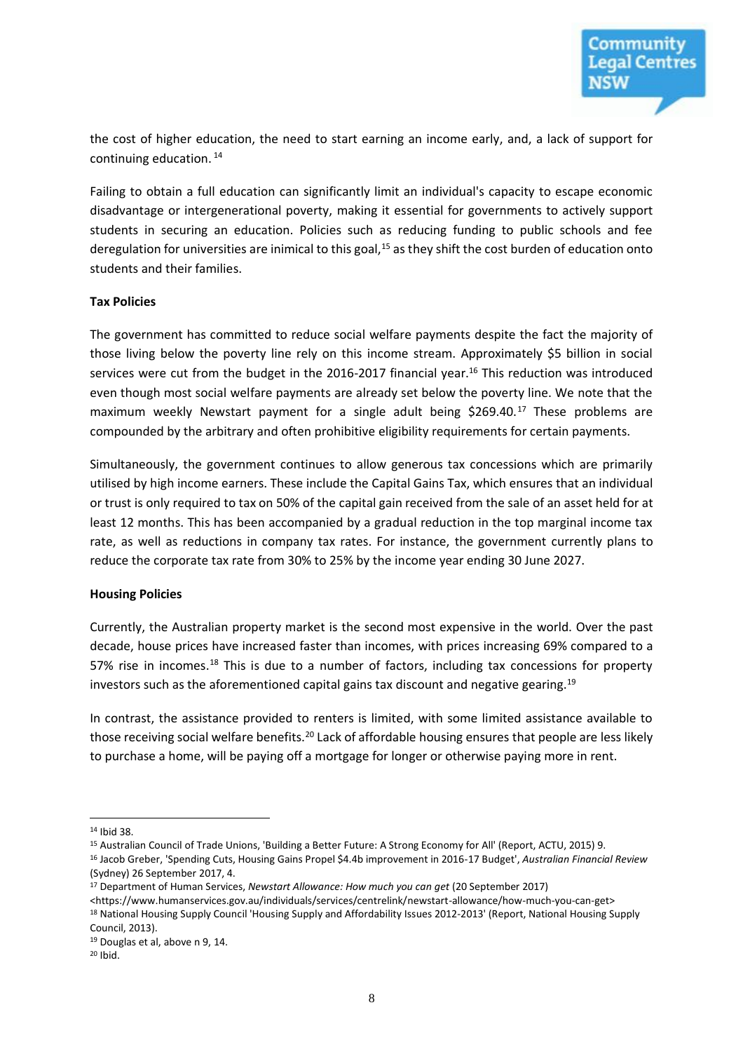the cost of higher education, the need to start earning an income early, and, a lack of support for continuing education. [14]

Failing to obtain a full education can significantly limit an individual's capacity to escape economic disadvantage or intergenerational poverty, making it essential for governments to actively support students in securing an education. Policies such as reducing funding to public schools and fee deregulation for universities are inimical to this goal,[15] as they shift the cost burden of education onto students and their families.

**Tax Policies**

The government has committed to reduce social welfare payments despite the fact the majority of those living below the poverty line rely on this income stream. Approximately $5 billion in social services were cut from the budget in the 2016-2017 financial year.[16] This reduction was introduced even though most social welfare payments are already set below the poverty line. We note that the maximum weekly Newstart payment for a single adult being $269.40.[17] These problems are compounded by the arbitrary and often prohibitive eligibility requirements for certain payments.

Simultaneously, the government continues to allow generous tax concessions which are primarily utilised by high income earners. These include the Capital Gains Tax, which ensures that an individual or trust is only required to tax on 50% of the capital gain received from the sale of an asset held for at least 12 months. This has been accompanied by a gradual reduction in the top marginal income tax rate, as well as reductions in company tax rates. For instance, the government currently plans to reduce the corporate tax rate from 30% to 25% by the income year ending 30 June 2027.

**Housing Policies**

Currently, the Australian property market is the second most expensive in the world. Over the past decade, house prices have increased faster than incomes, with prices increasing 69% compared to a 57% rise in incomes.[18] This is due to a number of factors, including tax concessions for property investors such as the aforementioned capital gains tax discount and negative gearing.[19]

In contrast, the assistance provided to renters is limited, with some limited assistance available to those receiving social welfare benefits.[20] Lack of affordable housing ensures that people are less likely to purchase a home, will be paying off a mortgage for longer or otherwise paying more in rent.

---

[14] Ibid 38.

[15] Australian Council of Trade Unions, 'Building a Better Future: A Strong Economy for All' (Report, ACTU, 2015) 9.

[16] Jacob Greber, 'Spending Cuts, Housing Gains Propel $4.4b improvement in 2016-17 Budget', *Australian Financial Review* (Sydney) 26 September 2017, 4.

[17] Department of Human Services, *Newstart Allowance: How much you can get* (20 September 2017) <https://www.humanservices.gov.au/individuals/services/centrelink/newstart-allowance/how-much-you-can-get>

[18] National Housing Supply Council 'Housing Supply and Affordability Issues 2012-2013' (Report, National Housing Supply Council, 2013).

[19] Douglas et al, above n 9, 14.

[20] Ibid.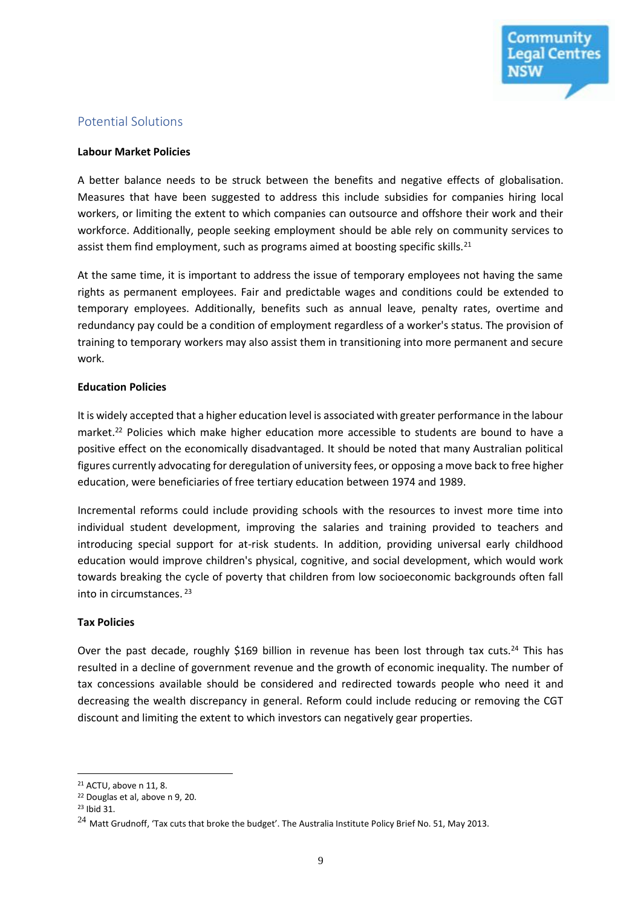## Potential Solutions

**Labour Market Policies**

A better balance needs to be struck between the benefits and negative effects of globalisation. Measures that have been suggested to address this include subsidies for companies hiring local workers, or limiting the extent to which companies can outsource and offshore their work and their workforce. Additionally, people seeking employment should be able rely on community services to assist them find employment, such as programs aimed at boosting specific skills.[21]

At the same time, it is important to address the issue of temporary employees not having the same rights as permanent employees. Fair and predictable wages and conditions could be extended to temporary employees. Additionally, benefits such as annual leave, penalty rates, overtime and redundancy pay could be a condition of employment regardless of a worker's status. The provision of training to temporary workers may also assist them in transitioning into more permanent and secure work.

**Education Policies**

It is widely accepted that a higher education level is associated with greater performance in the labour market.[22] Policies which make higher education more accessible to students are bound to have a positive effect on the economically disadvantaged. It should be noted that many Australian political figures currently advocating for deregulation of university fees, or opposing a move back to free higher education, were beneficiaries of free tertiary education between 1974 and 1989.

Incremental reforms could include providing schools with the resources to invest more time into individual student development, improving the salaries and training provided to teachers and introducing special support for at-risk students. In addition, providing universal early childhood education would improve children's physical, cognitive, and social development, which would work towards breaking the cycle of poverty that children from low socioeconomic backgrounds often fall into in circumstances.[23]

**Tax Policies**

Over the past decade, roughly $169 billion in revenue has been lost through tax cuts.[24] This has resulted in a decline of government revenue and the growth of economic inequality. The number of tax concessions available should be considered and redirected towards people who need it and decreasing the wealth discrepancy in general. Reform could include reducing or removing the CGT discount and limiting the extent to which investors can negatively gear properties.

---

[21] ACTU, above n 11, 8.

[22] Douglas et al, above n 9, 20.

[23] Ibid 31.

[24] Matt Grudnoff, 'Tax cuts that broke the budget'. The Australia Institute Policy Brief No. 51, May 2013.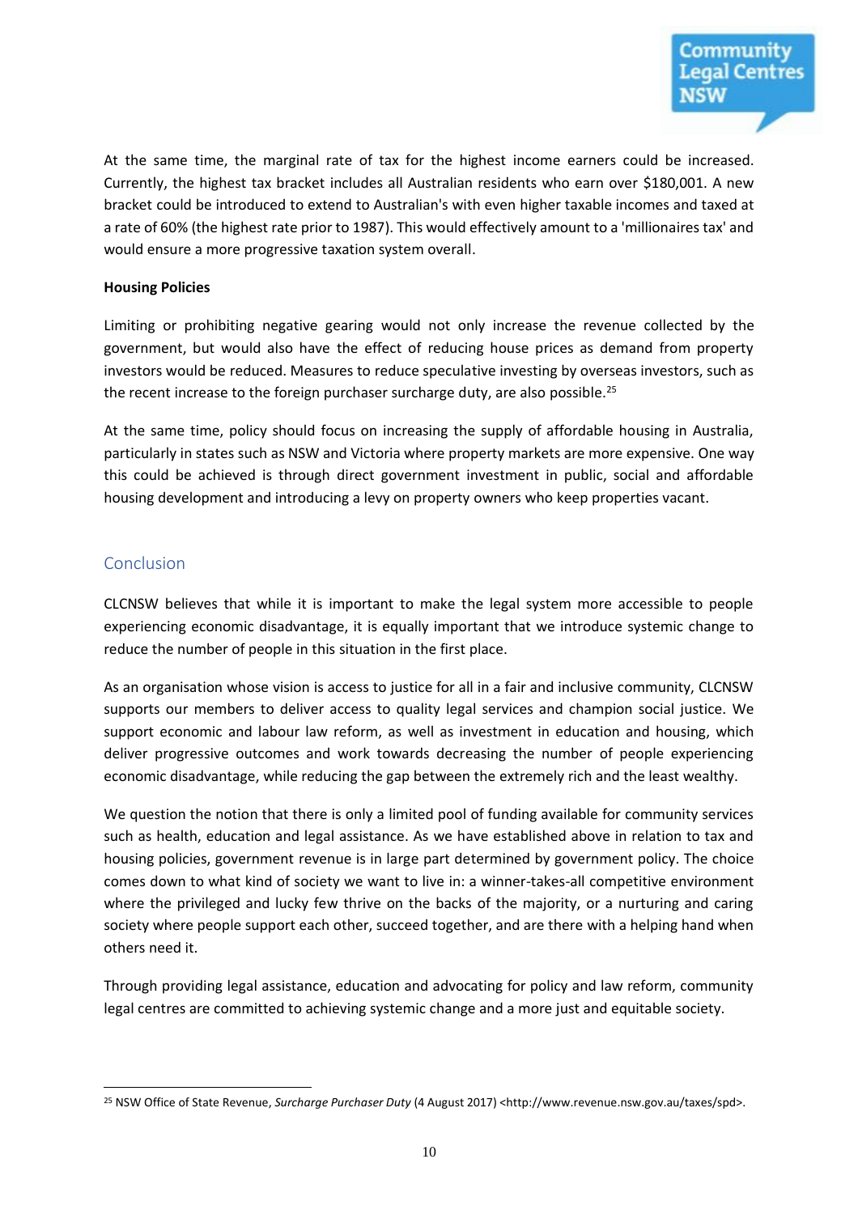At the same time, the marginal rate of tax for the highest income earners could be increased. Currently, the highest tax bracket includes all Australian residents who earn over $180,001. A new bracket could be introduced to extend to Australian's with even higher taxable incomes and taxed at a rate of 60% (the highest rate prior to 1987). This would effectively amount to a 'millionaires tax' and would ensure a more progressive taxation system overall.

**Housing Policies**

Limiting or prohibiting negative gearing would not only increase the revenue collected by the government, but would also have the effect of reducing house prices as demand from property investors would be reduced. Measures to reduce speculative investing by overseas investors, such as the recent increase to the foreign purchaser surcharge duty, are also possible.[25]

At the same time, policy should focus on increasing the supply of affordable housing in Australia, particularly in states such as NSW and Victoria where property markets are more expensive. One way this could be achieved is through direct government investment in public, social and affordable housing development and introducing a levy on property owners who keep properties vacant.

## Conclusion

CLCNSW believes that while it is important to make the legal system more accessible to people experiencing economic disadvantage, it is equally important that we introduce systemic change to reduce the number of people in this situation in the first place.

As an organisation whose vision is access to justice for all in a fair and inclusive community, CLCNSW supports our members to deliver access to quality legal services and champion social justice. We support economic and labour law reform, as well as investment in education and housing, which deliver progressive outcomes and work towards decreasing the number of people experiencing economic disadvantage, while reducing the gap between the extremely rich and the least wealthy.

We question the notion that there is only a limited pool of funding available for community services such as health, education and legal assistance. As we have established above in relation to tax and housing policies, government revenue is in large part determined by government policy. The choice comes down to what kind of society we want to live in: a winner-takes-all competitive environment where the privileged and lucky few thrive on the backs of the majority, or a nurturing and caring society where people support each other, succeed together, and are there with a helping hand when others need it.

Through providing legal assistance, education and advocating for policy and law reform, community legal centres are committed to achieving systemic change and a more just and equitable society.

---

[25] NSW Office of State Revenue, *Surcharge Purchaser Duty* (4 August 2017) <http://www.revenue.nsw.gov.au/taxes/spd>.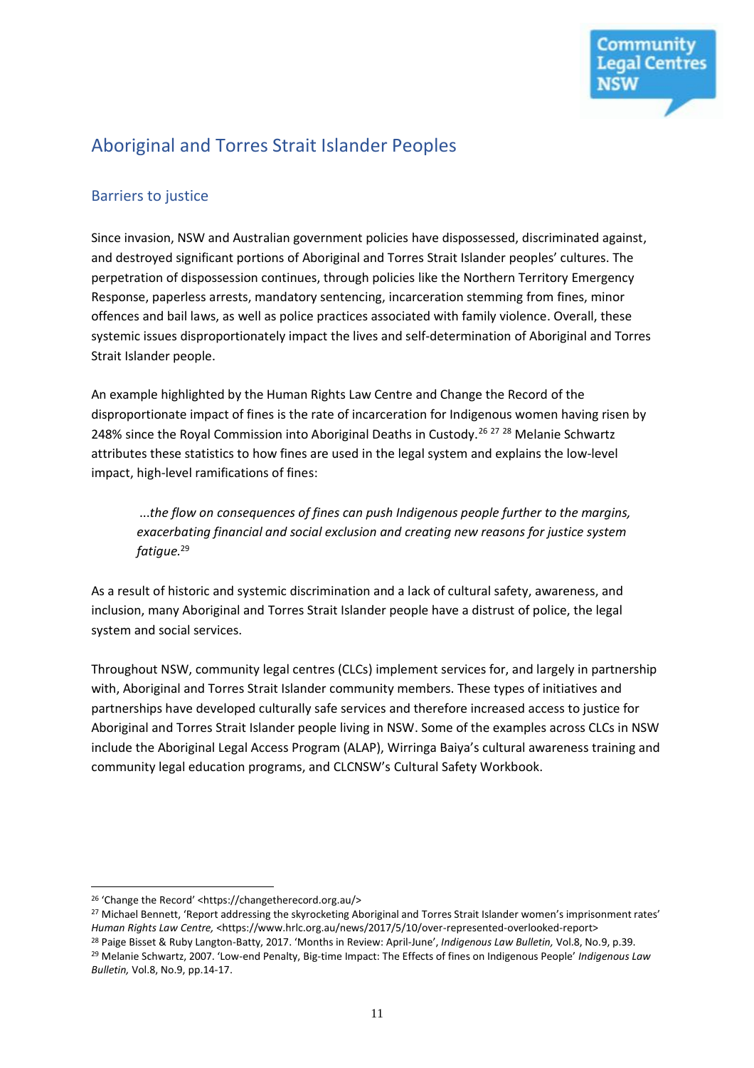## Aboriginal and Torres Strait Islander Peoples

### Barriers to justice

Since invasion, NSW and Australian government policies have dispossessed, discriminated against, and destroyed significant portions of Aboriginal and Torres Strait Islander peoples' cultures. The perpetration of dispossession continues, through policies like the Northern Territory Emergency Response, paperless arrests, mandatory sentencing, incarceration stemming from fines, minor offences and bail laws, as well as police practices associated with family violence. Overall, these systemic issues disproportionately impact the lives and self-determination of Aboriginal and Torres Strait Islander people.

An example highlighted by the Human Rights Law Centre and Change the Record of the disproportionate impact of fines is the rate of incarceration for Indigenous women having risen by 248% since the Royal Commission into Aboriginal Deaths in Custody.[26] [27] [28] Melanie Schwartz attributes these statistics to how fines are used in the legal system and explains the low-level impact, high-level ramifications of fines:

> ...*the flow on consequences of fines can push Indigenous people further to the margins, exacerbating financial and social exclusion and creating new reasons for justice system fatigue.*[29]

As a result of historic and systemic discrimination and a lack of cultural safety, awareness, and inclusion, many Aboriginal and Torres Strait Islander people have a distrust of police, the legal system and social services.

Throughout NSW, community legal centres (CLCs) implement services for, and largely in partnership with, Aboriginal and Torres Strait Islander community members. These types of initiatives and partnerships have developed culturally safe services and therefore increased access to justice for Aboriginal and Torres Strait Islander people living in NSW. Some of the examples across CLCs in NSW include the Aboriginal Legal Access Program (ALAP), Wirringa Baiya's cultural awareness training and community legal education programs, and CLCNSW's Cultural Safety Workbook.

---

[26] 'Change the Record' <https://changetherecord.org.au/>

[27] Michael Bennett, 'Report addressing the skyrocketing Aboriginal and Torres Strait Islander women's imprisonment rates' *Human Rights Law Centre,* <https://www.hrlc.org.au/news/2017/5/10/over-represented-overlooked-report>

[28] Paige Bisset & Ruby Langton-Batty, 2017. 'Months in Review: April-June', *Indigenous Law Bulletin,* Vol.8, No.9, p.39.

[29] Melanie Schwartz, 2007. 'Low-end Penalty, Big-time Impact: The Effects of fines on Indigenous People' *Indigenous Law Bulletin,* Vol.8, No.9, pp.14-17.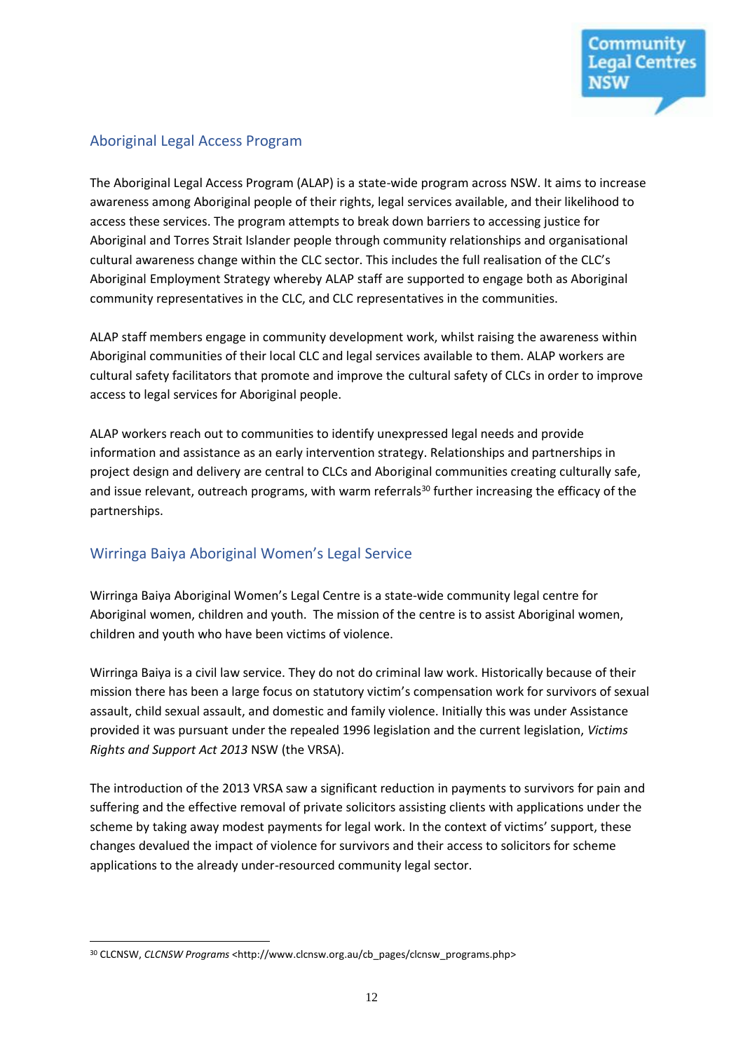## Aboriginal Legal Access Program

The Aboriginal Legal Access Program (ALAP) is a state-wide program across NSW. It aims to increase awareness among Aboriginal people of their rights, legal services available, and their likelihood to access these services. The program attempts to break down barriers to accessing justice for Aboriginal and Torres Strait Islander people through community relationships and organisational cultural awareness change within the CLC sector. This includes the full realisation of the CLC's Aboriginal Employment Strategy whereby ALAP staff are supported to engage both as Aboriginal community representatives in the CLC, and CLC representatives in the communities.

ALAP staff members engage in community development work, whilst raising the awareness within Aboriginal communities of their local CLC and legal services available to them. ALAP workers are cultural safety facilitators that promote and improve the cultural safety of CLCs in order to improve access to legal services for Aboriginal people.

ALAP workers reach out to communities to identify unexpressed legal needs and provide information and assistance as an early intervention strategy. Relationships and partnerships in project design and delivery are central to CLCs and Aboriginal communities creating culturally safe, and issue relevant, outreach programs, with warm referrals[30] further increasing the efficacy of the partnerships.

## Wirringa Baiya Aboriginal Women's Legal Service

Wirringa Baiya Aboriginal Women's Legal Centre is a state-wide community legal centre for Aboriginal women, children and youth. The mission of the centre is to assist Aboriginal women, children and youth who have been victims of violence.

Wirringa Baiya is a civil law service. They do not do criminal law work. Historically because of their mission there has been a large focus on statutory victim's compensation work for survivors of sexual assault, child sexual assault, and domestic and family violence. Initially this was under Assistance provided it was pursuant under the repealed 1996 legislation and the current legislation, *Victims Rights and Support Act 2013* NSW (the VRSA).

The introduction of the 2013 VRSA saw a significant reduction in payments to survivors for pain and suffering and the effective removal of private solicitors assisting clients with applications under the scheme by taking away modest payments for legal work. In the context of victims' support, these changes devalued the impact of violence for survivors and their access to solicitors for scheme applications to the already under-resourced community legal sector.

---

[30] CLCNSW, *CLCNSW Programs* <http://www.clcnsw.org.au/cb_pages/clcnsw_programs.php>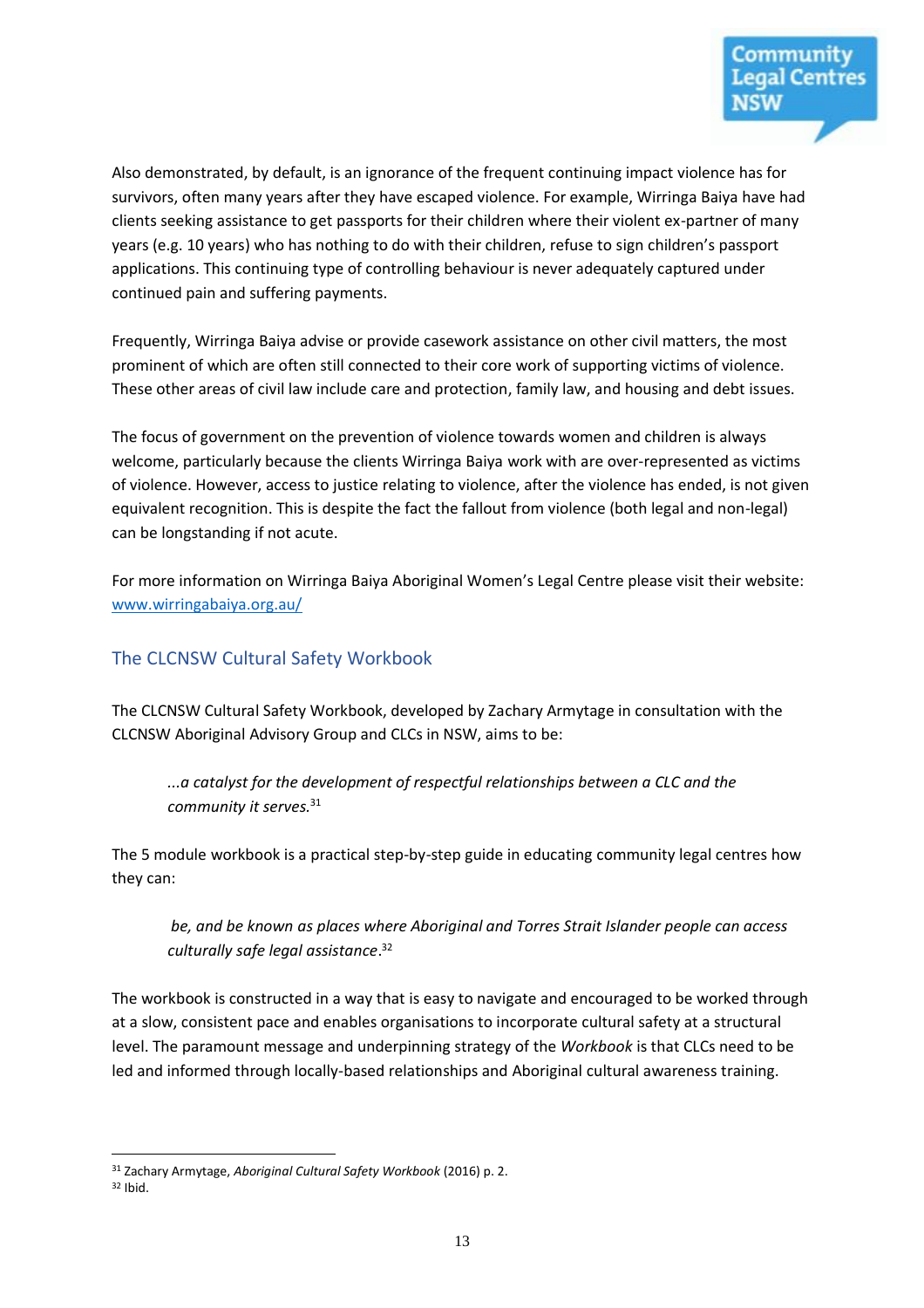Also demonstrated, by default, is an ignorance of the frequent continuing impact violence has for survivors, often many years after they have escaped violence. For example, Wirringa Baiya have had clients seeking assistance to get passports for their children where their violent ex-partner of many years (e.g. 10 years) who has nothing to do with their children, refuse to sign children's passport applications. This continuing type of controlling behaviour is never adequately captured under continued pain and suffering payments.

Frequently, Wirringa Baiya advise or provide casework assistance on other civil matters, the most prominent of which are often still connected to their core work of supporting victims of violence. These other areas of civil law include care and protection, family law, and housing and debt issues.

The focus of government on the prevention of violence towards women and children is always welcome, particularly because the clients Wirringa Baiya work with are over-represented as victims of violence. However, access to justice relating to violence, after the violence has ended, is not given equivalent recognition. This is despite the fact the fallout from violence (both legal and non-legal) can be longstanding if not acute.

For more information on Wirringa Baiya Aboriginal Women's Legal Centre please visit their website: [www.wirringabaiya.org.au/](http://www.wirringabaiya.org.au/)

## The CLCNSW Cultural Safety Workbook

The CLCNSW Cultural Safety Workbook, developed by Zachary Armytage in consultation with the CLCNSW Aboriginal Advisory Group and CLCs in NSW, aims to be:

> *...a catalyst for the development of respectful relationships between a CLC and the community it serves.*[31]

The 5 module workbook is a practical step-by-step guide in educating community legal centres how they can:

> *be, and be known as places where Aboriginal and Torres Strait Islander people can access culturally safe legal assistance*.[32]

The workbook is constructed in a way that is easy to navigate and encouraged to be worked through at a slow, consistent pace and enables organisations to incorporate cultural safety at a structural level. The paramount message and underpinning strategy of the *Workbook* is that CLCs need to be led and informed through locally-based relationships and Aboriginal cultural awareness training.

---

[31] Zachary Armytage, *Aboriginal Cultural Safety Workbook* (2016) p. 2.
[32] Ibid.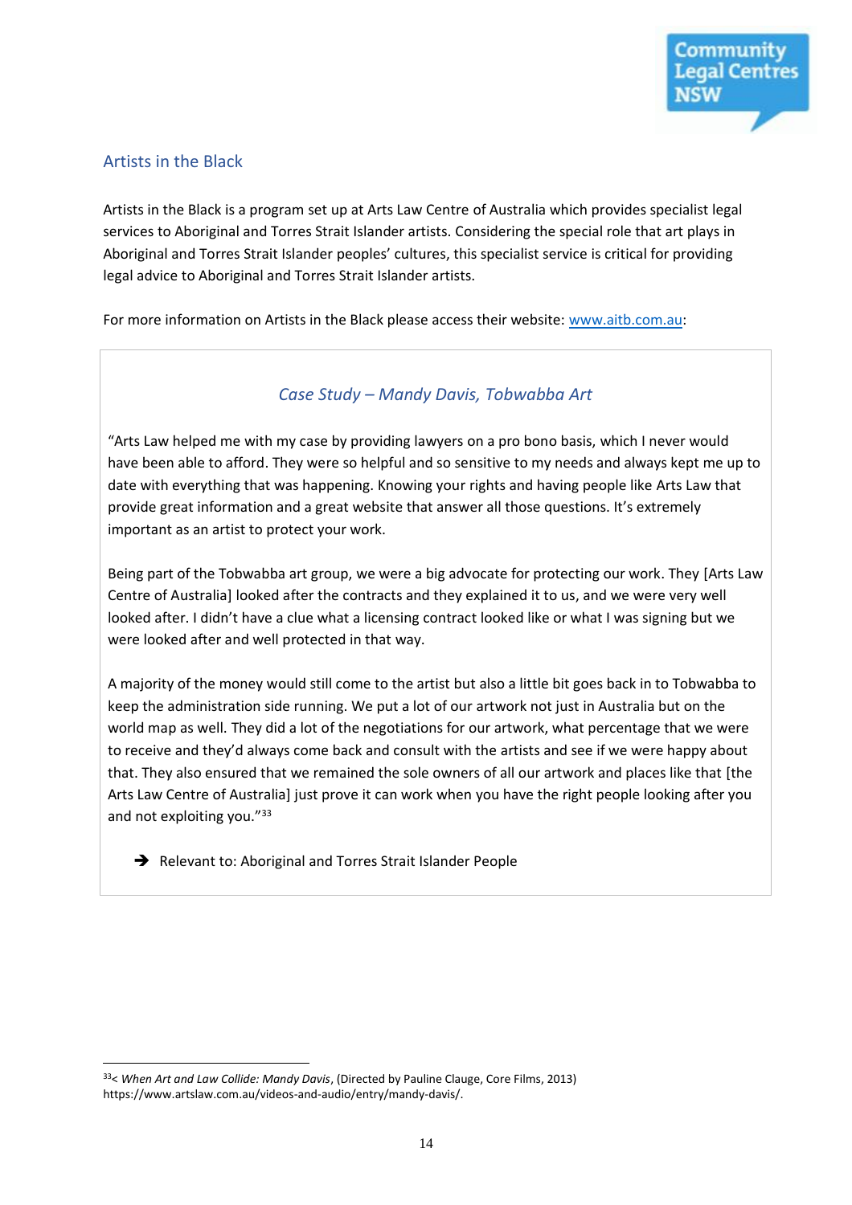## Artists in the Black

Artists in the Black is a program set up at Arts Law Centre of Australia which provides specialist legal services to Aboriginal and Torres Strait Islander artists. Considering the special role that art plays in Aboriginal and Torres Strait Islander peoples' cultures, this specialist service is critical for providing legal advice to Aboriginal and Torres Strait Islander artists.

For more information on Artists in the Black please access their website: [www.aitb.com.au](http://www.aitb.com.au):

### *Case Study – Mandy Davis, Tobwabba Art*

"Arts Law helped me with my case by providing lawyers on a pro bono basis, which I never would have been able to afford. They were so helpful and so sensitive to my needs and always kept me up to date with everything that was happening. Knowing your rights and having people like Arts Law that provide great information and a great website that answer all those questions. It's extremely important as an artist to protect your work.

Being part of the Tobwabba art group, we were a big advocate for protecting our work. They [Arts Law Centre of Australia] looked after the contracts and they explained it to us, and we were very well looked after. I didn't have a clue what a licensing contract looked like or what I was signing but we were looked after and well protected in that way.

A majority of the money would still come to the artist but also a little bit goes back in to Tobwabba to keep the administration side running. We put a lot of our artwork not just in Australia but on the world map as well. They did a lot of the negotiations for our artwork, what percentage that we were to receive and they'd always come back and consult with the artists and see if we were happy about that. They also ensured that we remained the sole owners of all our artwork and places like that [the Arts Law Centre of Australia] just prove it can work when you have the right people looking after you and not exploiting you."[33]

➔ Relevant to: Aboriginal and Torres Strait Islander People

---

[33]< *When Art and Law Collide: Mandy Davis*, (Directed by Pauline Clauge, Core Films, 2013) https://www.artslaw.com.au/videos-and-audio/entry/mandy-davis/.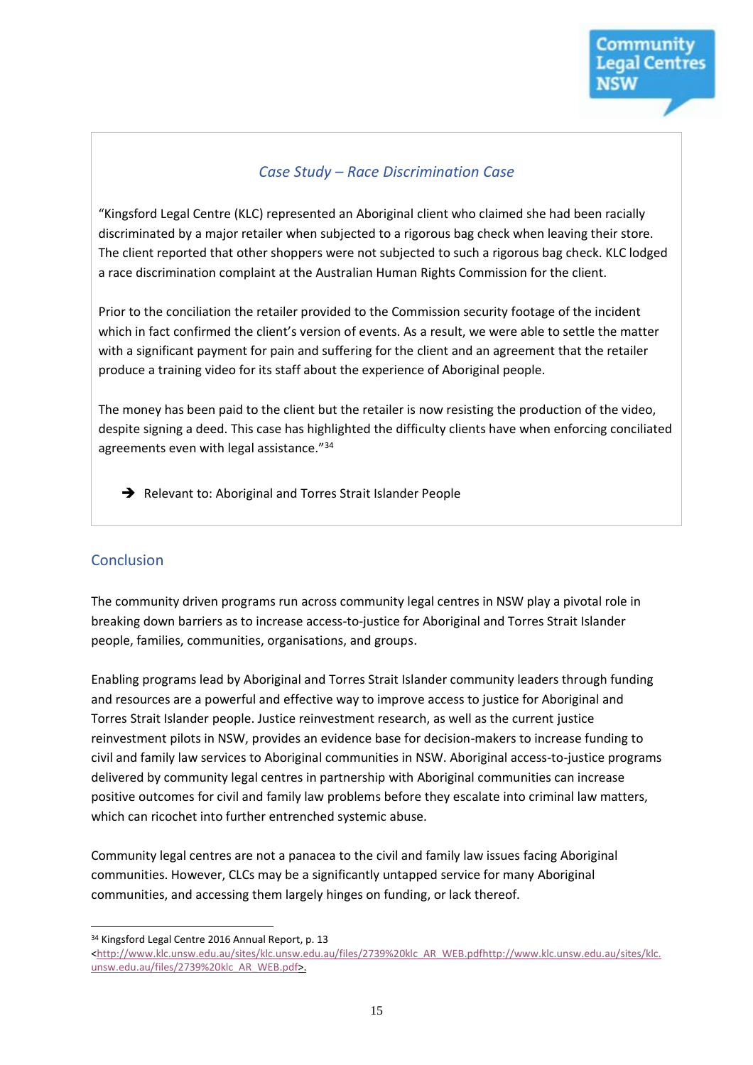### *Case Study – Race Discrimination Case*

"Kingsford Legal Centre (KLC) represented an Aboriginal client who claimed she had been racially discriminated by a major retailer when subjected to a rigorous bag check when leaving their store. The client reported that other shoppers were not subjected to such a rigorous bag check. KLC lodged a race discrimination complaint at the Australian Human Rights Commission for the client.

Prior to the conciliation the retailer provided to the Commission security footage of the incident which in fact confirmed the client's version of events. As a result, we were able to settle the matter with a significant payment for pain and suffering for the client and an agreement that the retailer produce a training video for its staff about the experience of Aboriginal people.

The money has been paid to the client but the retailer is now resisting the production of the video, despite signing a deed. This case has highlighted the difficulty clients have when enforcing conciliated agreements even with legal assistance."[34]

➔ Relevant to: Aboriginal and Torres Strait Islander People

## Conclusion

The community driven programs run across community legal centres in NSW play a pivotal role in breaking down barriers as to increase access-to-justice for Aboriginal and Torres Strait Islander people, families, communities, organisations, and groups.

Enabling programs lead by Aboriginal and Torres Strait Islander community leaders through funding and resources are a powerful and effective way to improve access to justice for Aboriginal and Torres Strait Islander people. Justice reinvestment research, as well as the current justice reinvestment pilots in NSW, provides an evidence base for decision-makers to increase funding to civil and family law services to Aboriginal communities in NSW. Aboriginal access-to-justice programs delivered by community legal centres in partnership with Aboriginal communities can increase positive outcomes for civil and family law problems before they escalate into criminal law matters, which can ricochet into further entrenched systemic abuse.

Community legal centres are not a panacea to the civil and family law issues facing Aboriginal communities. However, CLCs may be a significantly untapped service for many Aboriginal communities, and accessing them largely hinges on funding, or lack thereof.

---

[34] Kingsford Legal Centre 2016 Annual Report, p. 13 <http://www.klc.unsw.edu.au/sites/klc.unsw.edu.au/files/2739%20klc_AR_WEB.pdfhttp://www.klc.unsw.edu.au/sites/klc.unsw.edu.au/files/2739%20klc_AR_WEB.pdf>.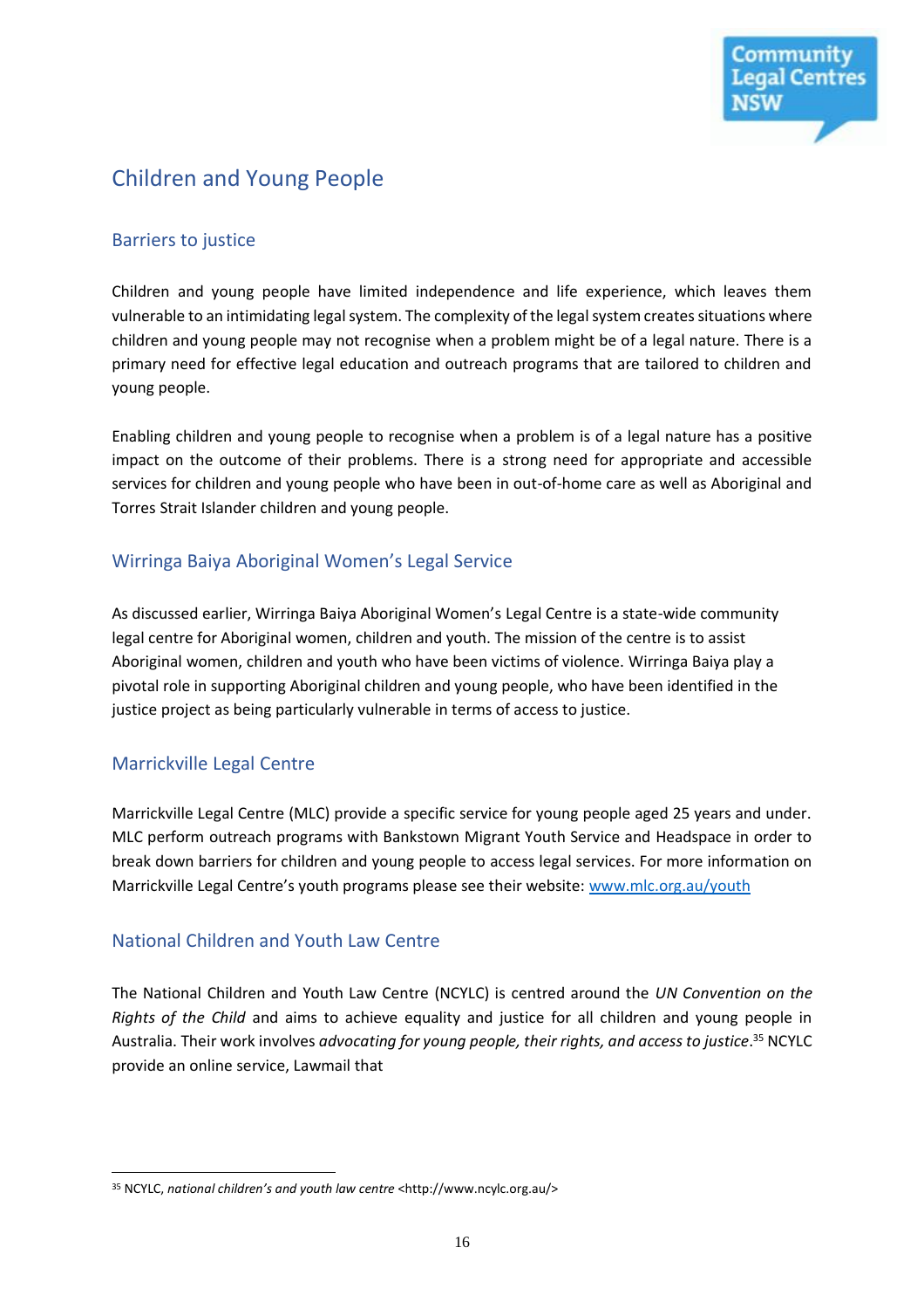## Children and Young People

### Barriers to justice

Children and young people have limited independence and life experience, which leaves them vulnerable to an intimidating legal system. The complexity of the legal system creates situations where children and young people may not recognise when a problem might be of a legal nature. There is a primary need for effective legal education and outreach programs that are tailored to children and young people.

Enabling children and young people to recognise when a problem is of a legal nature has a positive impact on the outcome of their problems. There is a strong need for appropriate and accessible services for children and young people who have been in out-of-home care as well as Aboriginal and Torres Strait Islander children and young people.

### Wirringa Baiya Aboriginal Women's Legal Service

As discussed earlier, Wirringa Baiya Aboriginal Women's Legal Centre is a state-wide community legal centre for Aboriginal women, children and youth. The mission of the centre is to assist Aboriginal women, children and youth who have been victims of violence. Wirringa Baiya play a pivotal role in supporting Aboriginal children and young people, who have been identified in the justice project as being particularly vulnerable in terms of access to justice.

### Marrickville Legal Centre

Marrickville Legal Centre (MLC) provide a specific service for young people aged 25 years and under. MLC perform outreach programs with Bankstown Migrant Youth Service and Headspace in order to break down barriers for children and young people to access legal services. For more information on Marrickville Legal Centre's youth programs please see their website: [www.mlc.org.au/youth](http://www.mlc.org.au/youth)

### National Children and Youth Law Centre

The National Children and Youth Law Centre (NCYLC) is centred around the *UN Convention on the Rights of the Child* and aims to achieve equality and justice for all children and young people in Australia. Their work involves *advocating for young people, their rights, and access to justice*.[35] NCYLC provide an online service, Lawmail that

---

[35] NCYLC, *national children's and youth law centre* <http://www.ncylc.org.au/>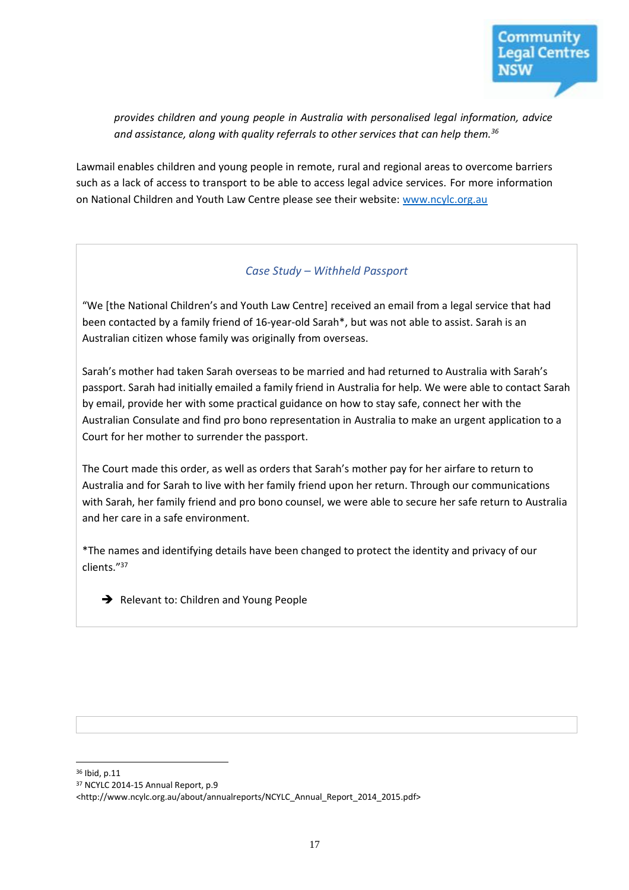*provides children and young people in Australia with personalised legal information, advice and assistance, along with quality referrals to other services that can help them.*[36]

Lawmail enables children and young people in remote, rural and regional areas to overcome barriers such as a lack of access to transport to be able to access legal advice services. For more information on National Children and Youth Law Centre please see their website: [www.ncylc.org.au](http://www.ncylc.org.au)

*Case Study – Withheld Passport*

"We [the National Children's and Youth Law Centre] received an email from a legal service that had been contacted by a family friend of 16-year-old Sarah*, but was not able to assist. Sarah is an Australian citizen whose family was originally from overseas.

Sarah's mother had taken Sarah overseas to be married and had returned to Australia with Sarah's passport. Sarah had initially emailed a family friend in Australia for help. We were able to contact Sarah by email, provide her with some practical guidance on how to stay safe, connect her with the Australian Consulate and find pro bono representation in Australia to make an urgent application to a Court for her mother to surrender the passport.

The Court made this order, as well as orders that Sarah's mother pay for her airfare to return to Australia and for Sarah to live with her family friend upon her return. Through our communications with Sarah, her family friend and pro bono counsel, we were able to secure her safe return to Australia and her care in a safe environment.

*The names and identifying details have been changed to protect the identity and privacy of our clients."[37]

➔ Relevant to: Children and Young People

---

[36] Ibid, p.11

[37] NCYLC 2014-15 Annual Report, p.9 <http://www.ncylc.org.au/about/annualreports/NCYLC_Annual_Report_2014_2015.pdf>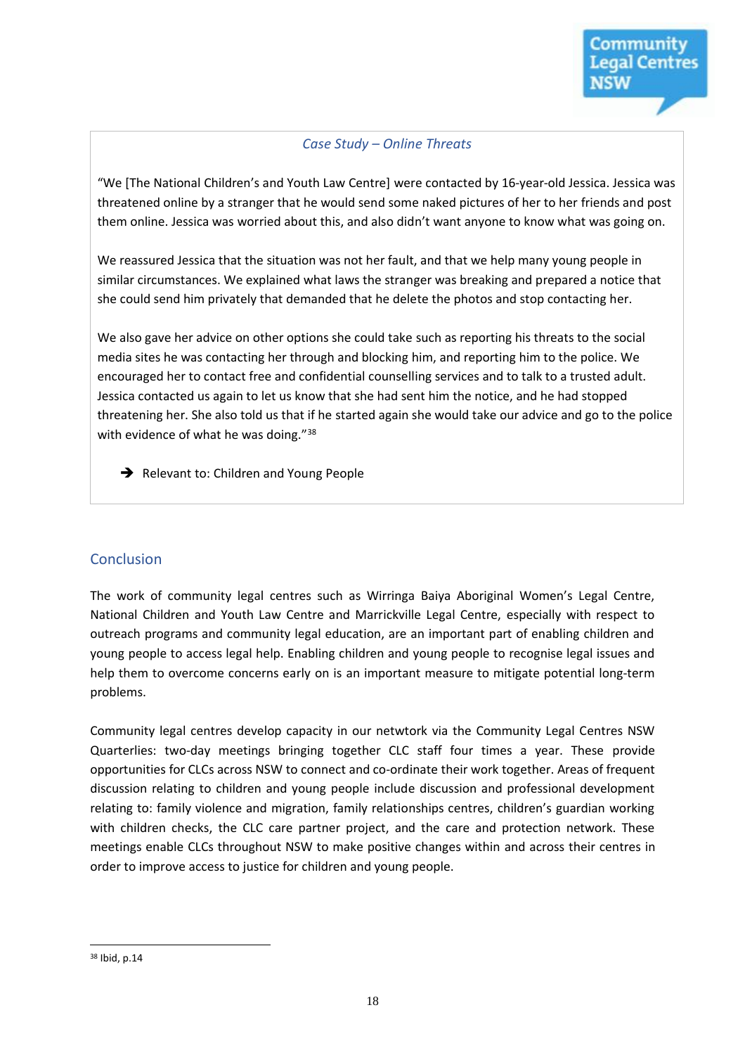*Case Study – Online Threats*

"We [The National Children's and Youth Law Centre] were contacted by 16-year-old Jessica. Jessica was threatened online by a stranger that he would send some naked pictures of her to her friends and post them online. Jessica was worried about this, and also didn't want anyone to know what was going on.

We reassured Jessica that the situation was not her fault, and that we help many young people in similar circumstances. We explained what laws the stranger was breaking and prepared a notice that she could send him privately that demanded that he delete the photos and stop contacting her.

We also gave her advice on other options she could take such as reporting his threats to the social media sites he was contacting her through and blocking him, and reporting him to the police. We encouraged her to contact free and confidential counselling services and to talk to a trusted adult. Jessica contacted us again to let us know that she had sent him the notice, and he had stopped threatening her. She also told us that if he started again she would take our advice and go to the police with evidence of what he was doing."[38]

➔ Relevant to: Children and Young People

## Conclusion

The work of community legal centres such as Wirringa Baiya Aboriginal Women's Legal Centre, National Children and Youth Law Centre and Marrickville Legal Centre, especially with respect to outreach programs and community legal education, are an important part of enabling children and young people to access legal help. Enabling children and young people to recognise legal issues and help them to overcome concerns early on is an important measure to mitigate potential long-term problems.

Community legal centres develop capacity in our netwtork via the Community Legal Centres NSW Quarterlies: two-day meetings bringing together CLC staff four times a year. These provide opportunities for CLCs across NSW to connect and co-ordinate their work together. Areas of frequent discussion relating to children and young people include discussion and professional development relating to: family violence and migration, family relationships centres, children's guardian working with children checks, the CLC care partner project, and the care and protection network. These meetings enable CLCs throughout NSW to make positive changes within and across their centres in order to improve access to justice for children and young people.

---

[38] Ibid, p.14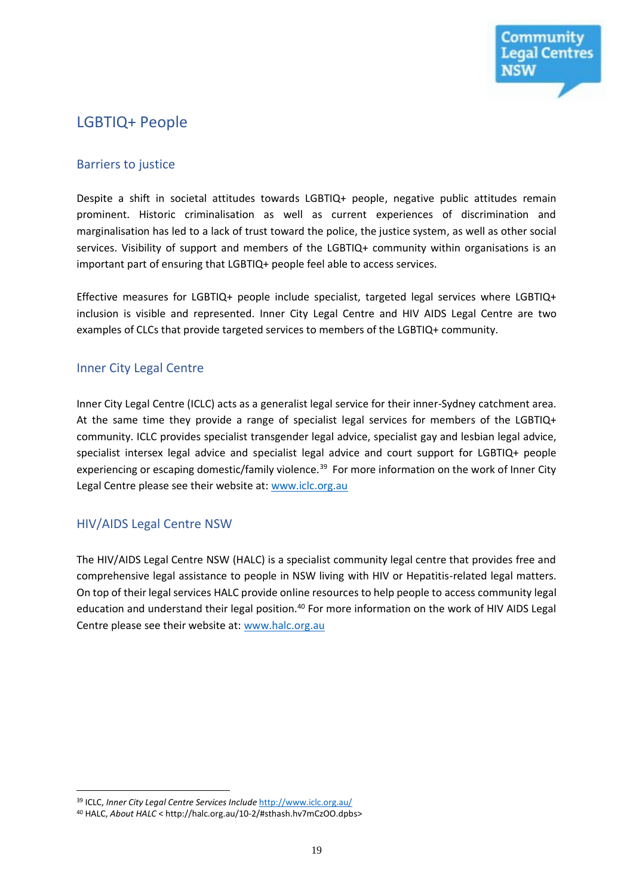## LGBTIQ+ People

### Barriers to justice

Despite a shift in societal attitudes towards LGBTIQ+ people, negative public attitudes remain prominent. Historic criminalisation as well as current experiences of discrimination and marginalisation has led to a lack of trust toward the police, the justice system, as well as other social services. Visibility of support and members of the LGBTIQ+ community within organisations is an important part of ensuring that LGBTIQ+ people feel able to access services.

Effective measures for LGBTIQ+ people include specialist, targeted legal services where LGBTIQ+ inclusion is visible and represented. Inner City Legal Centre and HIV AIDS Legal Centre are two examples of CLCs that provide targeted services to members of the LGBTIQ+ community.

### Inner City Legal Centre

Inner City Legal Centre (ICLC) acts as a generalist legal service for their inner-Sydney catchment area. At the same time they provide a range of specialist legal services for members of the LGBTIQ+ community. ICLC provides specialist transgender legal advice, specialist gay and lesbian legal advice, specialist intersex legal advice and specialist legal advice and court support for LGBTIQ+ people experiencing or escaping domestic/family violence.[39] For more information on the work of Inner City Legal Centre please see their website at: www.iclc.org.au

### HIV/AIDS Legal Centre NSW

The HIV/AIDS Legal Centre NSW (HALC) is a specialist community legal centre that provides free and comprehensive legal assistance to people in NSW living with HIV or Hepatitis-related legal matters. On top of their legal services HALC provide online resources to help people to access community legal education and understand their legal position.[40] For more information on the work of HIV AIDS Legal Centre please see their website at: www.halc.org.au

---

[39] ICLC, *Inner City Legal Centre Services Include* http://www.iclc.org.au/

[40] HALC, *About HALC* < http://halc.org.au/10-2/#sthash.hv7mCzOO.dpbs>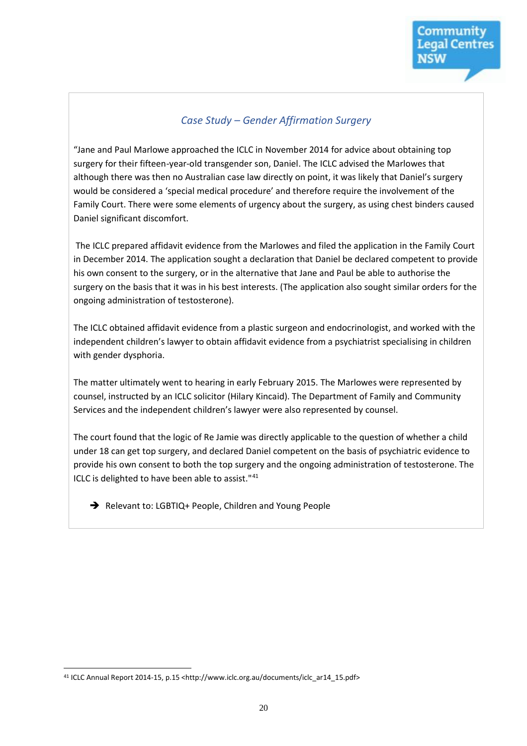*Case Study – Gender Affirmation Surgery*

"Jane and Paul Marlowe approached the ICLC in November 2014 for advice about obtaining top surgery for their fifteen-year-old transgender son, Daniel. The ICLC advised the Marlowes that although there was then no Australian case law directly on point, it was likely that Daniel's surgery would be considered a 'special medical procedure' and therefore require the involvement of the Family Court. There were some elements of urgency about the surgery, as using chest binders caused Daniel significant discomfort.

The ICLC prepared affidavit evidence from the Marlowes and filed the application in the Family Court in December 2014. The application sought a declaration that Daniel be declared competent to provide his own consent to the surgery, or in the alternative that Jane and Paul be able to authorise the surgery on the basis that it was in his best interests. (The application also sought similar orders for the ongoing administration of testosterone).

The ICLC obtained affidavit evidence from a plastic surgeon and endocrinologist, and worked with the independent children's lawyer to obtain affidavit evidence from a psychiatrist specialising in children with gender dysphoria.

The matter ultimately went to hearing in early February 2015. The Marlowes were represented by counsel, instructed by an ICLC solicitor (Hilary Kincaid). The Department of Family and Community Services and the independent children's lawyer were also represented by counsel.

The court found that the logic of Re Jamie was directly applicable to the question of whether a child under 18 can get top surgery, and declared Daniel competent on the basis of psychiatric evidence to provide his own consent to both the top surgery and the ongoing administration of testosterone. The ICLC is delighted to have been able to assist."[41]

- ➔ Relevant to: LGBTIQ+ People, Children and Young People

[41] ICLC Annual Report 2014-15, p.15 <http://www.iclc.org.au/documents/iclc_ar14_15.pdf>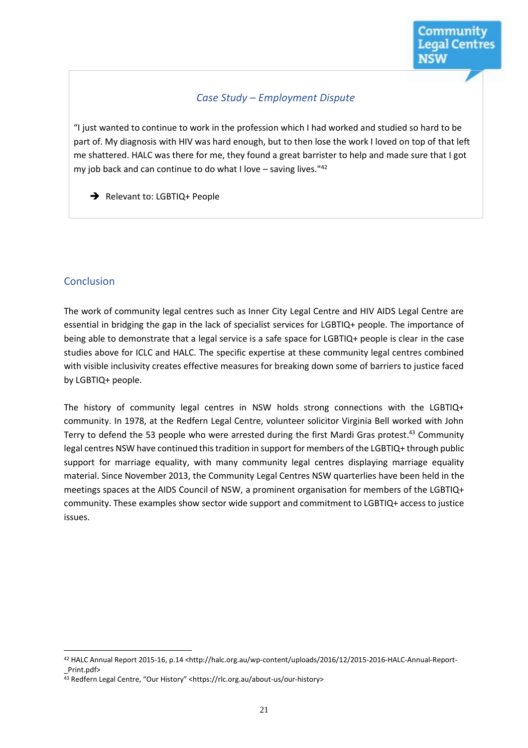### *Case Study – Employment Dispute*

"I just wanted to continue to work in the profession which I had worked and studied so hard to be part of. My diagnosis with HIV was hard enough, but to then lose the work I loved on top of that left me shattered. HALC was there for me, they found a great barrister to help and made sure that I got my job back and can continue to do what I love – saving lives."[42]

➔ Relevant to: LGBTIQ+ People

## Conclusion

The work of community legal centres such as Inner City Legal Centre and HIV AIDS Legal Centre are essential in bridging the gap in the lack of specialist services for LGBTIQ+ people. The importance of being able to demonstrate that a legal service is a safe space for LGBTIQ+ people is clear in the case studies above for ICLC and HALC. The specific expertise at these community legal centres combined with visible inclusivity creates effective measures for breaking down some of barriers to justice faced by LGBTIQ+ people.

The history of community legal centres in NSW holds strong connections with the LGBTIQ+ community. In 1978, at the Redfern Legal Centre, volunteer solicitor Virginia Bell worked with John Terry to defend the 53 people who were arrested during the first Mardi Gras protest.[43] Community legal centres NSW have continued this tradition in support for members of the LGBTIQ+ through public support for marriage equality, with many community legal centres displaying marriage equality material. Since November 2013, the Community Legal Centres NSW quarterlies have been held in the meetings spaces at the AIDS Council of NSW, a prominent organisation for members of the LGBTIQ+ community. These examples show sector wide support and commitment to LGBTIQ+ access to justice issues.

---

[42] HALC Annual Report 2015-16, p.14 <http://halc.org.au/wp-content/uploads/2016/12/2015-2016-HALC-Annual-Report-_Print.pdf>

[43] Redfern Legal Centre, "Our History" <https://rlc.org.au/about-us/our-history>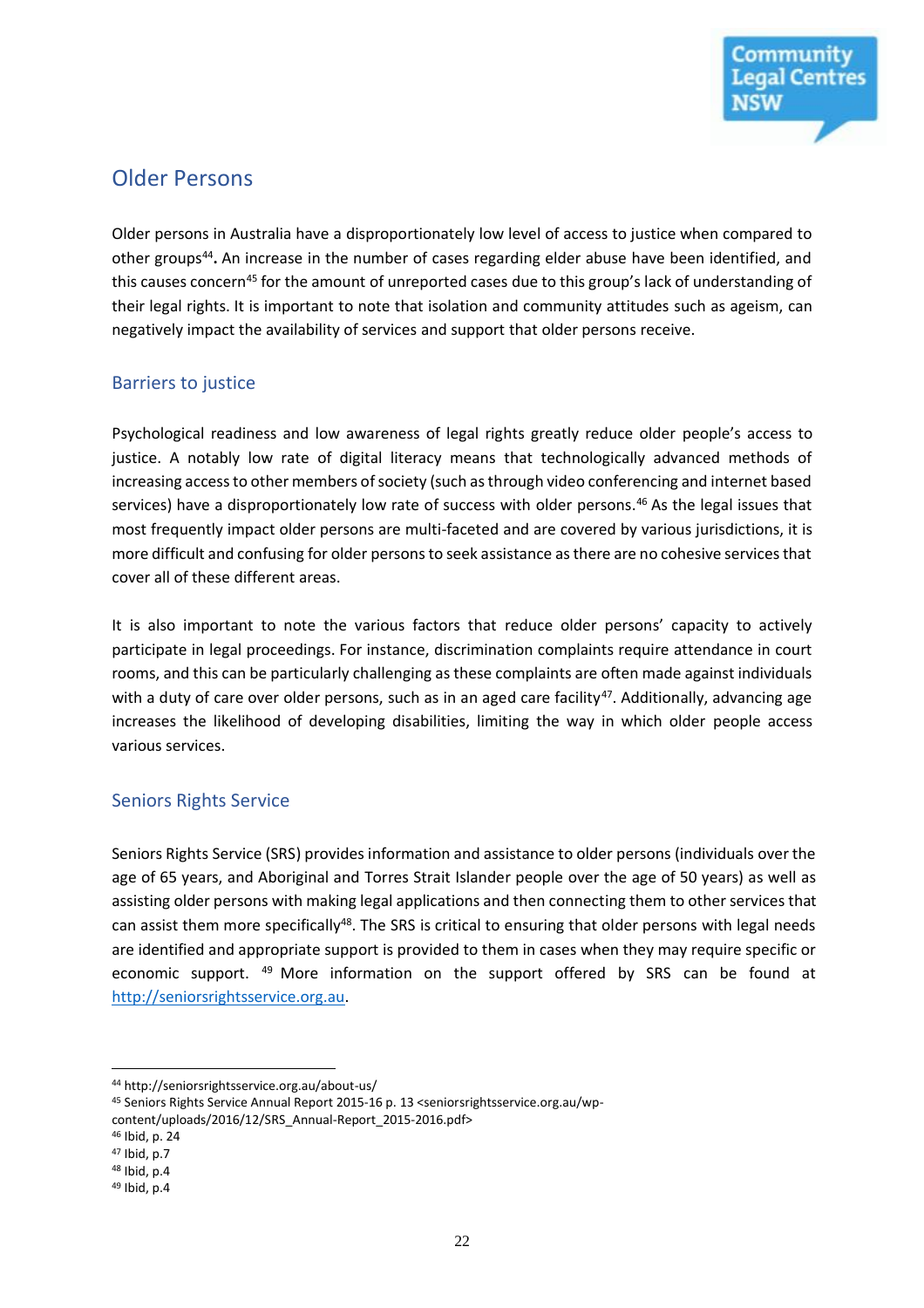## Older Persons

Older persons in Australia have a disproportionately low level of access to justice when compared to other groups[44]**.** An increase in the number of cases regarding elder abuse have been identified, and this causes concern[45] for the amount of unreported cases due to this group's lack of understanding of their legal rights. It is important to note that isolation and community attitudes such as ageism, can negatively impact the availability of services and support that older persons receive.

### Barriers to justice

Psychological readiness and low awareness of legal rights greatly reduce older people's access to justice. A notably low rate of digital literacy means that technologically advanced methods of increasing access to other members of society (such as through video conferencing and internet based services) have a disproportionately low rate of success with older persons.[46] As the legal issues that most frequently impact older persons are multi-faceted and are covered by various jurisdictions, it is more difficult and confusing for older persons to seek assistance as there are no cohesive services that cover all of these different areas.

It is also important to note the various factors that reduce older persons' capacity to actively participate in legal proceedings. For instance, discrimination complaints require attendance in court rooms, and this can be particularly challenging as these complaints are often made against individuals with a duty of care over older persons, such as in an aged care facility[47]. Additionally, advancing age increases the likelihood of developing disabilities, limiting the way in which older people access various services.

### Seniors Rights Service

Seniors Rights Service (SRS) provides information and assistance to older persons (individuals over the age of 65 years, and Aboriginal and Torres Strait Islander people over the age of 50 years) as well as assisting older persons with making legal applications and then connecting them to other services that can assist them more specifically[48]. The SRS is critical to ensuring that older persons with legal needs are identified and appropriate support is provided to them in cases when they may require specific or economic support. [49] More information on the support offered by SRS can be found at [http://seniorsrightsservice.org.au](http://seniorsrightsservice.org.au).

---

[44] http://seniorsrightsservice.org.au/about-us/

[45] Seniors Rights Service Annual Report 2015-16 p. 13 <seniorsrightsservice.org.au/wp-content/uploads/2016/12/SRS_Annual-Report_2015-2016.pdf>

[46] Ibid, p. 24

[47] Ibid, p.7

[48] Ibid, p.4

[49] Ibid, p.4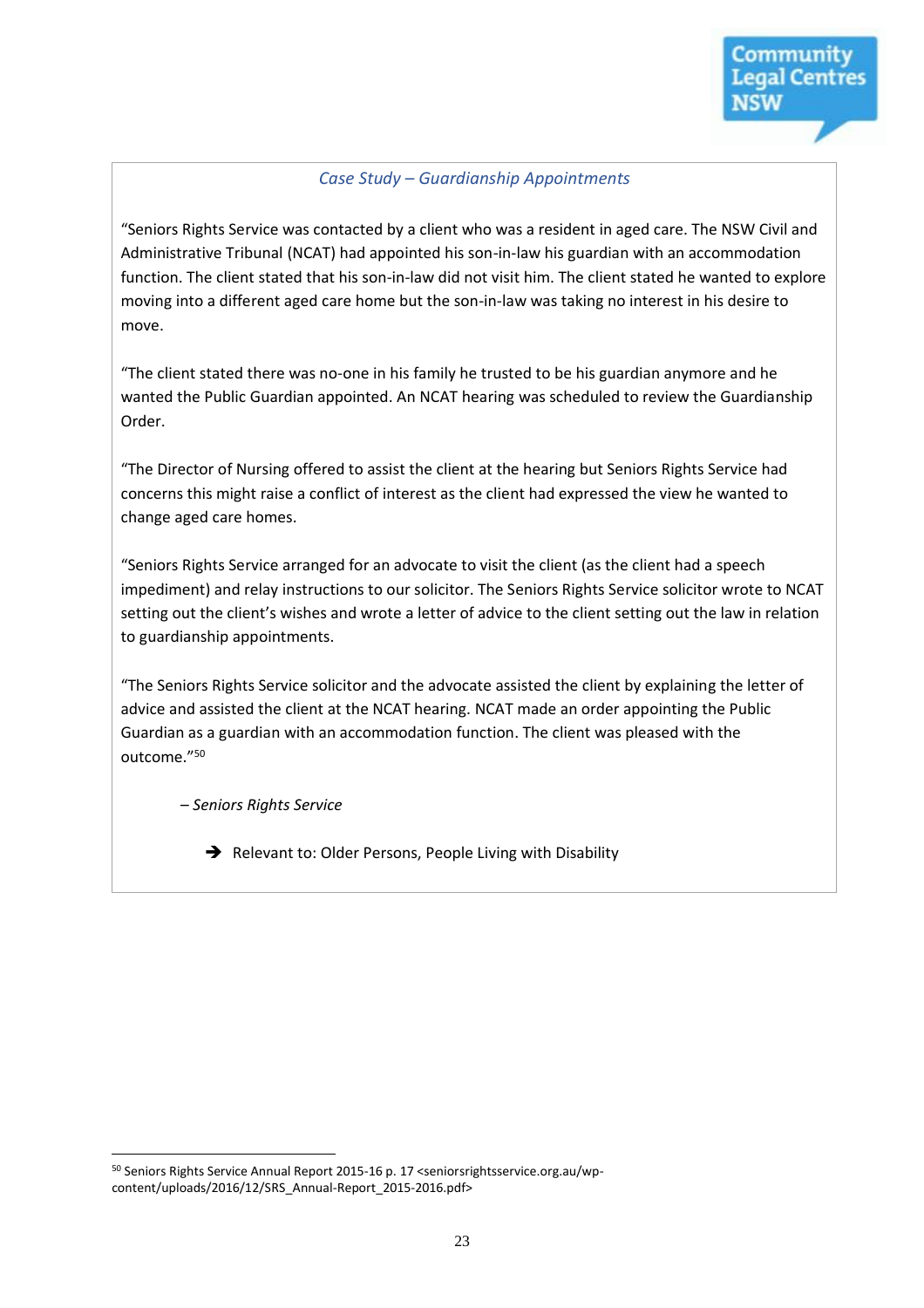*Case Study – Guardianship Appointments*

"Seniors Rights Service was contacted by a client who was a resident in aged care. The NSW Civil and Administrative Tribunal (NCAT) had appointed his son-in-law his guardian with an accommodation function. The client stated that his son-in-law did not visit him. The client stated he wanted to explore moving into a different aged care home but the son-in-law was taking no interest in his desire to move.

"The client stated there was no-one in his family he trusted to be his guardian anymore and he wanted the Public Guardian appointed. An NCAT hearing was scheduled to review the Guardianship Order.

"The Director of Nursing offered to assist the client at the hearing but Seniors Rights Service had concerns this might raise a conflict of interest as the client had expressed the view he wanted to change aged care homes.

"Seniors Rights Service arranged for an advocate to visit the client (as the client had a speech impediment) and relay instructions to our solicitor. The Seniors Rights Service solicitor wrote to NCAT setting out the client's wishes and wrote a letter of advice to the client setting out the law in relation to guardianship appointments.

"The Seniors Rights Service solicitor and the advocate assisted the client by explaining the letter of advice and assisted the client at the NCAT hearing. NCAT made an order appointing the Public Guardian as a guardian with an accommodation function. The client was pleased with the outcome."[50]

– *Seniors Rights Service*

➔ Relevant to: Older Persons, People Living with Disability

---

[50] Seniors Rights Service Annual Report 2015-16 p. 17 <seniorsrightsservice.org.au/wp-content/uploads/2016/12/SRS_Annual-Report_2015-2016.pdf>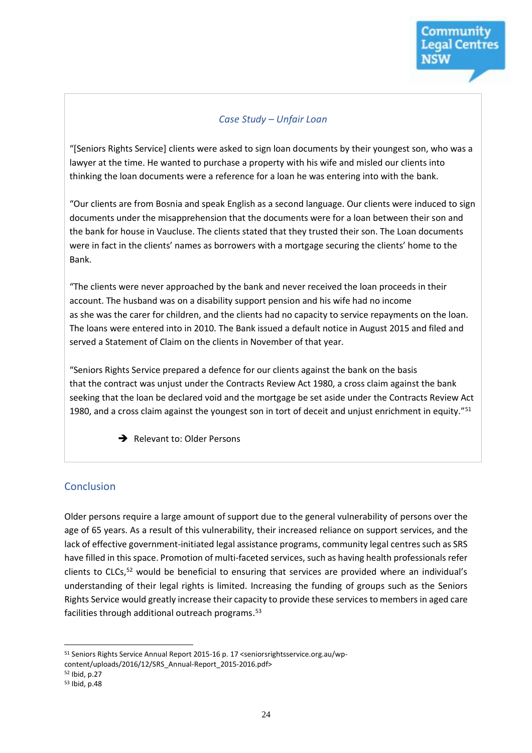*Case Study – Unfair Loan*

"[Seniors Rights Service] clients were asked to sign loan documents by their youngest son, who was a lawyer at the time. He wanted to purchase a property with his wife and misled our clients into thinking the loan documents were a reference for a loan he was entering into with the bank.

"Our clients are from Bosnia and speak English as a second language. Our clients were induced to sign documents under the misapprehension that the documents were for a loan between their son and the bank for house in Vaucluse. The clients stated that they trusted their son. The Loan documents were in fact in the clients' names as borrowers with a mortgage securing the clients' home to the Bank.

"The clients were never approached by the bank and never received the loan proceeds in their account. The husband was on a disability support pension and his wife had no income as she was the carer for children, and the clients had no capacity to service repayments on the loan. The loans were entered into in 2010. The Bank issued a default notice in August 2015 and filed and served a Statement of Claim on the clients in November of that year.

"Seniors Rights Service prepared a defence for our clients against the bank on the basis that the contract was unjust under the Contracts Review Act 1980, a cross claim against the bank seeking that the loan be declared void and the mortgage be set aside under the Contracts Review Act 1980, and a cross claim against the youngest son in tort of deceit and unjust enrichment in equity."[51]

➔ Relevant to: Older Persons

## Conclusion

Older persons require a large amount of support due to the general vulnerability of persons over the age of 65 years. As a result of this vulnerability, their increased reliance on support services, and the lack of effective government-initiated legal assistance programs, community legal centres such as SRS have filled in this space. Promotion of multi-faceted services, such as having health professionals refer clients to CLCs,[52] would be beneficial to ensuring that services are provided where an individual's understanding of their legal rights is limited. Increasing the funding of groups such as the Seniors Rights Service would greatly increase their capacity to provide these services to members in aged care facilities through additional outreach programs.[53]

---

[51] Seniors Rights Service Annual Report 2015-16 p. 17 <seniorsrightsservice.org.au/wp-content/uploads/2016/12/SRS_Annual-Report_2015-2016.pdf>

[52] Ibid, p.27

[53] Ibid, p.48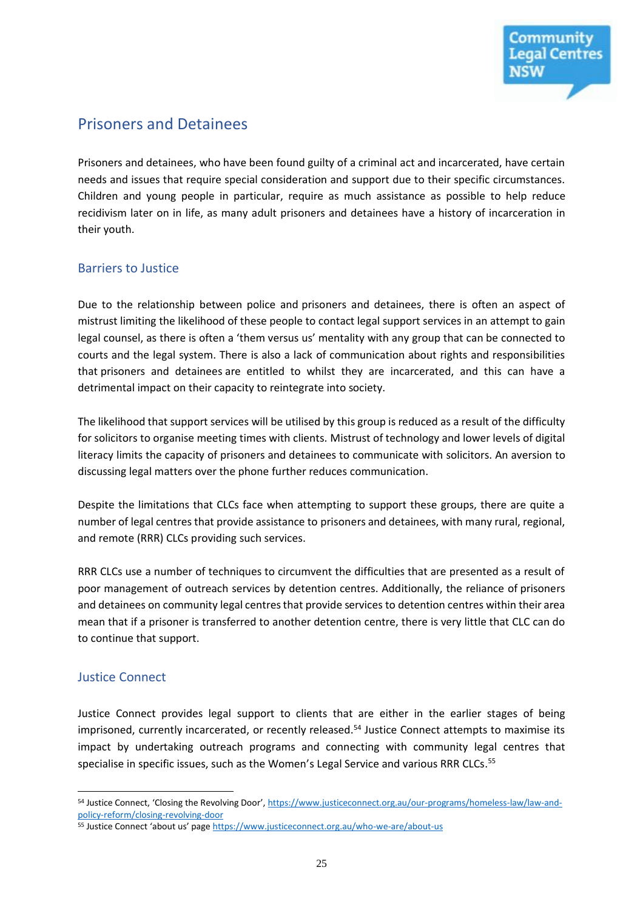## Prisoners and Detainees

Prisoners and detainees, who have been found guilty of a criminal act and incarcerated, have certain needs and issues that require special consideration and support due to their specific circumstances. Children and young people in particular, require as much assistance as possible to help reduce recidivism later on in life, as many adult prisoners and detainees have a history of incarceration in their youth.

### Barriers to Justice

Due to the relationship between police and prisoners and detainees, there is often an aspect of mistrust limiting the likelihood of these people to contact legal support services in an attempt to gain legal counsel, as there is often a 'them versus us' mentality with any group that can be connected to courts and the legal system. There is also a lack of communication about rights and responsibilities that prisoners and detainees are entitled to whilst they are incarcerated, and this can have a detrimental impact on their capacity to reintegrate into society.

The likelihood that support services will be utilised by this group is reduced as a result of the difficulty for solicitors to organise meeting times with clients. Mistrust of technology and lower levels of digital literacy limits the capacity of prisoners and detainees to communicate with solicitors. An aversion to discussing legal matters over the phone further reduces communication.

Despite the limitations that CLCs face when attempting to support these groups, there are quite a number of legal centres that provide assistance to prisoners and detainees, with many rural, regional, and remote (RRR) CLCs providing such services.

RRR CLCs use a number of techniques to circumvent the difficulties that are presented as a result of poor management of outreach services by detention centres. Additionally, the reliance of prisoners and detainees on community legal centres that provide services to detention centres within their area mean that if a prisoner is transferred to another detention centre, there is very little that CLC can do to continue that support.

### Justice Connect

Justice Connect provides legal support to clients that are either in the earlier stages of being imprisoned, currently incarcerated, or recently released.[54] Justice Connect attempts to maximise its impact by undertaking outreach programs and connecting with community legal centres that specialise in specific issues, such as the Women's Legal Service and various RRR CLCs.[55]

---

[54] Justice Connect, 'Closing the Revolving Door', https://www.justiceconnect.org.au/our-programs/homeless-law/law-and-policy-reform/closing-revolving-door

[55] Justice Connect 'about us' page https://www.justiceconnect.org.au/who-we-are/about-us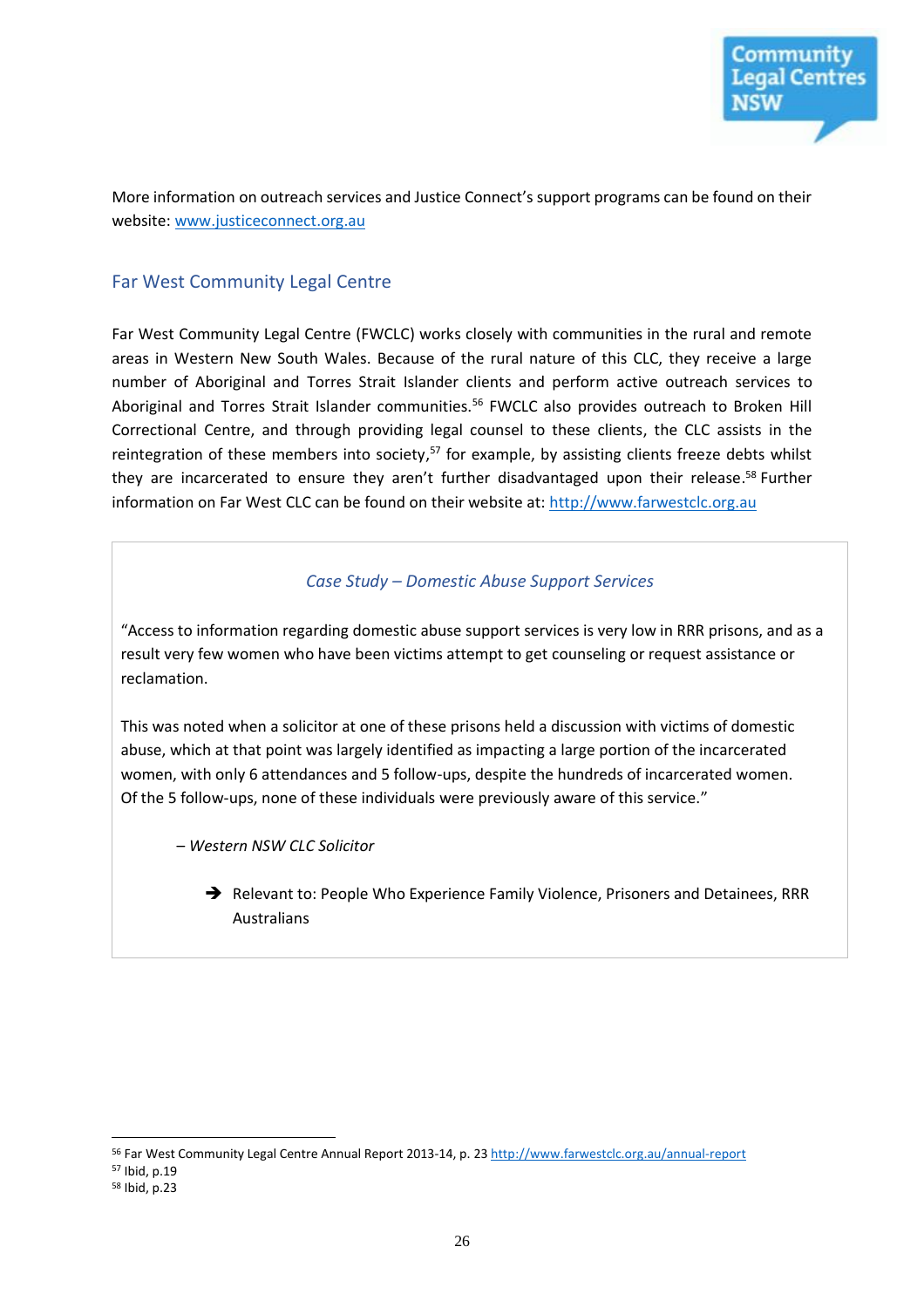More information on outreach services and Justice Connect's support programs can be found on their website: www.justiceconnect.org.au

## Far West Community Legal Centre

Far West Community Legal Centre (FWCLC) works closely with communities in the rural and remote areas in Western New South Wales. Because of the rural nature of this CLC, they receive a large number of Aboriginal and Torres Strait Islander clients and perform active outreach services to Aboriginal and Torres Strait Islander communities.[56] FWCLC also provides outreach to Broken Hill Correctional Centre, and through providing legal counsel to these clients, the CLC assists in the reintegration of these members into society,[57] for example, by assisting clients freeze debts whilst they are incarcerated to ensure they aren't further disadvantaged upon their release.[58] Further information on Far West CLC can be found on their website at: http://www.farwestclc.org.au

### *Case Study – Domestic Abuse Support Services*

"Access to information regarding domestic abuse support services is very low in RRR prisons, and as a result very few women who have been victims attempt to get counseling or request assistance or reclamation.

This was noted when a solicitor at one of these prisons held a discussion with victims of domestic abuse, which at that point was largely identified as impacting a large portion of the incarcerated women, with only 6 attendances and 5 follow-ups, despite the hundreds of incarcerated women. Of the 5 follow-ups, none of these individuals were previously aware of this service."

*– Western NSW CLC Solicitor*

➔ Relevant to: People Who Experience Family Violence, Prisoners and Detainees, RRR Australians

---

[56] Far West Community Legal Centre Annual Report 2013-14, p. 23 http://www.farwestclc.org.au/annual-report

[57] Ibid, p.19

[58] Ibid, p.23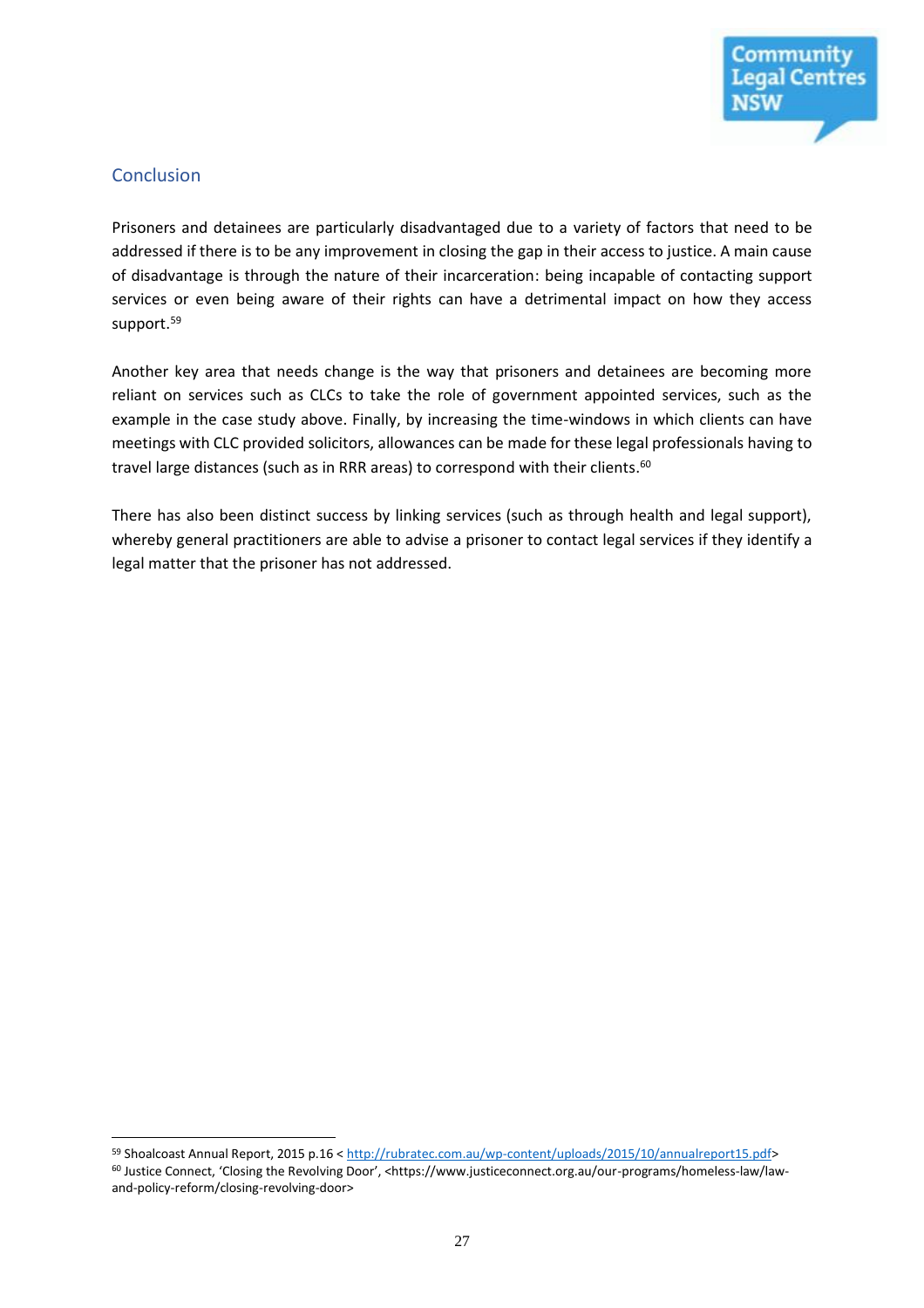## Conclusion

Prisoners and detainees are particularly disadvantaged due to a variety of factors that need to be addressed if there is to be any improvement in closing the gap in their access to justice. A main cause of disadvantage is through the nature of their incarceration: being incapable of contacting support services or even being aware of their rights can have a detrimental impact on how they access support.[59]

Another key area that needs change is the way that prisoners and detainees are becoming more reliant on services such as CLCs to take the role of government appointed services, such as the example in the case study above. Finally, by increasing the time-windows in which clients can have meetings with CLC provided solicitors, allowances can be made for these legal professionals having to travel large distances (such as in RRR areas) to correspond with their clients.[60]

There has also been distinct success by linking services (such as through health and legal support), whereby general practitioners are able to advise a prisoner to contact legal services if they identify a legal matter that the prisoner has not addressed.

---

[59] Shoalcoast Annual Report, 2015 p.16 < http://rubratec.com.au/wp-content/uploads/2015/10/annualreport15.pdf>

[60] Justice Connect, 'Closing the Revolving Door', <https://www.justiceconnect.org.au/our-programs/homeless-law/law-and-policy-reform/closing-revolving-door>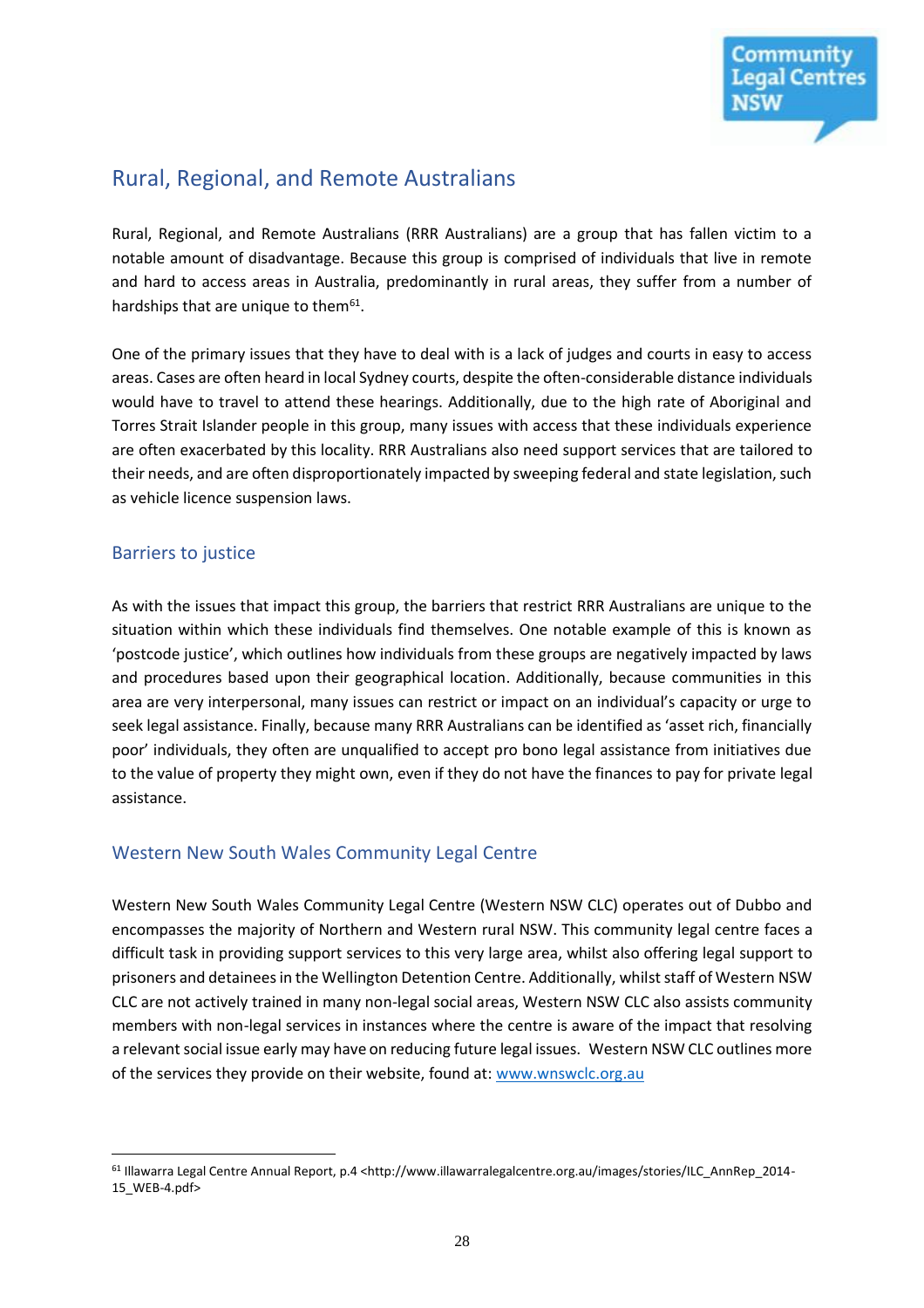## Rural, Regional, and Remote Australians

Rural, Regional, and Remote Australians (RRR Australians) are a group that has fallen victim to a notable amount of disadvantage. Because this group is comprised of individuals that live in remote and hard to access areas in Australia, predominantly in rural areas, they suffer from a number of hardships that are unique to them[61].

One of the primary issues that they have to deal with is a lack of judges and courts in easy to access areas. Cases are often heard in local Sydney courts, despite the often-considerable distance individuals would have to travel to attend these hearings. Additionally, due to the high rate of Aboriginal and Torres Strait Islander people in this group, many issues with access that these individuals experience are often exacerbated by this locality. RRR Australians also need support services that are tailored to their needs, and are often disproportionately impacted by sweeping federal and state legislation, such as vehicle licence suspension laws.

### Barriers to justice

As with the issues that impact this group, the barriers that restrict RRR Australians are unique to the situation within which these individuals find themselves. One notable example of this is known as 'postcode justice', which outlines how individuals from these groups are negatively impacted by laws and procedures based upon their geographical location. Additionally, because communities in this area are very interpersonal, many issues can restrict or impact on an individual's capacity or urge to seek legal assistance. Finally, because many RRR Australians can be identified as 'asset rich, financially poor' individuals, they often are unqualified to accept pro bono legal assistance from initiatives due to the value of property they might own, even if they do not have the finances to pay for private legal assistance.

### Western New South Wales Community Legal Centre

Western New South Wales Community Legal Centre (Western NSW CLC) operates out of Dubbo and encompasses the majority of Northern and Western rural NSW. This community legal centre faces a difficult task in providing support services to this very large area, whilst also offering legal support to prisoners and detainees in the Wellington Detention Centre. Additionally, whilst staff of Western NSW CLC are not actively trained in many non-legal social areas, Western NSW CLC also assists community members with non-legal services in instances where the centre is aware of the impact that resolving a relevant social issue early may have on reducing future legal issues. Western NSW CLC outlines more of the services they provide on their website, found at: [www.wnswclc.org.au](http://www.wnswclc.org.au)

---

[61] Illawarra Legal Centre Annual Report, p.4 <http://www.illawarralegalcentre.org.au/images/stories/ILC_AnnRep_2014-15_WEB-4.pdf>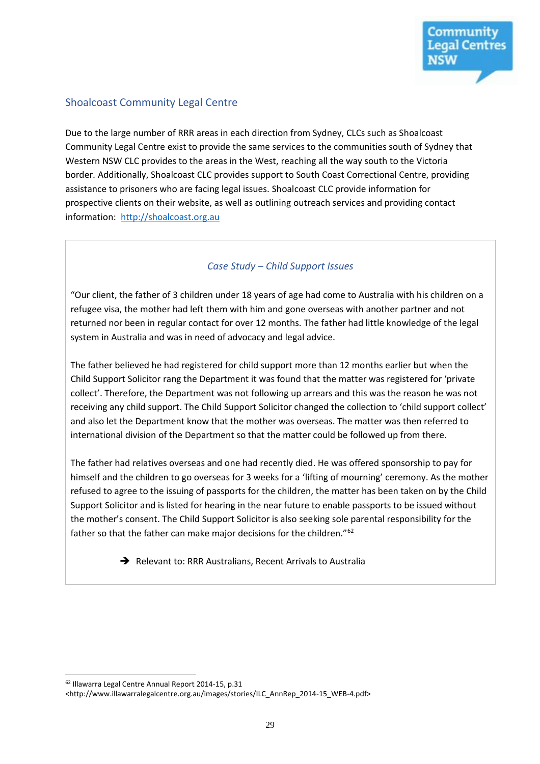## Shoalcoast Community Legal Centre

Due to the large number of RRR areas in each direction from Sydney, CLCs such as Shoalcoast Community Legal Centre exist to provide the same services to the communities south of Sydney that Western NSW CLC provides to the areas in the West, reaching all the way south to the Victoria border. Additionally, Shoalcoast CLC provides support to South Coast Correctional Centre, providing assistance to prisoners who are facing legal issues. Shoalcoast CLC provide information for prospective clients on their website, as well as outlining outreach services and providing contact information: http://shoalcoast.org.au

> ### *Case Study – Child Support Issues*
>
> "Our client, the father of 3 children under 18 years of age had come to Australia with his children on a refugee visa, the mother had left them with him and gone overseas with another partner and not returned nor been in regular contact for over 12 months. The father had little knowledge of the legal system in Australia and was in need of advocacy and legal advice.
>
> The father believed he had registered for child support more than 12 months earlier but when the Child Support Solicitor rang the Department it was found that the matter was registered for 'private collect'. Therefore, the Department was not following up arrears and this was the reason he was not receiving any child support. The Child Support Solicitor changed the collection to 'child support collect' and also let the Department know that the mother was overseas. The matter was then referred to international division of the Department so that the matter could be followed up from there.
>
> The father had relatives overseas and one had recently died. He was offered sponsorship to pay for himself and the children to go overseas for 3 weeks for a 'lifting of mourning' ceremony. As the mother refused to agree to the issuing of passports for the children, the matter has been taken on by the Child Support Solicitor and is listed for hearing in the near future to enable passports to be issued without the mother's consent. The Child Support Solicitor is also seeking sole parental responsibility for the father so that the father can make major decisions for the children."[62]
>
> ➔ Relevant to: RRR Australians, Recent Arrivals to Australia

---

[62] Illawarra Legal Centre Annual Report 2014-15, p.31 <http://www.illawarralegalcentre.org.au/images/stories/ILC_AnnRep_2014-15_WEB-4.pdf>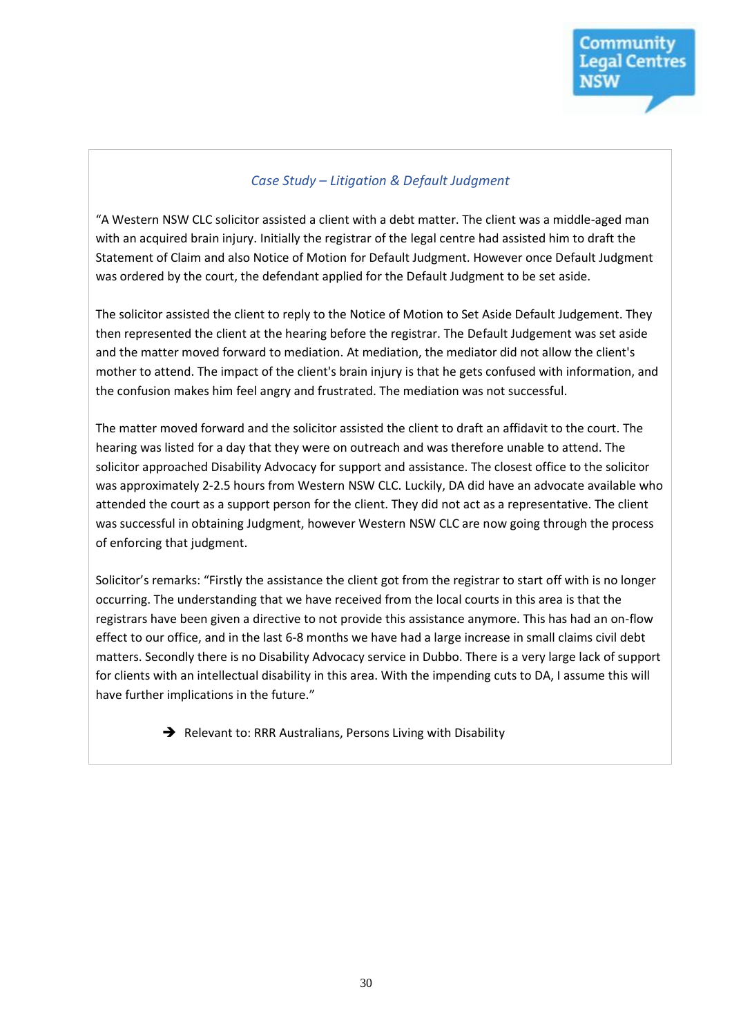*Case Study – Litigation & Default Judgment*

"A Western NSW CLC solicitor assisted a client with a debt matter. The client was a middle-aged man with an acquired brain injury. Initially the registrar of the legal centre had assisted him to draft the Statement of Claim and also Notice of Motion for Default Judgment. However once Default Judgment was ordered by the court, the defendant applied for the Default Judgment to be set aside.

The solicitor assisted the client to reply to the Notice of Motion to Set Aside Default Judgement. They then represented the client at the hearing before the registrar. The Default Judgement was set aside and the matter moved forward to mediation. At mediation, the mediator did not allow the client's mother to attend. The impact of the client's brain injury is that he gets confused with information, and the confusion makes him feel angry and frustrated. The mediation was not successful.

The matter moved forward and the solicitor assisted the client to draft an affidavit to the court. The hearing was listed for a day that they were on outreach and was therefore unable to attend. The solicitor approached Disability Advocacy for support and assistance. The closest office to the solicitor was approximately 2-2.5 hours from Western NSW CLC. Luckily, DA did have an advocate available who attended the court as a support person for the client. They did not act as a representative. The client was successful in obtaining Judgment, however Western NSW CLC are now going through the process of enforcing that judgment.

Solicitor's remarks: "Firstly the assistance the client got from the registrar to start off with is no longer occurring. The understanding that we have received from the local courts in this area is that the registrars have been given a directive to not provide this assistance anymore. This has had an on-flow effect to our office, and in the last 6-8 months we have had a large increase in small claims civil debt matters. Secondly there is no Disability Advocacy service in Dubbo. There is a very large lack of support for clients with an intellectual disability in this area. With the impending cuts to DA, I assume this will have further implications in the future."

➔ Relevant to: RRR Australians, Persons Living with Disability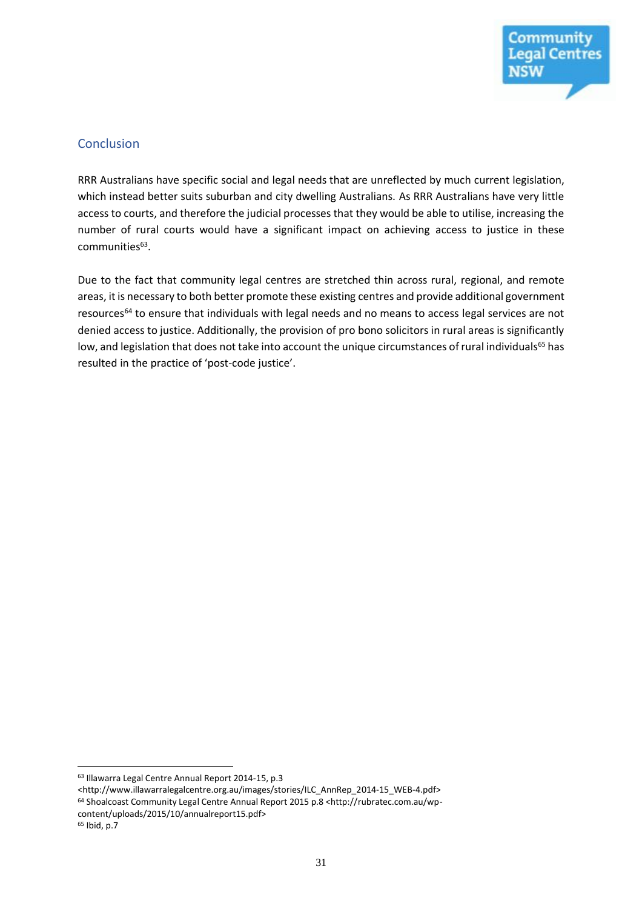## Conclusion

RRR Australians have specific social and legal needs that are unreflected by much current legislation, which instead better suits suburban and city dwelling Australians. As RRR Australians have very little access to courts, and therefore the judicial processes that they would be able to utilise, increasing the number of rural courts would have a significant impact on achieving access to justice in these communities[63].

Due to the fact that community legal centres are stretched thin across rural, regional, and remote areas, it is necessary to both better promote these existing centres and provide additional government resources[64] to ensure that individuals with legal needs and no means to access legal services are not denied access to justice. Additionally, the provision of pro bono solicitors in rural areas is significantly low, and legislation that does not take into account the unique circumstances of rural individuals[65] has resulted in the practice of 'post-code justice'.

---

[63] Illawarra Legal Centre Annual Report 2014-15, p.3 <http://www.illawarralegalcentre.org.au/images/stories/ILC_AnnRep_2014-15_WEB-4.pdf>

[64] Shoalcoast Community Legal Centre Annual Report 2015 p.8 <http://rubratec.com.au/wp-content/uploads/2015/10/annualreport15.pdf>

[65] Ibid, p.7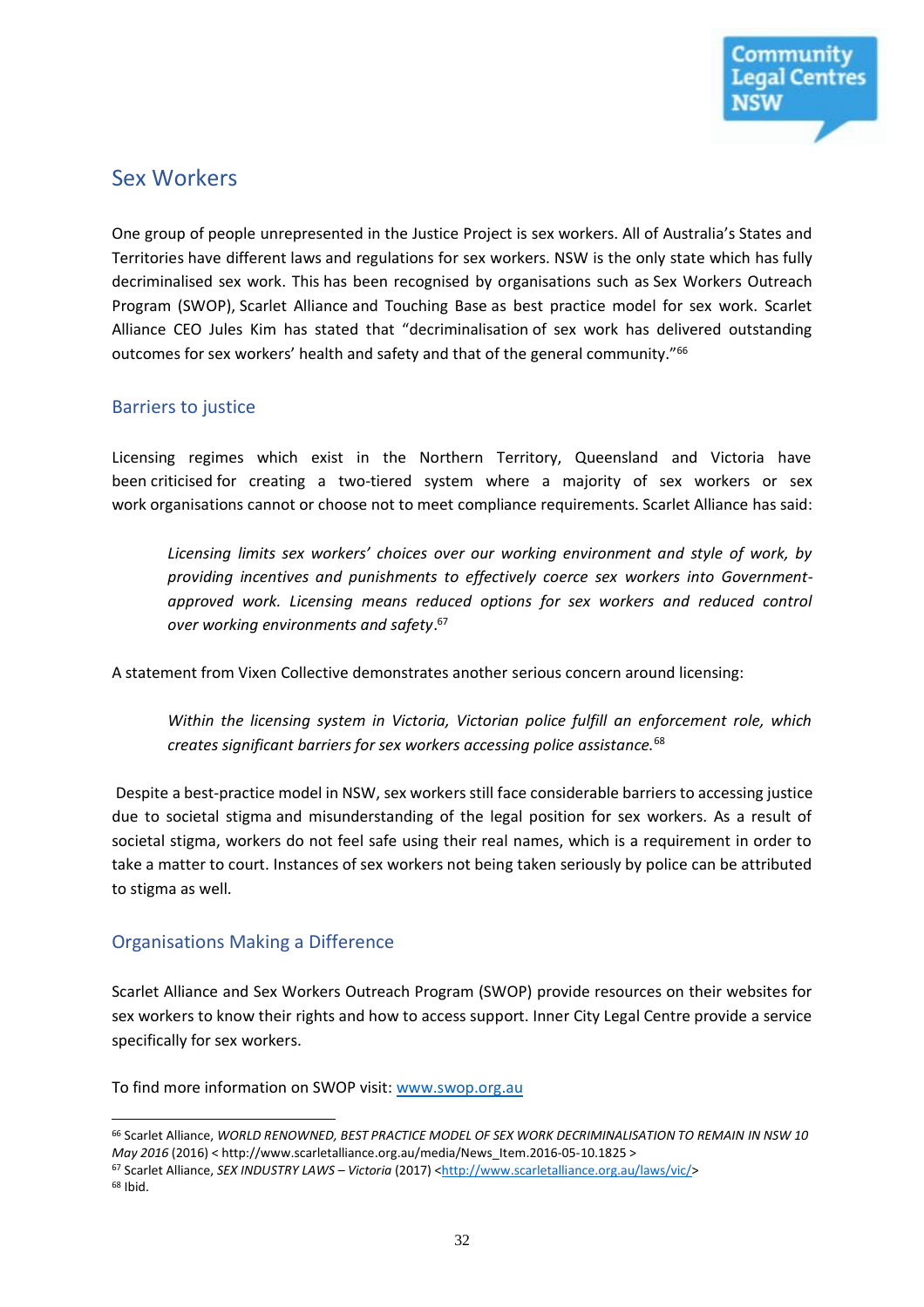## Sex Workers

One group of people unrepresented in the Justice Project is sex workers. All of Australia's States and Territories have different laws and regulations for sex workers. NSW is the only state which has fully decriminalised sex work. This has been recognised by organisations such as Sex Workers Outreach Program (SWOP), Scarlet Alliance and Touching Base as best practice model for sex work. Scarlet Alliance CEO Jules Kim has stated that "decriminalisation of sex work has delivered outstanding outcomes for sex workers' health and safety and that of the general community."[66]

### Barriers to justice

Licensing regimes which exist in the Northern Territory, Queensland and Victoria have been criticised for creating a two-tiered system where a majority of sex workers or sex work organisations cannot or choose not to meet compliance requirements. Scarlet Alliance has said:

> *Licensing limits sex workers' choices over our working environment and style of work, by providing incentives and punishments to effectively coerce sex workers into Government-approved work. Licensing means reduced options for sex workers and reduced control over working environments and safety*.[67]

A statement from Vixen Collective demonstrates another serious concern around licensing:

> *Within the licensing system in Victoria, Victorian police fulfill an enforcement role, which creates significant barriers for sex workers accessing police assistance.*[68]

Despite a best-practice model in NSW, sex workers still face considerable barriers to accessing justice due to societal stigma and misunderstanding of the legal position for sex workers. As a result of societal stigma, workers do not feel safe using their real names, which is a requirement in order to take a matter to court. Instances of sex workers not being taken seriously by police can be attributed to stigma as well.

### Organisations Making a Difference

Scarlet Alliance and Sex Workers Outreach Program (SWOP) provide resources on their websites for sex workers to know their rights and how to access support. Inner City Legal Centre provide a service specifically for sex workers.

To find more information on SWOP visit: www.swop.org.au

---

[66] Scarlet Alliance, *WORLD RENOWNED, BEST PRACTICE MODEL OF SEX WORK DECRIMINALISATION TO REMAIN IN NSW 10 May 2016* (2016) < http://www.scarletalliance.org.au/media/News_Item.2016-05-10.1825 >

[67] Scarlet Alliance, *SEX INDUSTRY LAWS – Victoria* (2017) <http://www.scarletalliance.org.au/laws/vic/>

[68] Ibid.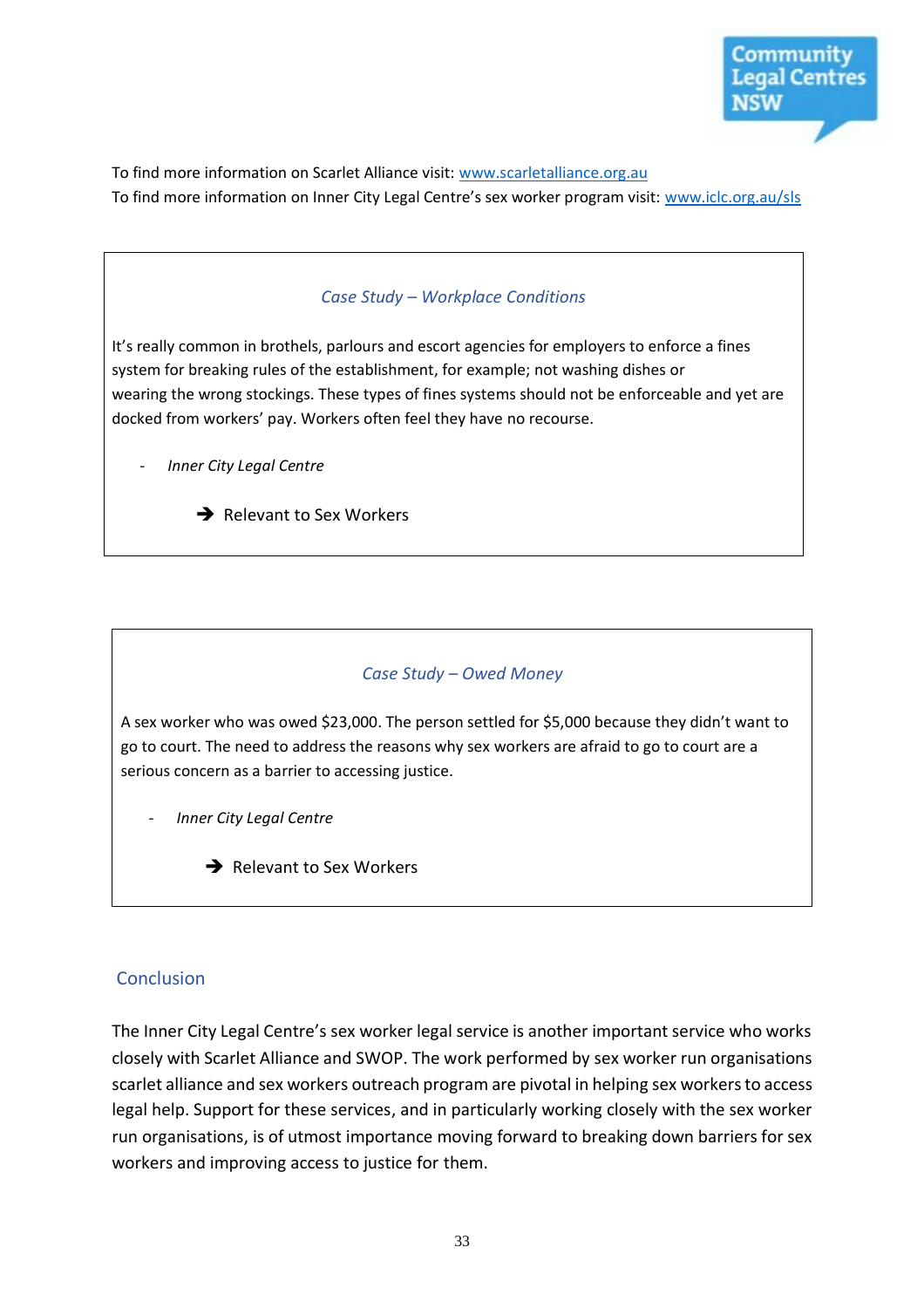To find more information on Scarlet Alliance visit: www.scarletalliance.org.au
To find more information on Inner City Legal Centre's sex worker program visit: www.iclc.org.au/sls

*Case Study – Workplace Conditions*

It's really common in brothels, parlours and escort agencies for employers to enforce a fines system for breaking rules of the establishment, for example; not washing dishes or wearing the wrong stockings. These types of fines systems should not be enforceable and yet are docked from workers' pay. Workers often feel they have no recourse.

- *Inner City Legal Centre*

➔ Relevant to Sex Workers

*Case Study – Owed Money*

A sex worker who was owed $23,000. The person settled for $5,000 because they didn't want to go to court. The need to address the reasons why sex workers are afraid to go to court are a serious concern as a barrier to accessing justice.

- *Inner City Legal Centre*

➔ Relevant to Sex Workers

## Conclusion

The Inner City Legal Centre's sex worker legal service is another important service who works closely with Scarlet Alliance and SWOP. The work performed by sex worker run organisations scarlet alliance and sex workers outreach program are pivotal in helping sex workers to access legal help. Support for these services, and in particularly working closely with the sex worker run organisations, is of utmost importance moving forward to breaking down barriers for sex workers and improving access to justice for them.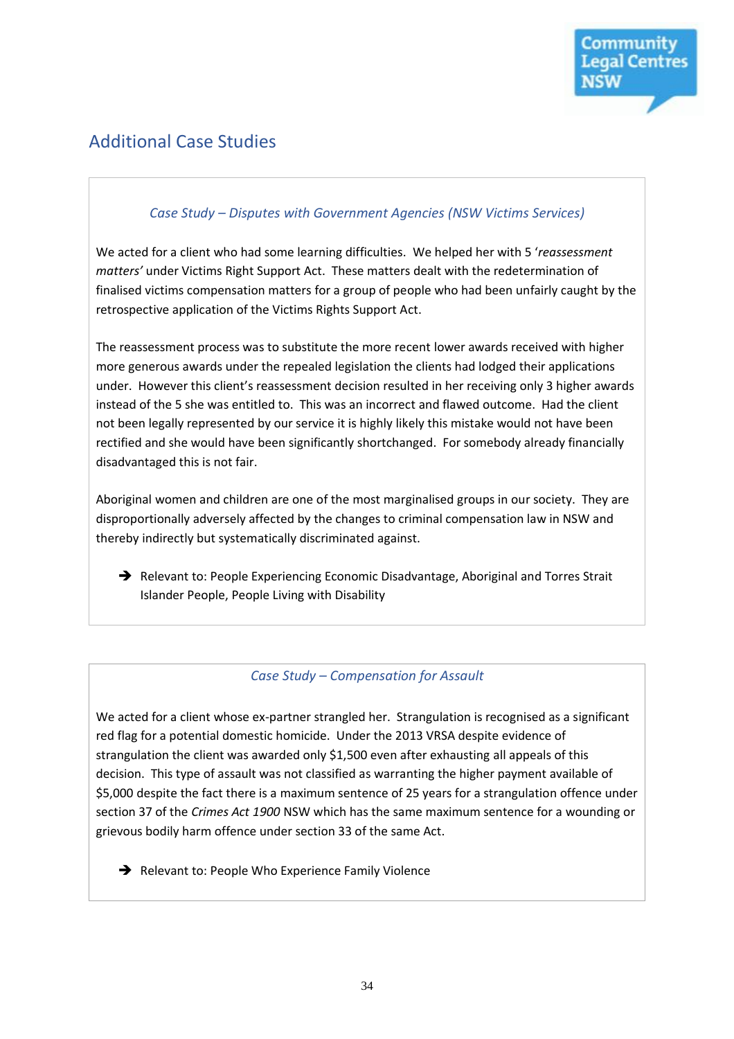## Additional Case Studies

### *Case Study – Disputes with Government Agencies (NSW Victims Services)*

We acted for a client who had some learning difficulties. We helped her with 5 '*reassessment matters'* under Victims Right Support Act. These matters dealt with the redetermination of finalised victims compensation matters for a group of people who had been unfairly caught by the retrospective application of the Victims Rights Support Act.

The reassessment process was to substitute the more recent lower awards received with higher more generous awards under the repealed legislation the clients had lodged their applications under. However this client's reassessment decision resulted in her receiving only 3 higher awards instead of the 5 she was entitled to. This was an incorrect and flawed outcome. Had the client not been legally represented by our service it is highly likely this mistake would not have been rectified and she would have been significantly shortchanged. For somebody already financially disadvantaged this is not fair.

Aboriginal women and children are one of the most marginalised groups in our society. They are disproportionally adversely affected by the changes to criminal compensation law in NSW and thereby indirectly but systematically discriminated against.

- ➔ Relevant to: People Experiencing Economic Disadvantage, Aboriginal and Torres Strait Islander People, People Living with Disability

### *Case Study – Compensation for Assault*

We acted for a client whose ex-partner strangled her. Strangulation is recognised as a significant red flag for a potential domestic homicide. Under the 2013 VRSA despite evidence of strangulation the client was awarded only $1,500 even after exhausting all appeals of this decision. This type of assault was not classified as warranting the higher payment available of $5,000 despite the fact there is a maximum sentence of 25 years for a strangulation offence under section 37 of the *Crimes Act 1900* NSW which has the same maximum sentence for a wounding or grievous bodily harm offence under section 33 of the same Act.

- ➔ Relevant to: People Who Experience Family Violence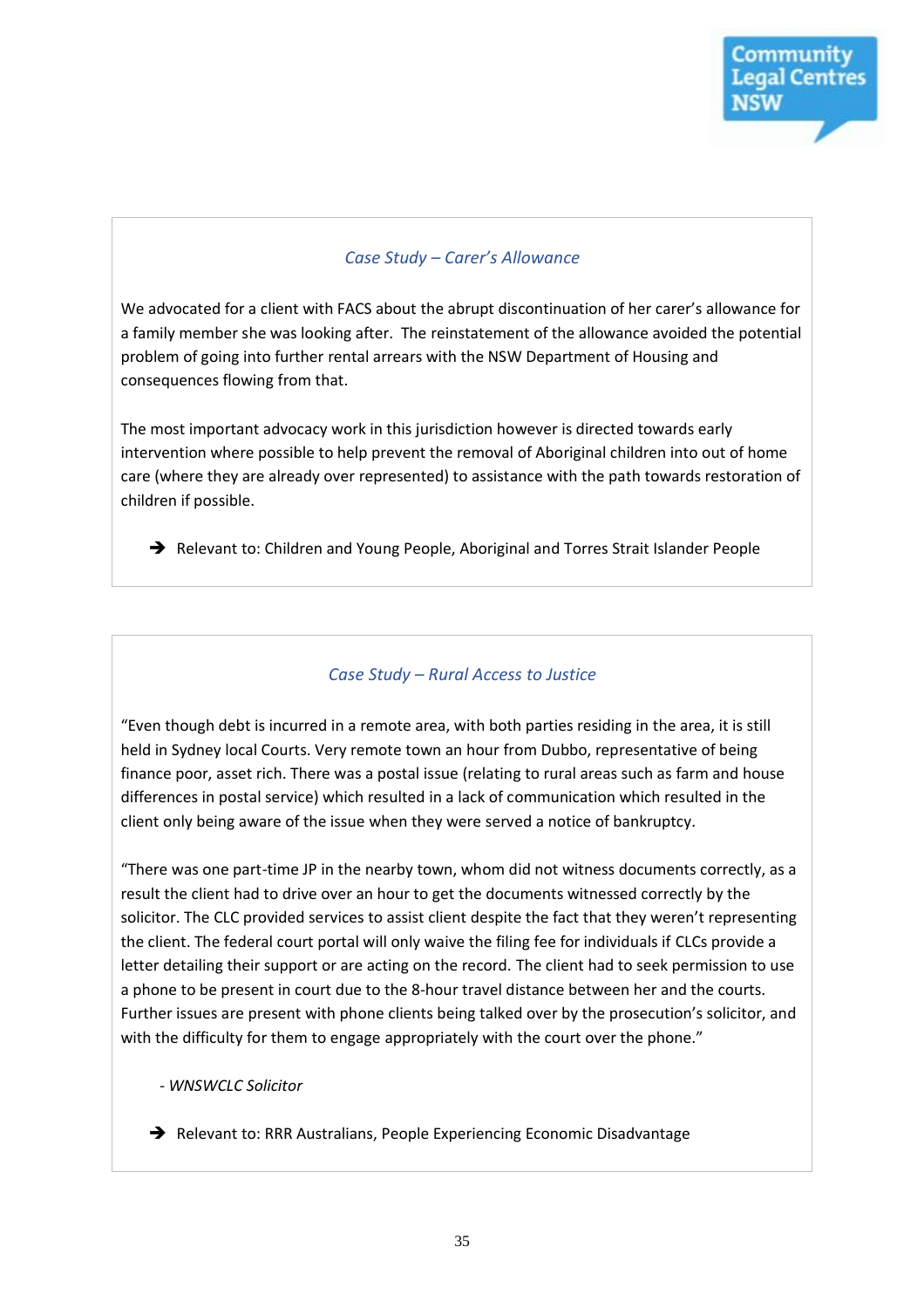### *Case Study – Carer's Allowance*

We advocated for a client with FACS about the abrupt discontinuation of her carer's allowance for a family member she was looking after. The reinstatement of the allowance avoided the potential problem of going into further rental arrears with the NSW Department of Housing and consequences flowing from that.

The most important advocacy work in this jurisdiction however is directed towards early intervention where possible to help prevent the removal of Aboriginal children into out of home care (where they are already over represented) to assistance with the path towards restoration of children if possible.

➔ Relevant to: Children and Young People, Aboriginal and Torres Strait Islander People

### *Case Study – Rural Access to Justice*

"Even though debt is incurred in a remote area, with both parties residing in the area, it is still held in Sydney local Courts. Very remote town an hour from Dubbo, representative of being finance poor, asset rich. There was a postal issue (relating to rural areas such as farm and house differences in postal service) which resulted in a lack of communication which resulted in the client only being aware of the issue when they were served a notice of bankruptcy.

"There was one part-time JP in the nearby town, whom did not witness documents correctly, as a result the client had to drive over an hour to get the documents witnessed correctly by the solicitor. The CLC provided services to assist client despite the fact that they weren't representing the client. The federal court portal will only waive the filing fee for individuals if CLCs provide a letter detailing their support or are acting on the record. The client had to seek permission to use a phone to be present in court due to the 8-hour travel distance between her and the courts. Further issues are present with phone clients being talked over by the prosecution's solicitor, and with the difficulty for them to engage appropriately with the court over the phone."

- *WNSWCLC Solicitor*

➔ Relevant to: RRR Australians, People Experiencing Economic Disadvantage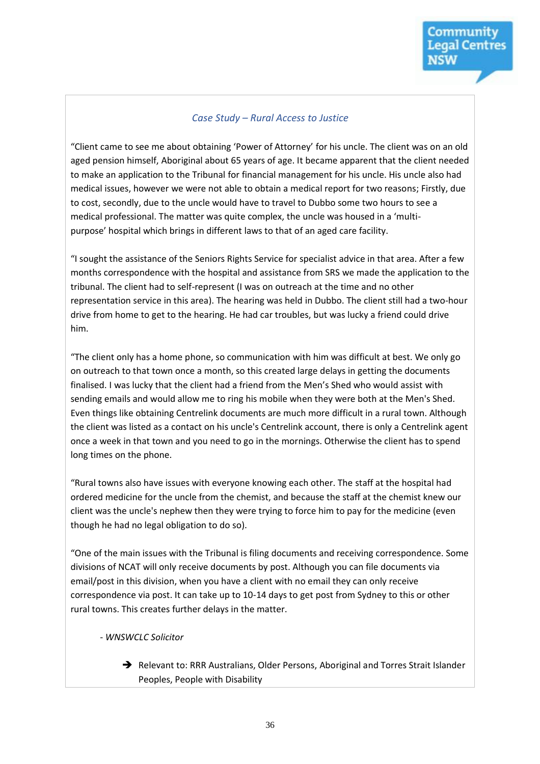*Case Study – Rural Access to Justice*

"Client came to see me about obtaining 'Power of Attorney' for his uncle. The client was on an old aged pension himself, Aboriginal about 65 years of age. It became apparent that the client needed to make an application to the Tribunal for financial management for his uncle. His uncle also had medical issues, however we were not able to obtain a medical report for two reasons; Firstly, due to cost, secondly, due to the uncle would have to travel to Dubbo some two hours to see a medical professional. The matter was quite complex, the uncle was housed in a 'multi-purpose' hospital which brings in different laws to that of an aged care facility.

"I sought the assistance of the Seniors Rights Service for specialist advice in that area. After a few months correspondence with the hospital and assistance from SRS we made the application to the tribunal. The client had to self-represent (I was on outreach at the time and no other representation service in this area). The hearing was held in Dubbo. The client still had a two-hour drive from home to get to the hearing. He had car troubles, but was lucky a friend could drive him.

"The client only has a home phone, so communication with him was difficult at best. We only go on outreach to that town once a month, so this created large delays in getting the documents finalised. I was lucky that the client had a friend from the Men's Shed who would assist with sending emails and would allow me to ring his mobile when they were both at the Men's Shed. Even things like obtaining Centrelink documents are much more difficult in a rural town. Although the client was listed as a contact on his uncle's Centrelink account, there is only a Centrelink agent once a week in that town and you need to go in the mornings. Otherwise the client has to spend long times on the phone.

"Rural towns also have issues with everyone knowing each other. The staff at the hospital had ordered medicine for the uncle from the chemist, and because the staff at the chemist knew our client was the uncle's nephew then they were trying to force him to pay for the medicine (even though he had no legal obligation to do so).

"One of the main issues with the Tribunal is filing documents and receiving correspondence. Some divisions of NCAT will only receive documents by post. Although you can file documents via email/post in this division, when you have a client with no email they can only receive correspondence via post. It can take up to 10-14 days to get post from Sydney to this or other rural towns. This creates further delays in the matter.

*- WNSWCLC Solicitor*

➔ Relevant to: RRR Australians, Older Persons, Aboriginal and Torres Strait Islander Peoples, People with Disability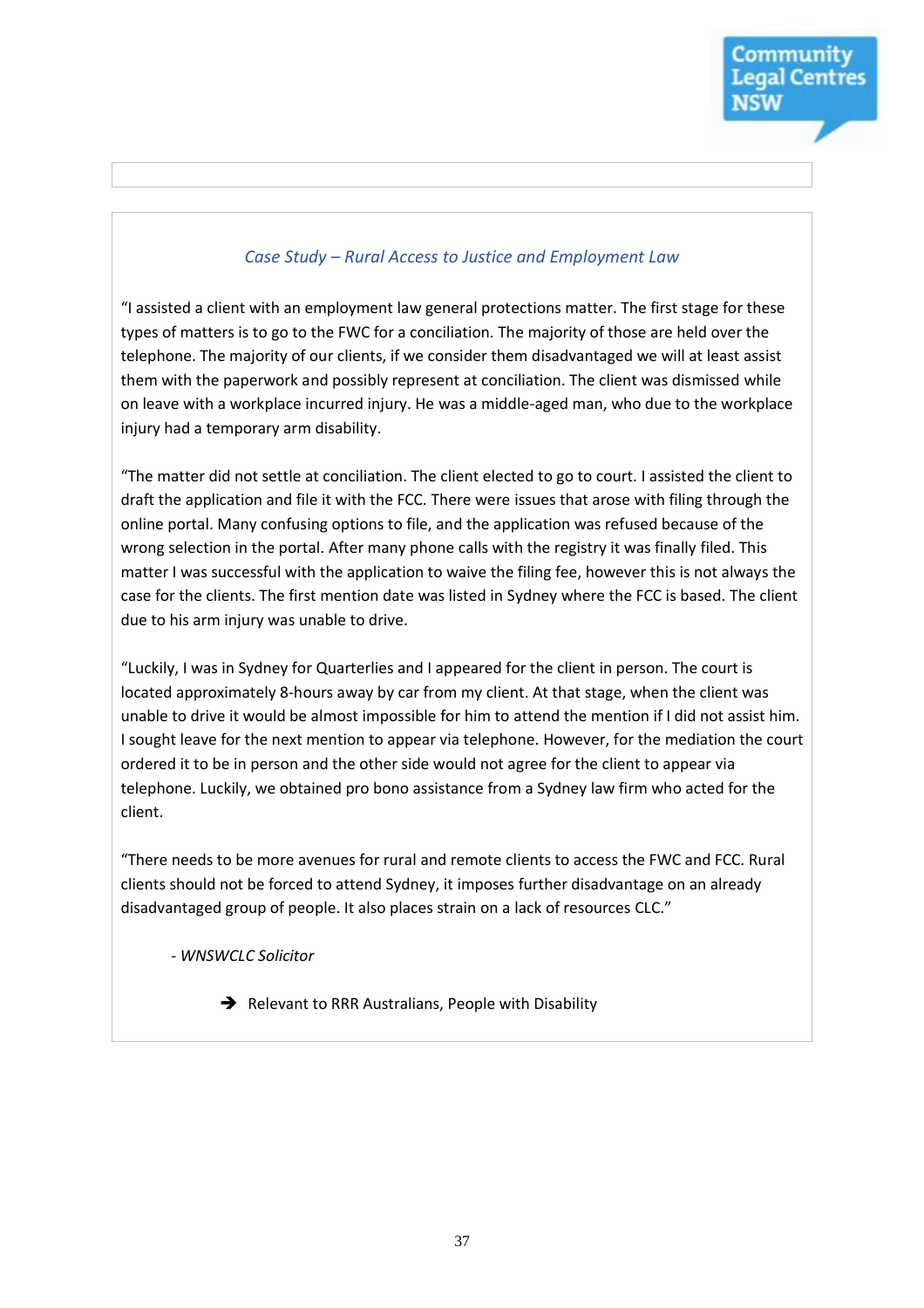*Case Study – Rural Access to Justice and Employment Law*

"I assisted a client with an employment law general protections matter. The first stage for these types of matters is to go to the FWC for a conciliation. The majority of those are held over the telephone. The majority of our clients, if we consider them disadvantaged we will at least assist them with the paperwork and possibly represent at conciliation. The client was dismissed while on leave with a workplace incurred injury. He was a middle-aged man, who due to the workplace injury had a temporary arm disability.

"The matter did not settle at conciliation. The client elected to go to court. I assisted the client to draft the application and file it with the FCC. There were issues that arose with filing through the online portal. Many confusing options to file, and the application was refused because of the wrong selection in the portal. After many phone calls with the registry it was finally filed. This matter I was successful with the application to waive the filing fee, however this is not always the case for the clients. The first mention date was listed in Sydney where the FCC is based. The client due to his arm injury was unable to drive.

"Luckily, I was in Sydney for Quarterlies and I appeared for the client in person. The court is located approximately 8-hours away by car from my client. At that stage, when the client was unable to drive it would be almost impossible for him to attend the mention if I did not assist him. I sought leave for the next mention to appear via telephone. However, for the mediation the court ordered it to be in person and the other side would not agree for the client to appear via telephone. Luckily, we obtained pro bono assistance from a Sydney law firm who acted for the client.

"There needs to be more avenues for rural and remote clients to access the FWC and FCC. Rural clients should not be forced to attend Sydney, it imposes further disadvantage on an already disadvantaged group of people. It also places strain on a lack of resources CLC."

- *WNSWCLC Solicitor*

➔ Relevant to RRR Australians, People with Disability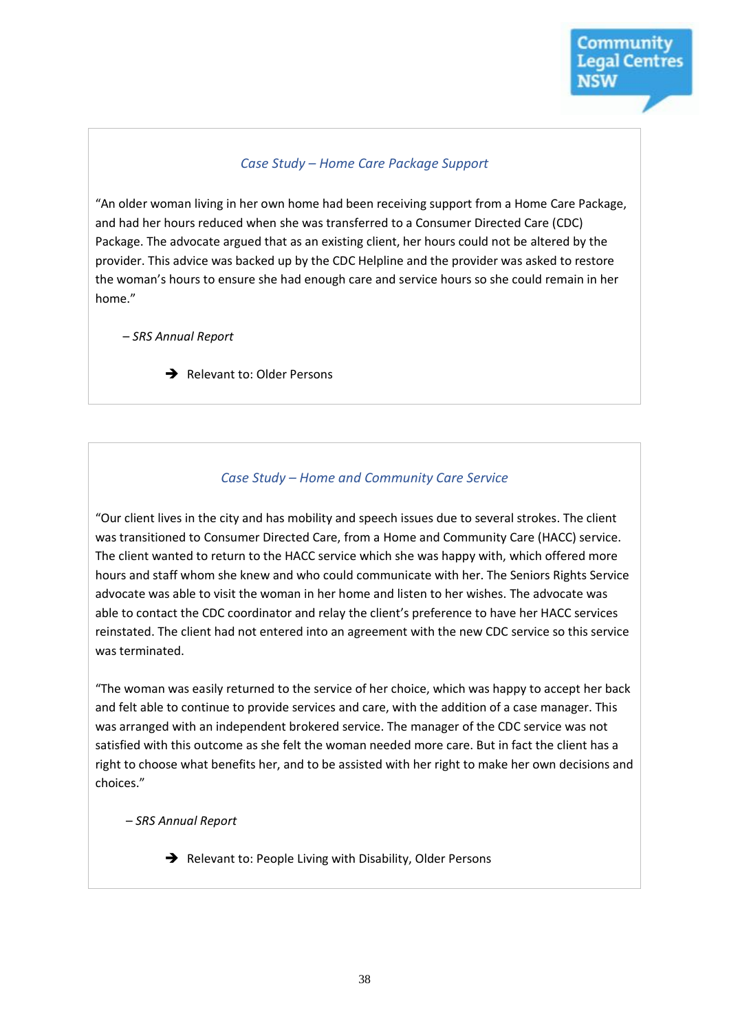### *Case Study – Home Care Package Support*

"An older woman living in her own home had been receiving support from a Home Care Package, and had her hours reduced when she was transferred to a Consumer Directed Care (CDC) Package. The advocate argued that as an existing client, her hours could not be altered by the provider. This advice was backed up by the CDC Helpline and the provider was asked to restore the woman's hours to ensure she had enough care and service hours so she could remain in her home."

– *SRS Annual Report*

➔ Relevant to: Older Persons

### *Case Study – Home and Community Care Service*

"Our client lives in the city and has mobility and speech issues due to several strokes. The client was transitioned to Consumer Directed Care, from a Home and Community Care (HACC) service. The client wanted to return to the HACC service which she was happy with, which offered more hours and staff whom she knew and who could communicate with her. The Seniors Rights Service advocate was able to visit the woman in her home and listen to her wishes. The advocate was able to contact the CDC coordinator and relay the client's preference to have her HACC services reinstated. The client had not entered into an agreement with the new CDC service so this service was terminated.

"The woman was easily returned to the service of her choice, which was happy to accept her back and felt able to continue to provide services and care, with the addition of a case manager. This was arranged with an independent brokered service. The manager of the CDC service was not satisfied with this outcome as she felt the woman needed more care. But in fact the client has a right to choose what benefits her, and to be assisted with her right to make her own decisions and choices."

– *SRS Annual Report*

➔ Relevant to: People Living with Disability, Older Persons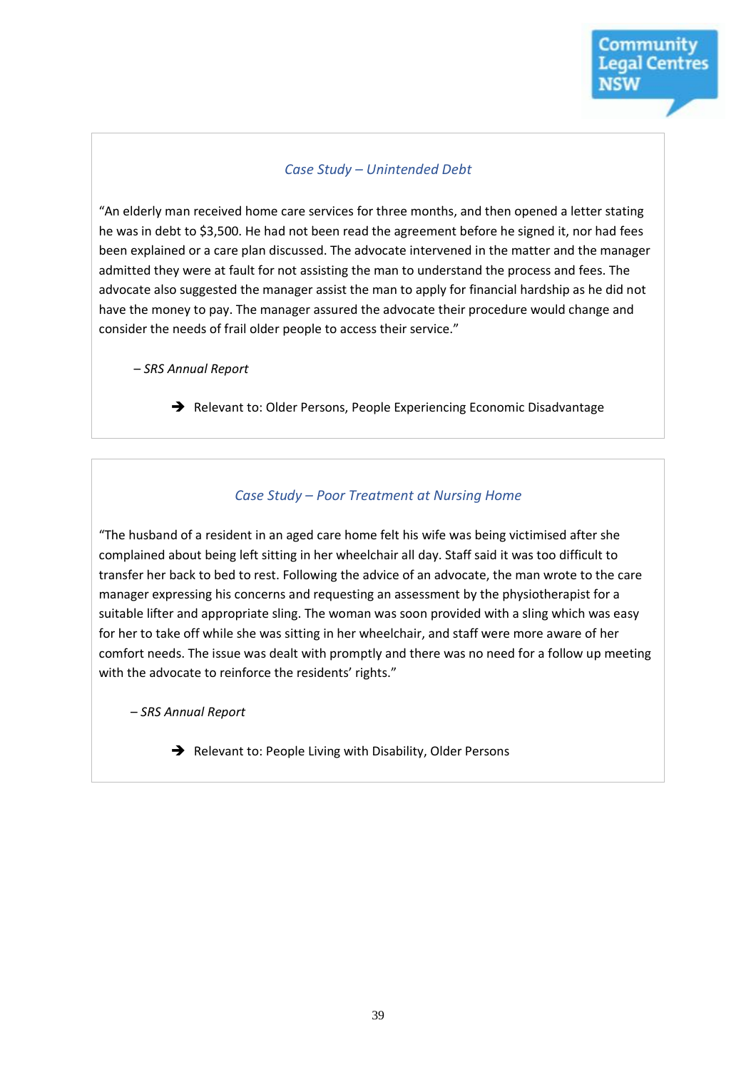### *Case Study – Unintended Debt*

"An elderly man received home care services for three months, and then opened a letter stating he was in debt to $3,500. He had not been read the agreement before he signed it, nor had fees been explained or a care plan discussed. The advocate intervened in the matter and the manager admitted they were at fault for not assisting the man to understand the process and fees. The advocate also suggested the manager assist the man to apply for financial hardship as he did not have the money to pay. The manager assured the advocate their procedure would change and consider the needs of frail older people to access their service."

*– SRS Annual Report*

➔ Relevant to: Older Persons, People Experiencing Economic Disadvantage

### *Case Study – Poor Treatment at Nursing Home*

"The husband of a resident in an aged care home felt his wife was being victimised after she complained about being left sitting in her wheelchair all day. Staff said it was too difficult to transfer her back to bed to rest. Following the advice of an advocate, the man wrote to the care manager expressing his concerns and requesting an assessment by the physiotherapist for a suitable lifter and appropriate sling. The woman was soon provided with a sling which was easy for her to take off while she was sitting in her wheelchair, and staff were more aware of her comfort needs. The issue was dealt with promptly and there was no need for a follow up meeting with the advocate to reinforce the residents' rights."

*– SRS Annual Report*

➔ Relevant to: People Living with Disability, Older Persons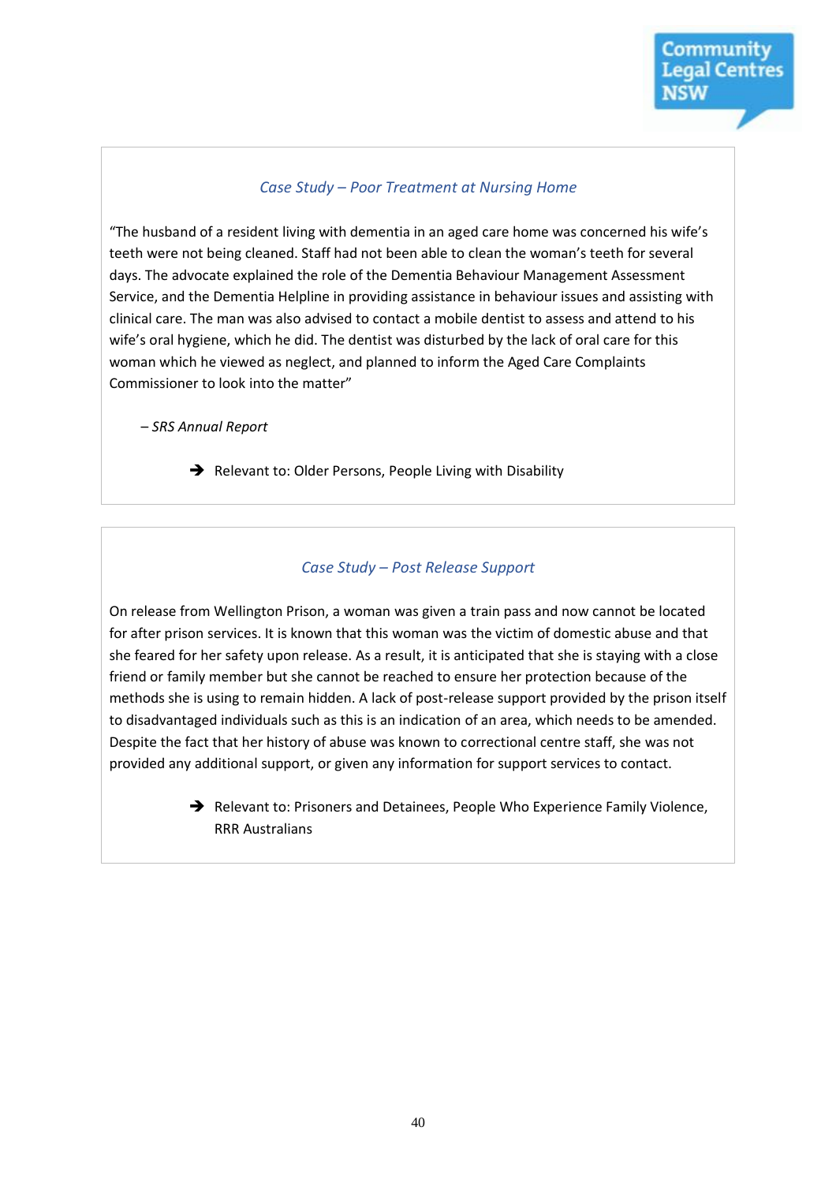### *Case Study – Poor Treatment at Nursing Home*

"The husband of a resident living with dementia in an aged care home was concerned his wife's teeth were not being cleaned. Staff had not been able to clean the woman's teeth for several days. The advocate explained the role of the Dementia Behaviour Management Assessment Service, and the Dementia Helpline in providing assistance in behaviour issues and assisting with clinical care. The man was also advised to contact a mobile dentist to assess and attend to his wife's oral hygiene, which he did. The dentist was disturbed by the lack of oral care for this woman which he viewed as neglect, and planned to inform the Aged Care Complaints Commissioner to look into the matter"

– *SRS Annual Report*

➔ Relevant to: Older Persons, People Living with Disability

### *Case Study – Post Release Support*

On release from Wellington Prison, a woman was given a train pass and now cannot be located for after prison services. It is known that this woman was the victim of domestic abuse and that she feared for her safety upon release. As a result, it is anticipated that she is staying with a close friend or family member but she cannot be reached to ensure her protection because of the methods she is using to remain hidden. A lack of post-release support provided by the prison itself to disadvantaged individuals such as this is an indication of an area, which needs to be amended. Despite the fact that her history of abuse was known to correctional centre staff, she was not provided any additional support, or given any information for support services to contact.

➔ Relevant to: Prisoners and Detainees, People Who Experience Family Violence, RRR Australians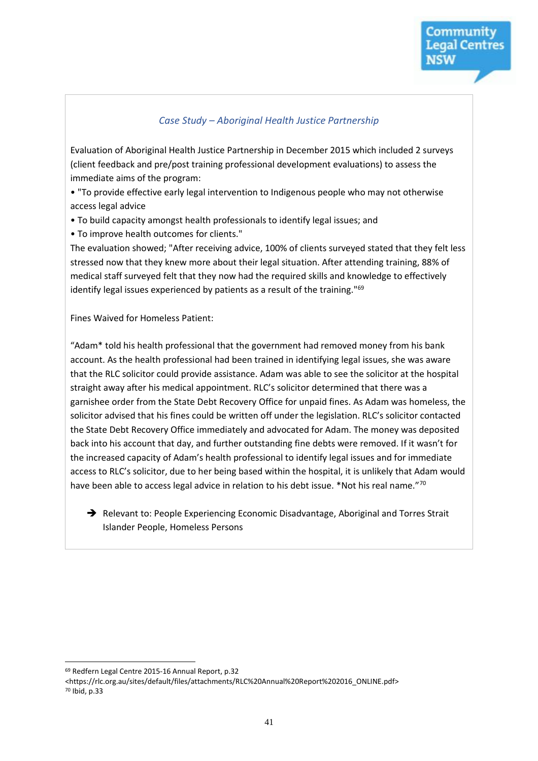*Case Study – Aboriginal Health Justice Partnership*

Evaluation of Aboriginal Health Justice Partnership in December 2015 which included 2 surveys (client feedback and pre/post training professional development evaluations) to assess the immediate aims of the program:

- "To provide effective early legal intervention to Indigenous people who may not otherwise access legal advice
- To build capacity amongst health professionals to identify legal issues; and
- To improve health outcomes for clients."

The evaluation showed; "After receiving advice, 100% of clients surveyed stated that they felt less stressed now that they knew more about their legal situation. After attending training, 88% of medical staff surveyed felt that they now had the required skills and knowledge to effectively identify legal issues experienced by patients as a result of the training."[69]

Fines Waived for Homeless Patient:

"Adam* told his health professional that the government had removed money from his bank account. As the health professional had been trained in identifying legal issues, she was aware that the RLC solicitor could provide assistance. Adam was able to see the solicitor at the hospital straight away after his medical appointment. RLC's solicitor determined that there was a garnishee order from the State Debt Recovery Office for unpaid fines. As Adam was homeless, the solicitor advised that his fines could be written off under the legislation. RLC's solicitor contacted the State Debt Recovery Office immediately and advocated for Adam. The money was deposited back into his account that day, and further outstanding fine debts were removed. If it wasn't for the increased capacity of Adam's health professional to identify legal issues and for immediate access to RLC's solicitor, due to her being based within the hospital, it is unlikely that Adam would have been able to access legal advice in relation to his debt issue. *Not his real name."[70]

➔ Relevant to: People Experiencing Economic Disadvantage, Aboriginal and Torres Strait Islander People, Homeless Persons

---

[69] Redfern Legal Centre 2015-16 Annual Report, p.32 <https://rlc.org.au/sites/default/files/attachments/RLC%20Annual%20Report%202016_ONLINE.pdf>

[70] Ibid, p.33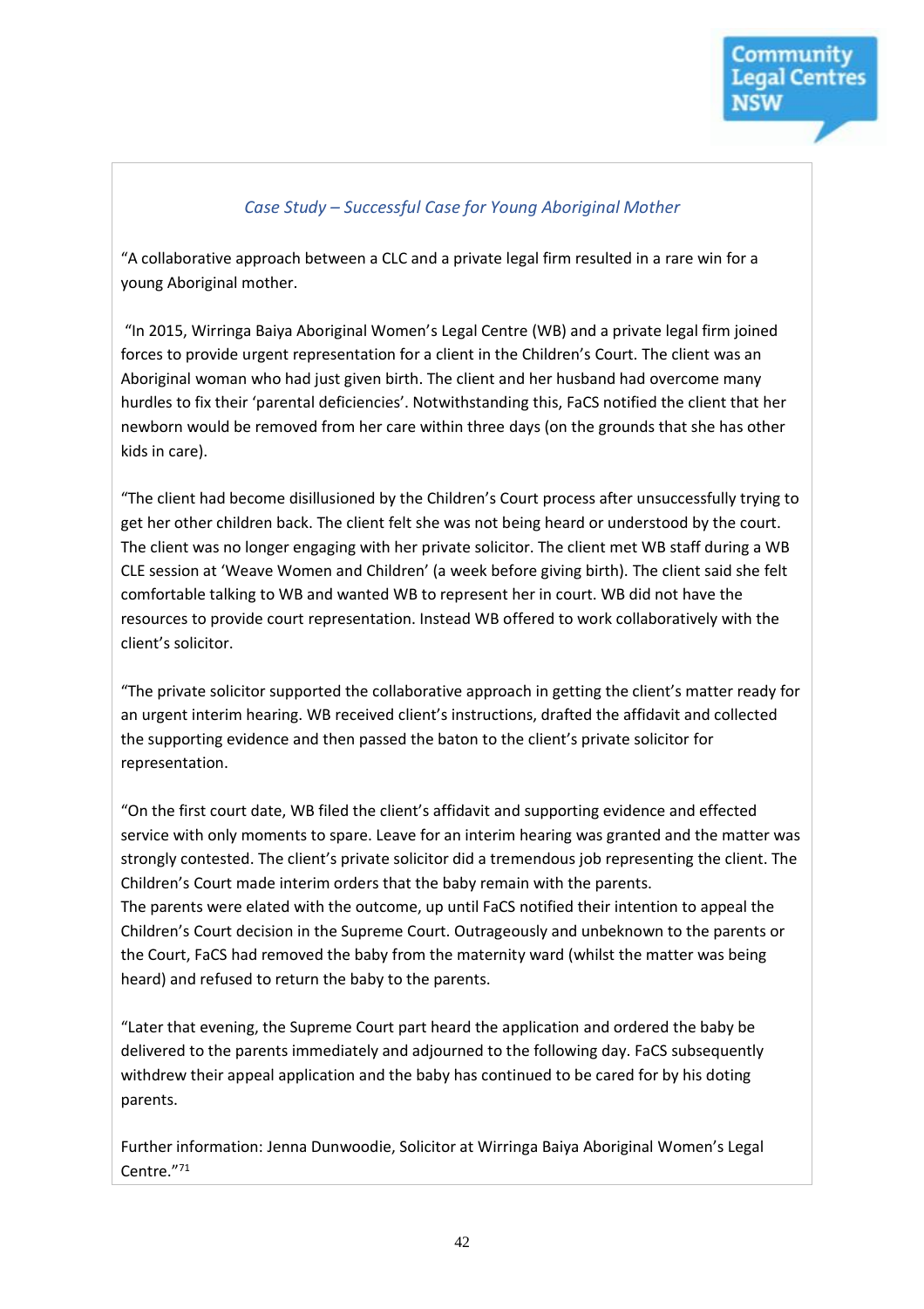*Case Study – Successful Case for Young Aboriginal Mother*

"A collaborative approach between a CLC and a private legal firm resulted in a rare win for a young Aboriginal mother.

"In 2015, Wirringa Baiya Aboriginal Women's Legal Centre (WB) and a private legal firm joined forces to provide urgent representation for a client in the Children's Court. The client was an Aboriginal woman who had just given birth. The client and her husband had overcome many hurdles to fix their 'parental deficiencies'. Notwithstanding this, FaCS notified the client that her newborn would be removed from her care within three days (on the grounds that she has other kids in care).

"The client had become disillusioned by the Children's Court process after unsuccessfully trying to get her other children back. The client felt she was not being heard or understood by the court. The client was no longer engaging with her private solicitor. The client met WB staff during a WB CLE session at 'Weave Women and Children' (a week before giving birth). The client said she felt comfortable talking to WB and wanted WB to represent her in court. WB did not have the resources to provide court representation. Instead WB offered to work collaboratively with the client's solicitor.

"The private solicitor supported the collaborative approach in getting the client's matter ready for an urgent interim hearing. WB received client's instructions, drafted the affidavit and collected the supporting evidence and then passed the baton to the client's private solicitor for representation.

"On the first court date, WB filed the client's affidavit and supporting evidence and effected service with only moments to spare. Leave for an interim hearing was granted and the matter was strongly contested. The client's private solicitor did a tremendous job representing the client. The Children's Court made interim orders that the baby remain with the parents.
The parents were elated with the outcome, up until FaCS notified their intention to appeal the Children's Court decision in the Supreme Court. Outrageously and unbeknown to the parents or the Court, FaCS had removed the baby from the maternity ward (whilst the matter was being heard) and refused to return the baby to the parents.

"Later that evening, the Supreme Court part heard the application and ordered the baby be delivered to the parents immediately and adjourned to the following day. FaCS subsequently withdrew their appeal application and the baby has continued to be cared for by his doting parents.

Further information: Jenna Dunwoodie, Solicitor at Wirringa Baiya Aboriginal Women's Legal Centre."[71]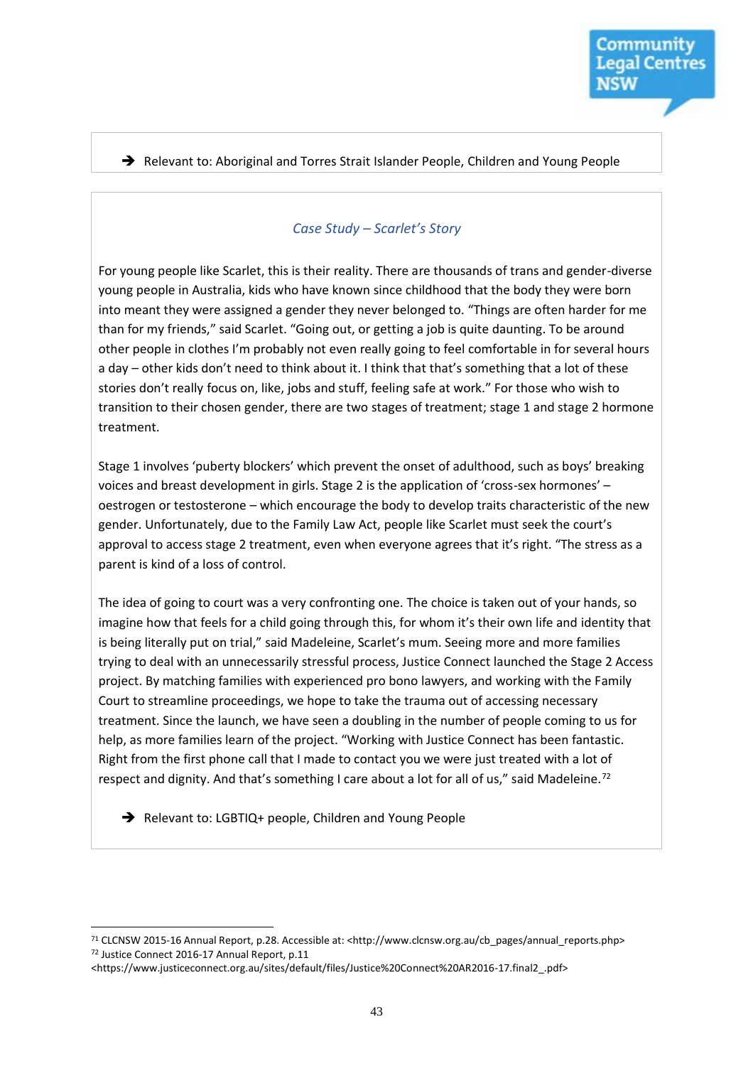➔ Relevant to: Aboriginal and Torres Strait Islander People, Children and Young People

*Case Study – Scarlet's Story*

For young people like Scarlet, this is their reality. There are thousands of trans and gender-diverse young people in Australia, kids who have known since childhood that the body they were born into meant they were assigned a gender they never belonged to. "Things are often harder for me than for my friends," said Scarlet. "Going out, or getting a job is quite daunting. To be around other people in clothes I'm probably not even really going to feel comfortable in for several hours a day – other kids don't need to think about it. I think that that's something that a lot of these stories don't really focus on, like, jobs and stuff, feeling safe at work." For those who wish to transition to their chosen gender, there are two stages of treatment; stage 1 and stage 2 hormone treatment.

Stage 1 involves 'puberty blockers' which prevent the onset of adulthood, such as boys' breaking voices and breast development in girls. Stage 2 is the application of 'cross-sex hormones' – oestrogen or testosterone – which encourage the body to develop traits characteristic of the new gender. Unfortunately, due to the Family Law Act, people like Scarlet must seek the court's approval to access stage 2 treatment, even when everyone agrees that it's right. "The stress as a parent is kind of a loss of control.

The idea of going to court was a very confronting one. The choice is taken out of your hands, so imagine how that feels for a child going through this, for whom it's their own life and identity that is being literally put on trial," said Madeleine, Scarlet's mum. Seeing more and more families trying to deal with an unnecessarily stressful process, Justice Connect launched the Stage 2 Access project. By matching families with experienced pro bono lawyers, and working with the Family Court to streamline proceedings, we hope to take the trauma out of accessing necessary treatment. Since the launch, we have seen a doubling in the number of people coming to us for help, as more families learn of the project. "Working with Justice Connect has been fantastic. Right from the first phone call that I made to contact you we were just treated with a lot of respect and dignity. And that's something I care about a lot for all of us," said Madeleine.[72]

➔ Relevant to: LGBTIQ+ people, Children and Young People

---

[71] CLCNSW 2015-16 Annual Report, p.28. Accessible at: <http://www.clcnsw.org.au/cb_pages/annual_reports.php>

[72] Justice Connect 2016-17 Annual Report, p.11 <https://www.justiceconnect.org.au/sites/default/files/Justice%20Connect%20AR2016-17.final2_.pdf>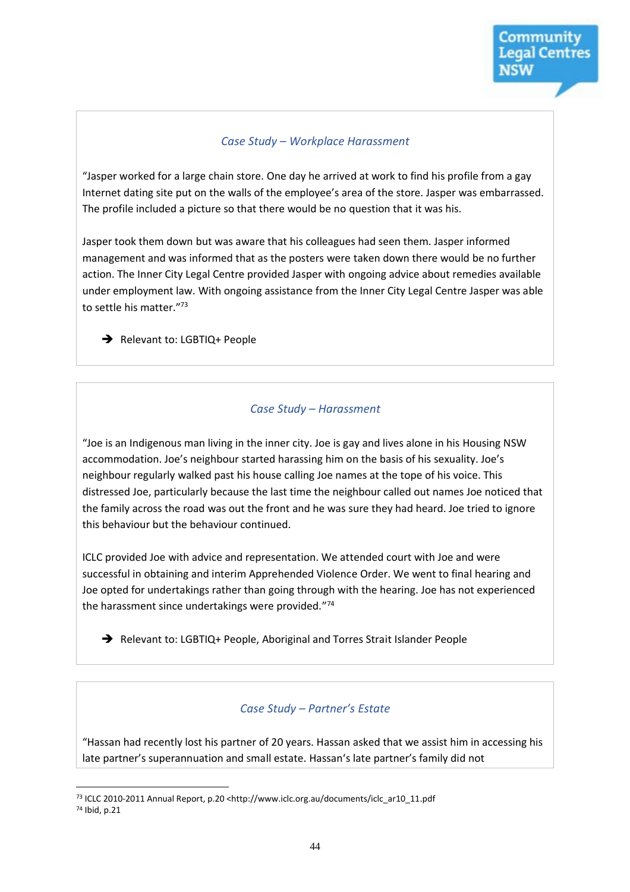### *Case Study – Workplace Harassment*

"Jasper worked for a large chain store. One day he arrived at work to find his profile from a gay Internet dating site put on the walls of the employee's area of the store. Jasper was embarrassed. The profile included a picture so that there would be no question that it was his.

Jasper took them down but was aware that his colleagues had seen them. Jasper informed management and was informed that as the posters were taken down there would be no further action. The Inner City Legal Centre provided Jasper with ongoing advice about remedies available under employment law. With ongoing assistance from the Inner City Legal Centre Jasper was able to settle his matter."[73]

➔ Relevant to: LGBTIQ+ People

### *Case Study – Harassment*

"Joe is an Indigenous man living in the inner city. Joe is gay and lives alone in his Housing NSW accommodation. Joe's neighbour started harassing him on the basis of his sexuality. Joe's neighbour regularly walked past his house calling Joe names at the tope of his voice. This distressed Joe, particularly because the last time the neighbour called out names Joe noticed that the family across the road was out the front and he was sure they had heard. Joe tried to ignore this behaviour but the behaviour continued.

ICLC provided Joe with advice and representation. We attended court with Joe and were successful in obtaining and interim Apprehended Violence Order. We went to final hearing and Joe opted for undertakings rather than going through with the hearing. Joe has not experienced the harassment since undertakings were provided."[74]

➔ Relevant to: LGBTIQ+ People, Aboriginal and Torres Strait Islander People

### *Case Study – Partner's Estate*

"Hassan had recently lost his partner of 20 years. Hassan asked that we assist him in accessing his late partner's superannuation and small estate. Hassan's late partner's family did not

---

[73] ICLC 2010-2011 Annual Report, p.20 <http://www.iclc.org.au/documents/iclc_ar10_11.pdf

[74] Ibid, p.21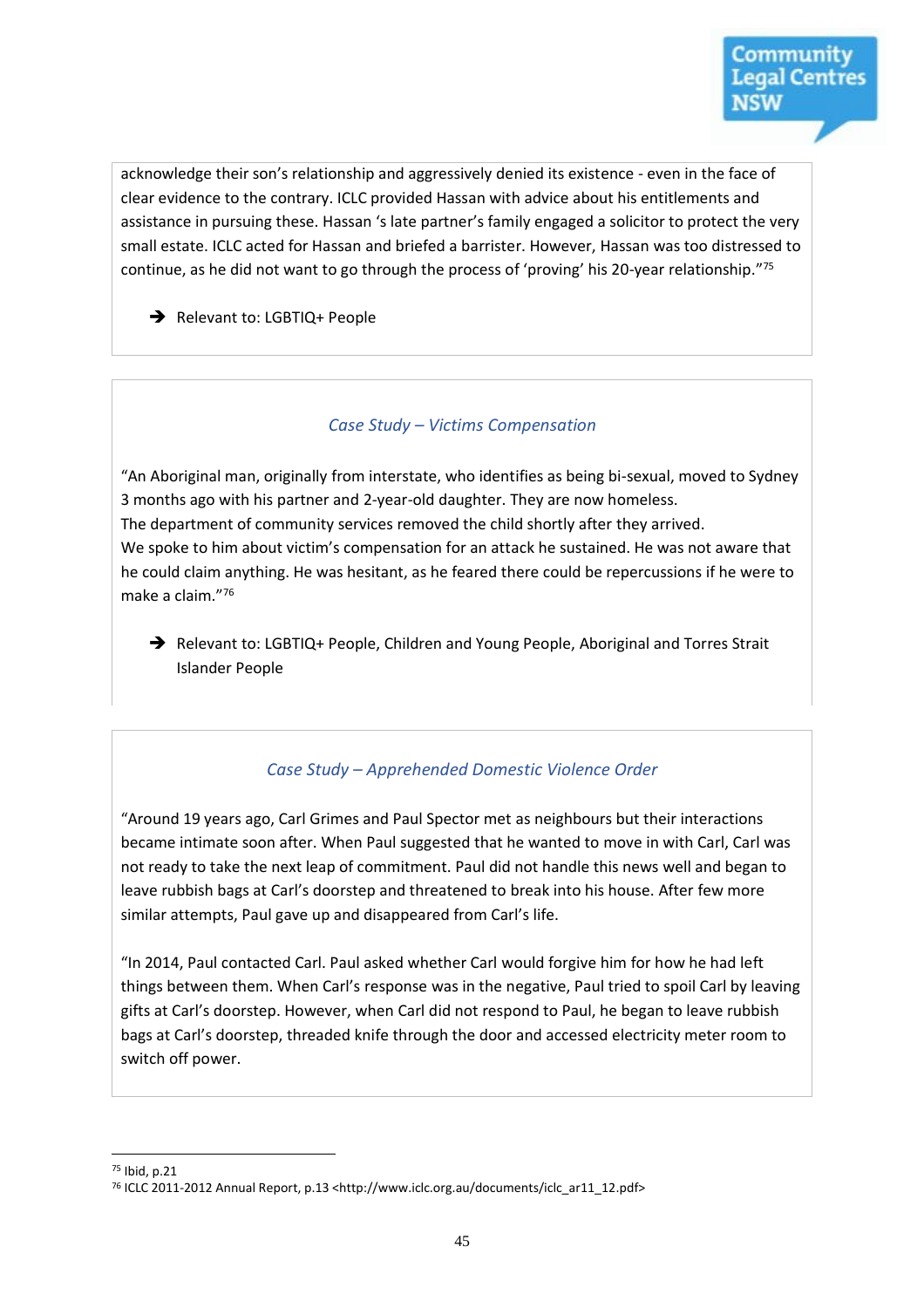acknowledge their son's relationship and aggressively denied its existence - even in the face of clear evidence to the contrary. ICLC provided Hassan with advice about his entitlements and assistance in pursuing these. Hassan 's late partner's family engaged a solicitor to protect the very small estate. ICLC acted for Hassan and briefed a barrister. However, Hassan was too distressed to continue, as he did not want to go through the process of 'proving' his 20-year relationship."[75]

➔ Relevant to: LGBTIQ+ People

### *Case Study – Victims Compensation*

"An Aboriginal man, originally from interstate, who identifies as being bi-sexual, moved to Sydney 3 months ago with his partner and 2-year-old daughter. They are now homeless.
The department of community services removed the child shortly after they arrived.
We spoke to him about victim's compensation for an attack he sustained. He was not aware that he could claim anything. He was hesitant, as he feared there could be repercussions if he were to make a claim."[76]

➔ Relevant to: LGBTIQ+ People, Children and Young People, Aboriginal and Torres Strait Islander People

### *Case Study – Apprehended Domestic Violence Order*

"Around 19 years ago, Carl Grimes and Paul Spector met as neighbours but their interactions became intimate soon after. When Paul suggested that he wanted to move in with Carl, Carl was not ready to take the next leap of commitment. Paul did not handle this news well and began to leave rubbish bags at Carl's doorstep and threatened to break into his house. After few more similar attempts, Paul gave up and disappeared from Carl's life.

"In 2014, Paul contacted Carl. Paul asked whether Carl would forgive him for how he had left things between them. When Carl's response was in the negative, Paul tried to spoil Carl by leaving gifts at Carl's doorstep. However, when Carl did not respond to Paul, he began to leave rubbish bags at Carl's doorstep, threaded knife through the door and accessed electricity meter room to switch off power.

---

[75] Ibid, p.21
[76] ICLC 2011-2012 Annual Report, p.13 <http://www.iclc.org.au/documents/iclc_ar11_12.pdf>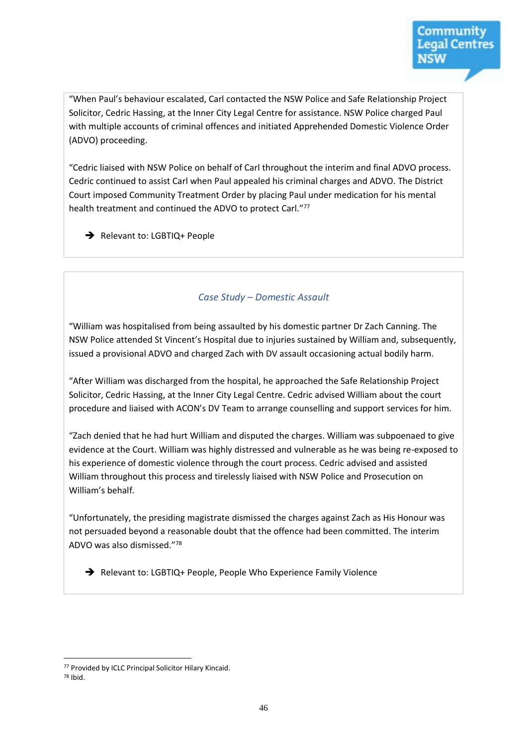"When Paul's behaviour escalated, Carl contacted the NSW Police and Safe Relationship Project Solicitor, Cedric Hassing, at the Inner City Legal Centre for assistance. NSW Police charged Paul with multiple accounts of criminal offences and initiated Apprehended Domestic Violence Order (ADVO) proceeding.

"Cedric liaised with NSW Police on behalf of Carl throughout the interim and final ADVO process. Cedric continued to assist Carl when Paul appealed his criminal charges and ADVO. The District Court imposed Community Treatment Order by placing Paul under medication for his mental health treatment and continued the ADVO to protect Carl."[77]

➔ Relevant to: LGBTIQ+ People

### *Case Study – Domestic Assault*

"William was hospitalised from being assaulted by his domestic partner Dr Zach Canning. The NSW Police attended St Vincent's Hospital due to injuries sustained by William and, subsequently, issued a provisional ADVO and charged Zach with DV assault occasioning actual bodily harm.

"After William was discharged from the hospital, he approached the Safe Relationship Project Solicitor, Cedric Hassing, at the Inner City Legal Centre. Cedric advised William about the court procedure and liaised with ACON's DV Team to arrange counselling and support services for him.

"Zach denied that he had hurt William and disputed the charges. William was subpoenaed to give evidence at the Court. William was highly distressed and vulnerable as he was being re-exposed to his experience of domestic violence through the court process. Cedric advised and assisted William throughout this process and tirelessly liaised with NSW Police and Prosecution on William's behalf.

"Unfortunately, the presiding magistrate dismissed the charges against Zach as His Honour was not persuaded beyond a reasonable doubt that the offence had been committed. The interim ADVO was also dismissed."[78]

➔ Relevant to: LGBTIQ+ People, People Who Experience Family Violence

---

[77] Provided by ICLC Principal Solicitor Hilary Kincaid.
[78] Ibid.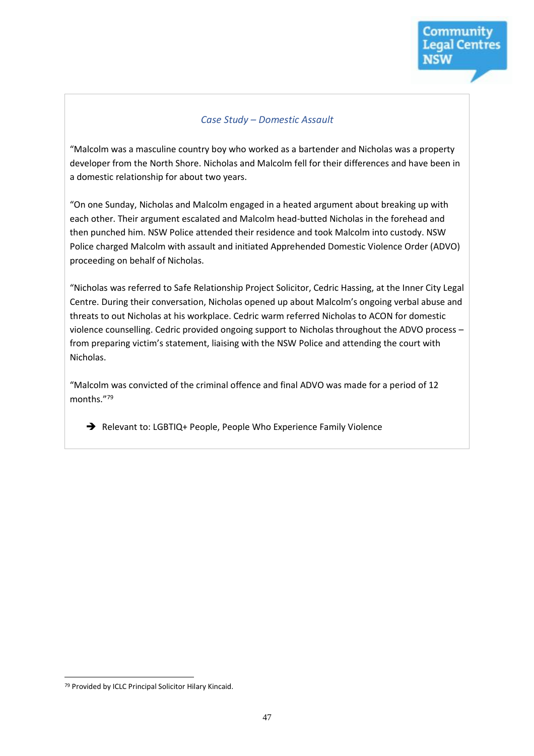*Case Study – Domestic Assault*

"Malcolm was a masculine country boy who worked as a bartender and Nicholas was a property developer from the North Shore. Nicholas and Malcolm fell for their differences and have been in a domestic relationship for about two years.

"On one Sunday, Nicholas and Malcolm engaged in a heated argument about breaking up with each other. Their argument escalated and Malcolm head-butted Nicholas in the forehead and then punched him. NSW Police attended their residence and took Malcolm into custody. NSW Police charged Malcolm with assault and initiated Apprehended Domestic Violence Order (ADVO) proceeding on behalf of Nicholas.

"Nicholas was referred to Safe Relationship Project Solicitor, Cedric Hassing, at the Inner City Legal Centre. During their conversation, Nicholas opened up about Malcolm's ongoing verbal abuse and threats to out Nicholas at his workplace. Cedric warm referred Nicholas to ACON for domestic violence counselling. Cedric provided ongoing support to Nicholas throughout the ADVO process – from preparing victim's statement, liaising with the NSW Police and attending the court with Nicholas.

"Malcolm was convicted of the criminal offence and final ADVO was made for a period of 12 months."[79]

➔ Relevant to: LGBTIQ+ People, People Who Experience Family Violence

---

[79] Provided by ICLC Principal Solicitor Hilary Kincaid.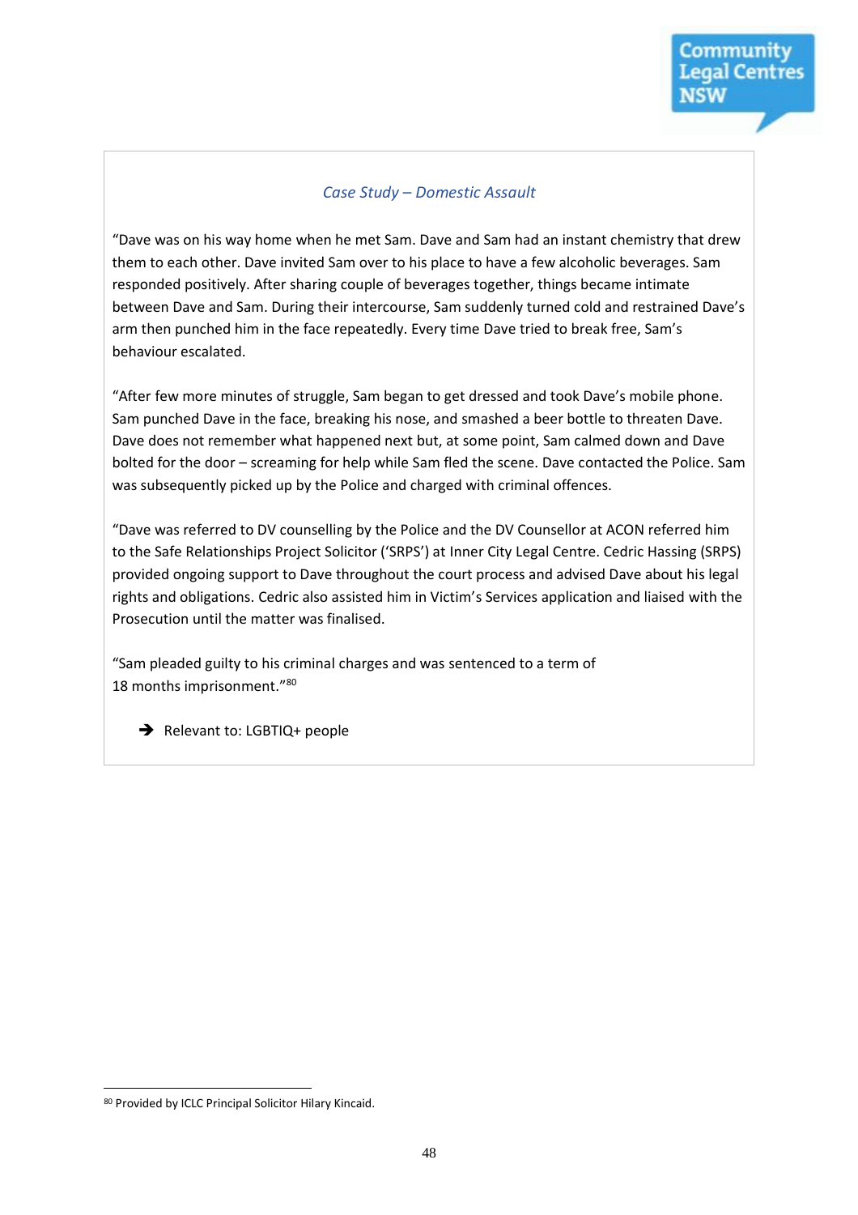*Case Study – Domestic Assault*

"Dave was on his way home when he met Sam. Dave and Sam had an instant chemistry that drew them to each other. Dave invited Sam over to his place to have a few alcoholic beverages. Sam responded positively. After sharing couple of beverages together, things became intimate between Dave and Sam. During their intercourse, Sam suddenly turned cold and restrained Dave's arm then punched him in the face repeatedly. Every time Dave tried to break free, Sam's behaviour escalated.

"After few more minutes of struggle, Sam began to get dressed and took Dave's mobile phone. Sam punched Dave in the face, breaking his nose, and smashed a beer bottle to threaten Dave. Dave does not remember what happened next but, at some point, Sam calmed down and Dave bolted for the door – screaming for help while Sam fled the scene. Dave contacted the Police. Sam was subsequently picked up by the Police and charged with criminal offences.

"Dave was referred to DV counselling by the Police and the DV Counsellor at ACON referred him to the Safe Relationships Project Solicitor ('SRPS') at Inner City Legal Centre. Cedric Hassing (SRPS) provided ongoing support to Dave throughout the court process and advised Dave about his legal rights and obligations. Cedric also assisted him in Victim's Services application and liaised with the Prosecution until the matter was finalised.

"Sam pleaded guilty to his criminal charges and was sentenced to a term of 18 months imprisonment."[80]

- ➔ Relevant to: LGBTIQ+ people

[80] Provided by ICLC Principal Solicitor Hilary Kincaid.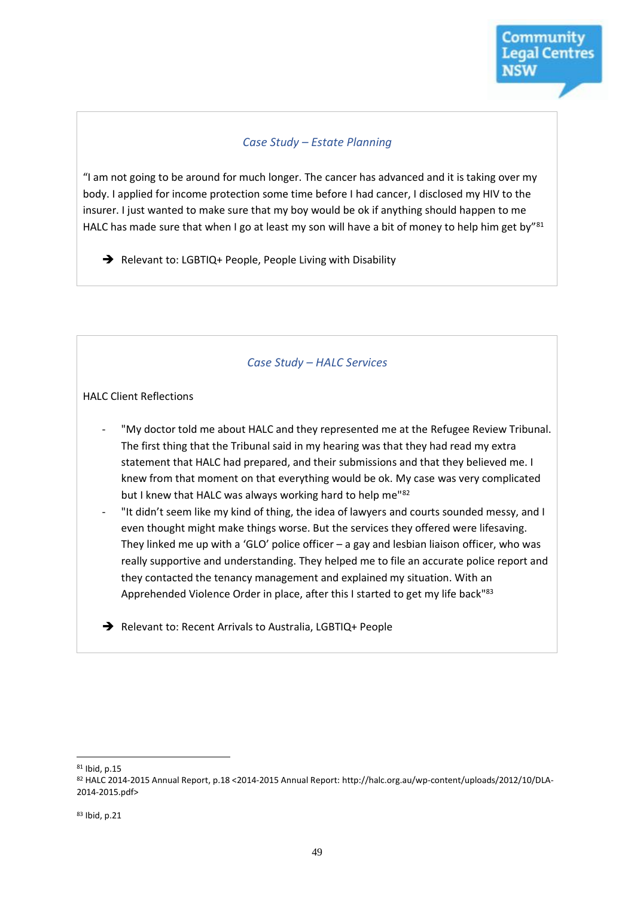*Case Study – Estate Planning*

"I am not going to be around for much longer. The cancer has advanced and it is taking over my body. I applied for income protection some time before I had cancer, I disclosed my HIV to the insurer. I just wanted to make sure that my boy would be ok if anything should happen to me HALC has made sure that when I go at least my son will have a bit of money to help him get by"[81]

➔ Relevant to: LGBTIQ+ People, People Living with Disability

*Case Study – HALC Services*

HALC Client Reflections

- "My doctor told me about HALC and they represented me at the Refugee Review Tribunal. The first thing that the Tribunal said in my hearing was that they had read my extra statement that HALC had prepared, and their submissions and that they believed me. I knew from that moment on that everything would be ok. My case was very complicated but I knew that HALC was always working hard to help me"[82]
- "It didn't seem like my kind of thing, the idea of lawyers and courts sounded messy, and I even thought might make things worse. But the services they offered were lifesaving. They linked me up with a 'GLO' police officer – a gay and lesbian liaison officer, who was really supportive and understanding. They helped me to file an accurate police report and they contacted the tenancy management and explained my situation. With an Apprehended Violence Order in place, after this I started to get my life back"[83]

➔ Relevant to: Recent Arrivals to Australia, LGBTIQ+ People

---

[81] Ibid, p.15

[82] HALC 2014-2015 Annual Report, p.18 <2014-2015 Annual Report: http://halc.org.au/wp-content/uploads/2012/10/DLA-2014-2015.pdf>

[83] Ibid, p.21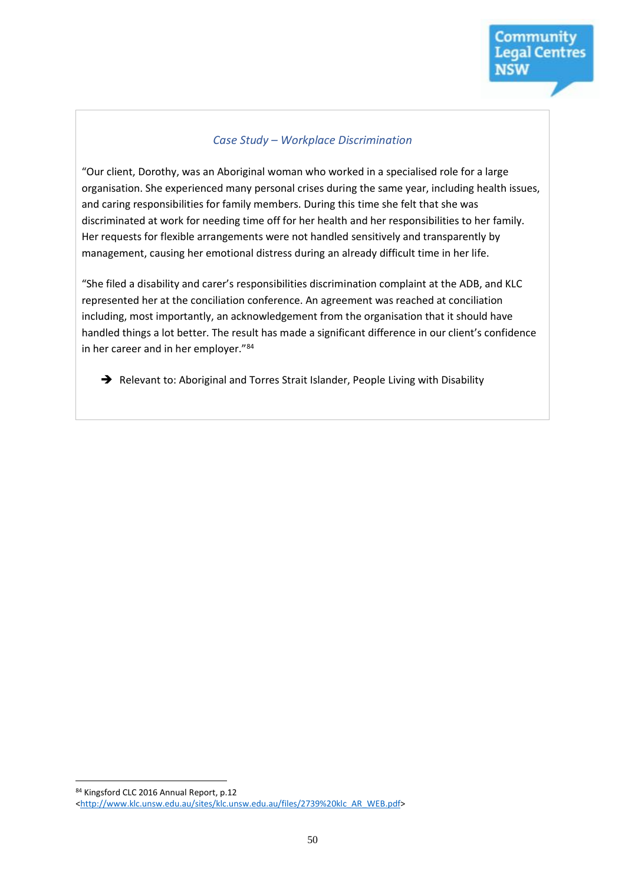*Case Study – Workplace Discrimination*

"Our client, Dorothy, was an Aboriginal woman who worked in a specialised role for a large organisation. She experienced many personal crises during the same year, including health issues, and caring responsibilities for family members. During this time she felt that she was discriminated at work for needing time off for her health and her responsibilities to her family. Her requests for flexible arrangements were not handled sensitively and transparently by management, causing her emotional distress during an already difficult time in her life.

"She filed a disability and carer's responsibilities discrimination complaint at the ADB, and KLC represented her at the conciliation conference. An agreement was reached at conciliation including, most importantly, an acknowledgement from the organisation that it should have handled things a lot better. The result has made a significant difference in our client's confidence in her career and in her employer."[84]

- ➔ Relevant to: Aboriginal and Torres Strait Islander, People Living with Disability

---

[84] Kingsford CLC 2016 Annual Report, p.12 <http://www.klc.unsw.edu.au/sites/klc.unsw.edu.au/files/2739%20klc_AR_WEB.pdf>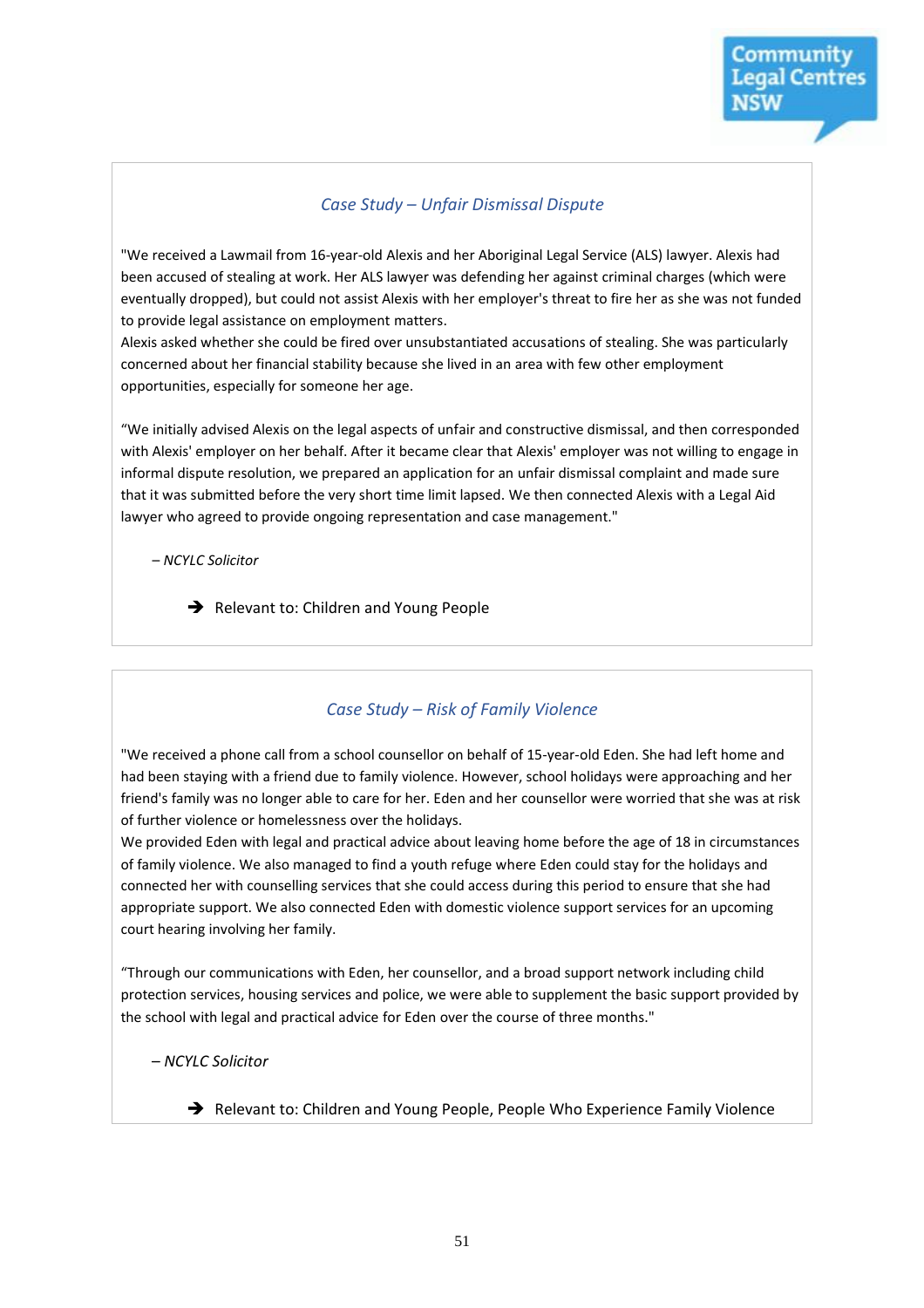### *Case Study – Unfair Dismissal Dispute*

"We received a Lawmail from 16-year-old Alexis and her Aboriginal Legal Service (ALS) lawyer. Alexis had been accused of stealing at work. Her ALS lawyer was defending her against criminal charges (which were eventually dropped), but could not assist Alexis with her employer's threat to fire her as she was not funded to provide legal assistance on employment matters.
Alexis asked whether she could be fired over unsubstantiated accusations of stealing. She was particularly concerned about her financial stability because she lived in an area with few other employment opportunities, especially for someone her age.

"We initially advised Alexis on the legal aspects of unfair and constructive dismissal, and then corresponded with Alexis' employer on her behalf. After it became clear that Alexis' employer was not willing to engage in informal dispute resolution, we prepared an application for an unfair dismissal complaint and made sure that it was submitted before the very short time limit lapsed. We then connected Alexis with a Legal Aid lawyer who agreed to provide ongoing representation and case management."

*– NCYLC Solicitor*

➔ Relevant to: Children and Young People

### *Case Study – Risk of Family Violence*

"We received a phone call from a school counsellor on behalf of 15-year-old Eden. She had left home and had been staying with a friend due to family violence. However, school holidays were approaching and her friend's family was no longer able to care for her. Eden and her counsellor were worried that she was at risk of further violence or homelessness over the holidays.
We provided Eden with legal and practical advice about leaving home before the age of 18 in circumstances of family violence. We also managed to find a youth refuge where Eden could stay for the holidays and connected her with counselling services that she could access during this period to ensure that she had appropriate support. We also connected Eden with domestic violence support services for an upcoming court hearing involving her family.

"Through our communications with Eden, her counsellor, and a broad support network including child protection services, housing services and police, we were able to supplement the basic support provided by the school with legal and practical advice for Eden over the course of three months."

*– NCYLC Solicitor*

➔ Relevant to: Children and Young People, People Who Experience Family Violence